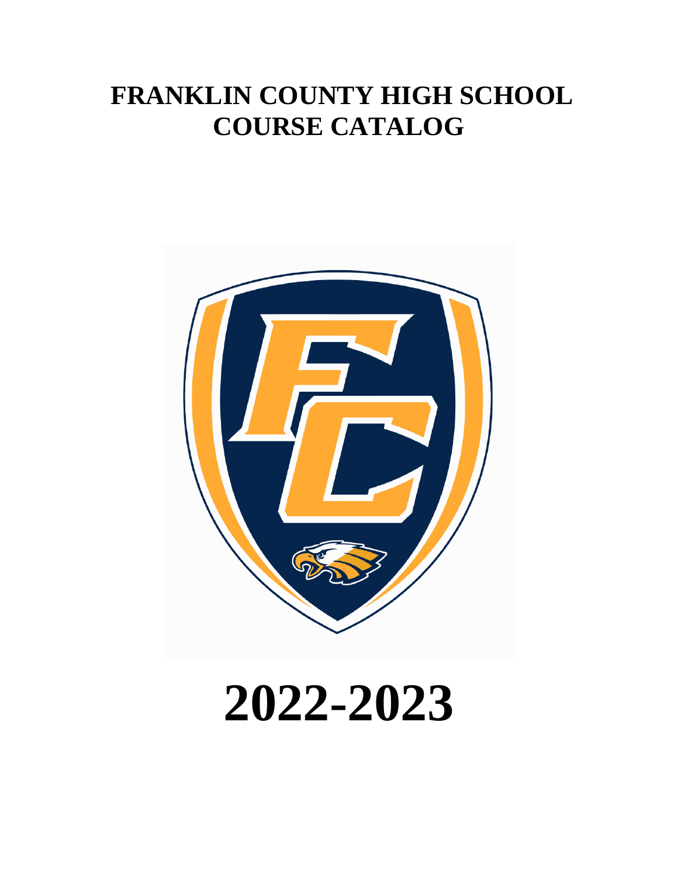# FRANKLIN COUNTY HIGH SCHOOL COURSE CATALOG

# 2022-2023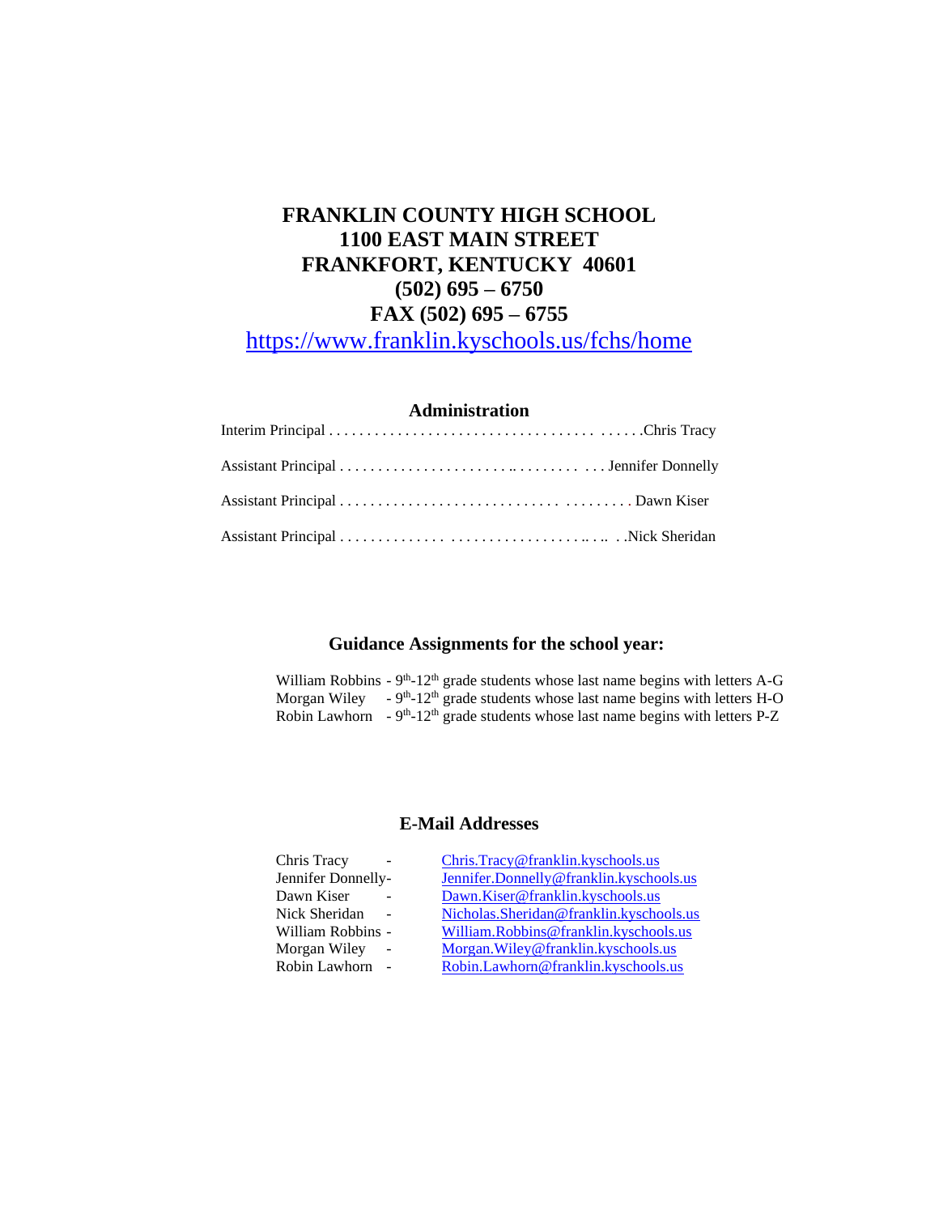# FRANKLIN COUNTY HIGH SCHOOL
## 1100 EAST MAIN STREET
## FRANKFORT, KENTUCKY 40601
## (502) 695 – 6750
## FAX (502) 695 – 6755

https://www.franklin.kyschools.us/fchs/home

### Administration

Interim Principal . . . . . . . . . . . . . . . . . . . . . . . . . . . . . . . . . . . . . . . . .Chris Tracy

Assistant Principal . . . . . . . . . . . . . . . . . . . . . . . . . . . . . . . . . . . Jennifer Donnelly

Assistant Principal . . . . . . . . . . . . . . . . . . . . . . . . . . . . . . . . . . . Dawn Kiser

Assistant Principal . . . . . . . . . . . . . . . . . . . . . . . . . . . . . . . . . . . .Nick Sheridan

### Guidance Assignments for the school year:

William Robbins - 9th-12th grade students whose last name begins with letters A-G
Morgan Wiley - 9th-12th grade students whose last name begins with letters H-O
Robin Lawhorn - 9th-12th grade students whose last name begins with letters P-Z

### E-Mail Addresses

| | |
|---|---|
| Chris Tracy - | Chris.Tracy@franklin.kyschools.us |
| Jennifer Donnelly- | Jennifer.Donnelly@franklin.kyschools.us |
| Dawn Kiser - | Dawn.Kiser@franklin.kyschools.us |
| Nick Sheridan - | Nicholas.Sheridan@franklin.kyschools.us |
| William Robbins - | William.Robbins@franklin.kyschools.us |
| Morgan Wiley - | Morgan.Wiley@franklin.kyschools.us |
| Robin Lawhorn - | Robin.Lawhorn@franklin.kyschools.us |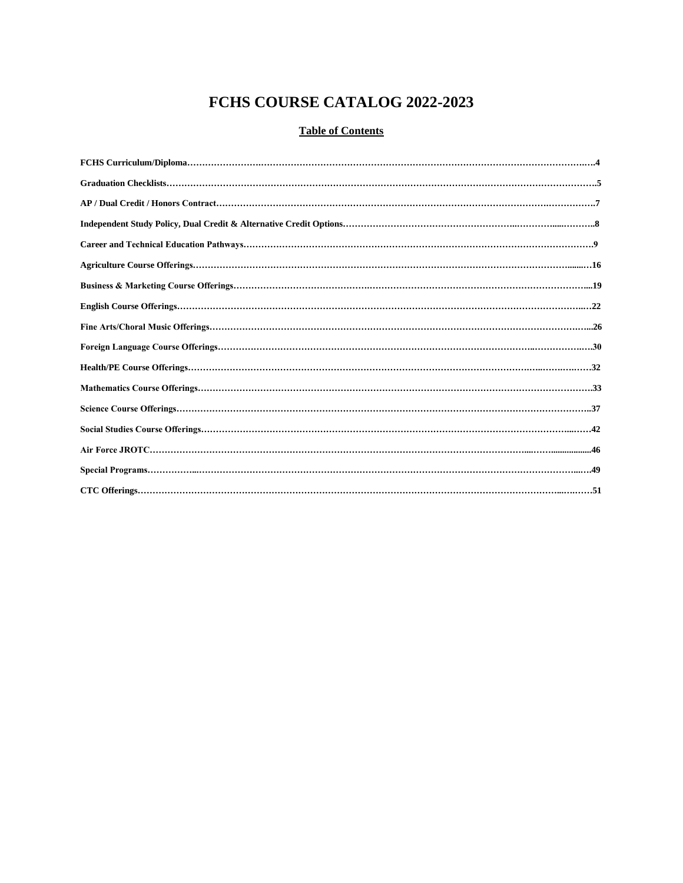# FCHS COURSE CATALOG 2022-2023

## Table of Contents

**FCHS Curriculum/Diploma……………………………………………………………………………………………4**

**Graduation Checklists……………………………………………………………………………………………5**

**AP / Dual Credit / Honors Contract……………………………………………………………………………7**

**Independent Study Policy, Dual Credit & Alternative Credit Options…………………………………………8**

**Career and Technical Education Pathways……………………………………………………………………9**

**Agriculture Course Offerings……………………………………………………………………………………16**

**Business & Marketing Course Offerings………………………………………………………………………19**

**English Course Offerings…………………………………………………………………………………………22**

**Fine Arts/Choral Music Offerings………………………………………………………………………………26**

**Foreign Language Course Offerings……………………………………………………………………………30**

**Health/PE Course Offerings………………………………………………………………………………………32**

**Mathematics Course Offerings……………………………………………………………………………………33**

**Science Course Offerings…………………………………………………………………………………………37**

**Social Studies Course Offerings…………………………………………………………………………………42**

**Air Force JROTC……………………………………………………………………………………………………46**

**Special Programs……………………………………………………………………………………………………49**

**CTC Offerings………………………………………………………………………………………………………51**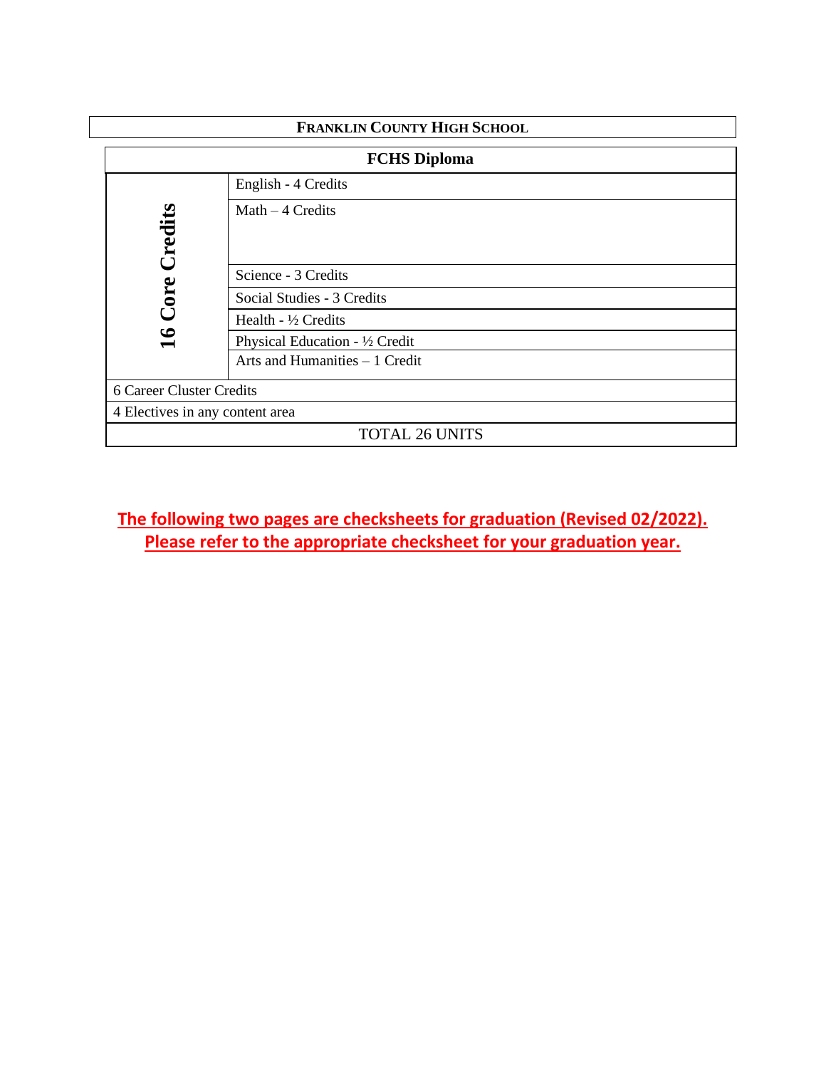# FRANKLIN COUNTY HIGH SCHOOL

| FCHS Diploma | |
|---|---|
| **16 Core Credits** | English - 4 Credits |
| | Math – 4 Credits |
| | Science - 3 Credits |
| | Social Studies - 3 Credits |
| | Health - ½ Credits |
| | Physical Education - ½ Credit |
| | Arts and Humanities – 1 Credit |
| 6 Career Cluster Credits | |
| 4 Electives in any content area | |
| TOTAL 26 UNITS | |

**The following two pages are checksheets for graduation (Revised 02/2022). Please refer to the appropriate checksheet for your graduation year.**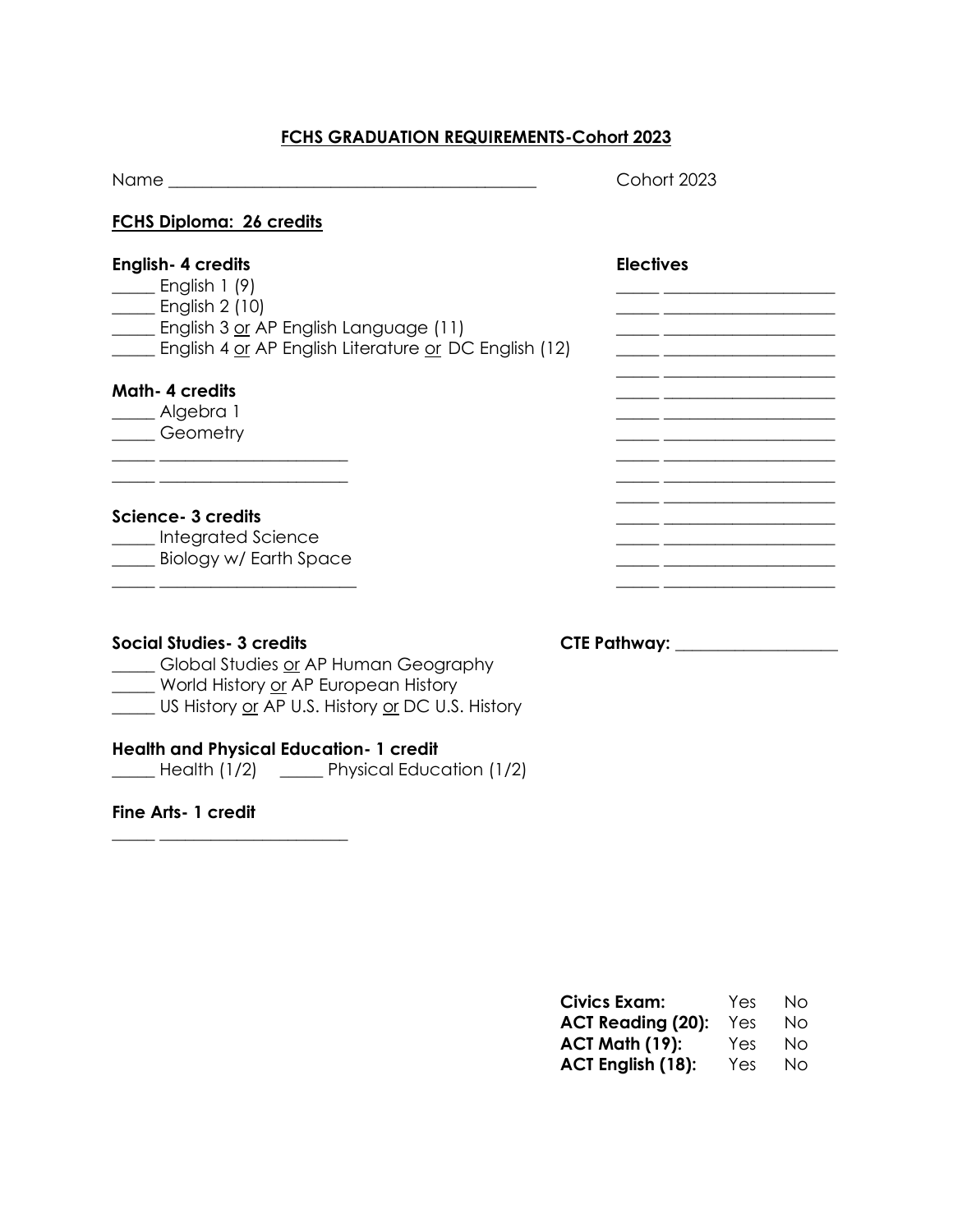**FCHS GRADUATION REQUIREMENTS-Cohort 2023**

Name _____________________________________________ Cohort 2023

**FCHS Diploma: 26 credits**

**English- 4 credits**
_____ English 1 (9)
_____ English 2 (10)
_____ English 3 or AP English Language (11)
_____ English 4 or AP English Literature or DC English (12)

**Math- 4 credits**
_____ Algebra 1
_____ Geometry
_____ _______________________
_____ _______________________

**Science- 3 credits**
_____ Integrated Science
_____ Biology w/ Earth Space
_____ _______________________

**Social Studies- 3 credits**
_____ Global Studies or AP Human Geography
_____ World History or AP European History
_____ US History or AP U.S. History or DC U.S. History

**Health and Physical Education- 1 credit**
_____ Health (1/2) _____ Physical Education (1/2)

**Fine Arts- 1 credit**
_____ _______________________

**Electives**
_____ ____________________
_____ ____________________
_____ ____________________
_____ ____________________
_____ ____________________
_____ ____________________
_____ ____________________
_____ ____________________
_____ ____________________
_____ ____________________
_____ ____________________
_____ ____________________
_____ ____________________
_____ ____________________

**CTE Pathway:** ___________________

| | | |
|---|---|---|
| **Civics Exam:** | Yes | No |
| **ACT Reading (20):** | Yes | No |
| **ACT Math (19):** | Yes | No |
| **ACT English (18):** | Yes | No |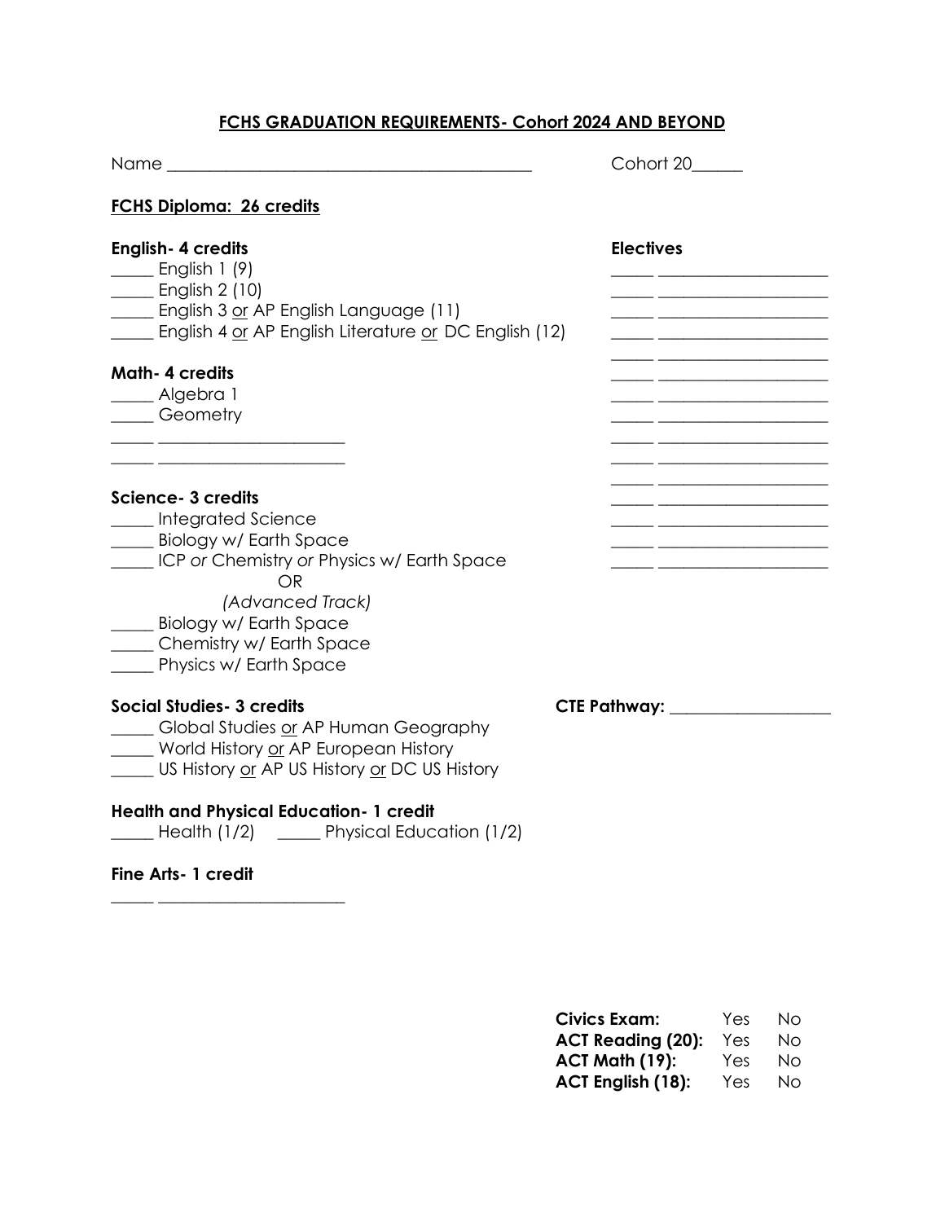## FCHS GRADUATION REQUIREMENTS- Cohort 2024 AND BEYOND

Name ____________________________________________ Cohort 20______

### FCHS Diploma: 26 credits

**English- 4 credits**

_____ English 1 (9)
_____ English 2 (10)
_____ English 3 or AP English Language (11)
_____ English 4 or AP English Literature or DC English (12)

**Math- 4 credits**

_____ Algebra 1
_____ Geometry
_____ ______________________
_____ ______________________

**Science- 3 credits**

_____ Integrated Science
_____ Biology w/ Earth Space
_____ ICP *or* Chemistry *or* Physics w/ Earth Space

OR

*(Advanced Track)*

_____ Biology w/ Earth Space
_____ Chemistry w/ Earth Space
_____ Physics w/ Earth Space

**Social Studies- 3 credits**

_____ Global Studies or AP Human Geography
_____ World History or AP European History
_____ US History or AP US History or DC US History

**Health and Physical Education- 1 credit**

_____ Health (1/2)   _____ Physical Education (1/2)

**Fine Arts- 1 credit**

_____ ______________________

**Electives**

_____ ____________________
_____ ____________________
_____ ____________________
_____ ____________________
_____ ____________________
_____ ____________________
_____ ____________________
_____ ____________________
_____ ____________________
_____ ____________________
_____ ____________________
_____ ____________________
_____ ____________________
_____ ____________________
_____ ____________________

**CTE Pathway:** ____________________

| | | |
|---|---|---|
| **Civics Exam:** | Yes | No |
| **ACT Reading (20):** | Yes | No |
| **ACT Math (19):** | Yes | No |
| **ACT English (18):** | Yes | No |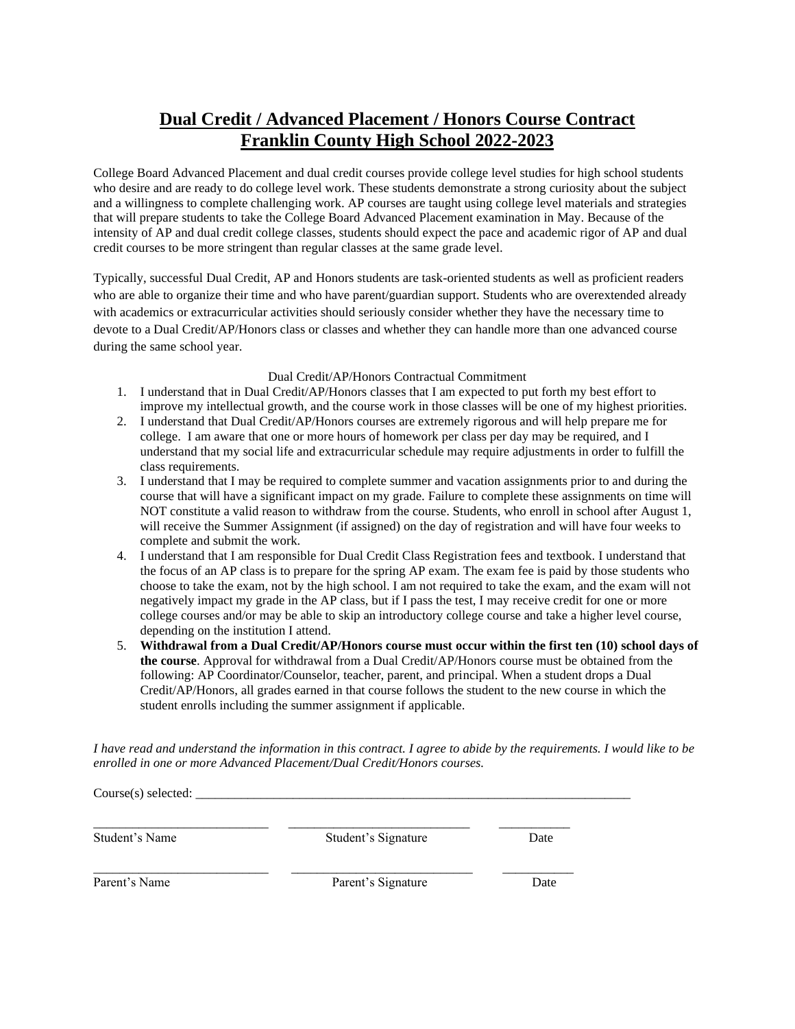# **Dual Credit / Advanced Placement / Honors Course Contract**
# **Franklin County High School 2022-2023**

College Board Advanced Placement and dual credit courses provide college level studies for high school students who desire and are ready to do college level work. These students demonstrate a strong curiosity about the subject and a willingness to complete challenging work. AP courses are taught using college level materials and strategies that will prepare students to take the College Board Advanced Placement examination in May. Because of the intensity of AP and dual credit college classes, students should expect the pace and academic rigor of AP and dual credit courses to be more stringent than regular classes at the same grade level.

Typically, successful Dual Credit, AP and Honors students are task-oriented students as well as proficient readers who are able to organize their time and who have parent/guardian support. Students who are overextended already with academics or extracurricular activities should seriously consider whether they have the necessary time to devote to a Dual Credit/AP/Honors class or classes and whether they can handle more than one advanced course during the same school year.

Dual Credit/AP/Honors Contractual Commitment

1. I understand that in Dual Credit/AP/Honors classes that I am expected to put forth my best effort to improve my intellectual growth, and the course work in those classes will be one of my highest priorities.
2. I understand that Dual Credit/AP/Honors courses are extremely rigorous and will help prepare me for college. I am aware that one or more hours of homework per class per day may be required, and I understand that my social life and extracurricular schedule may require adjustments in order to fulfill the class requirements.
3. I understand that I may be required to complete summer and vacation assignments prior to and during the course that will have a significant impact on my grade. Failure to complete these assignments on time will NOT constitute a valid reason to withdraw from the course. Students, who enroll in school after August 1, will receive the Summer Assignment (if assigned) on the day of registration and will have four weeks to complete and submit the work.
4. I understand that I am responsible for Dual Credit Class Registration fees and textbook. I understand that the focus of an AP class is to prepare for the spring AP exam. The exam fee is paid by those students who choose to take the exam, not by the high school. I am not required to take the exam, and the exam will not negatively impact my grade in the AP class, but if I pass the test, I may receive credit for one or more college courses and/or may be able to skip an introductory college course and take a higher level course, depending on the institution I attend.
5. **Withdrawal from a Dual Credit/AP/Honors course must occur within the first ten (10) school days of the course**. Approval for withdrawal from a Dual Credit/AP/Honors course must be obtained from the following: AP Coordinator/Counselor, teacher, parent, and principal. When a student drops a Dual Credit/AP/Honors, all grades earned in that course follows the student to the new course in which the student enrolls including the summer assignment if applicable.

*I have read and understand the information in this contract. I agree to abide by the requirements. I would like to be enrolled in one or more Advanced Placement/Dual Credit/Honors courses.*

Course(s) selected: ______________________________________________________________________

___________________________ ___________________________ ___________
Student's Name Student's Signature Date

___________________________ ___________________________ ___________
Parent's Name Parent's Signature Date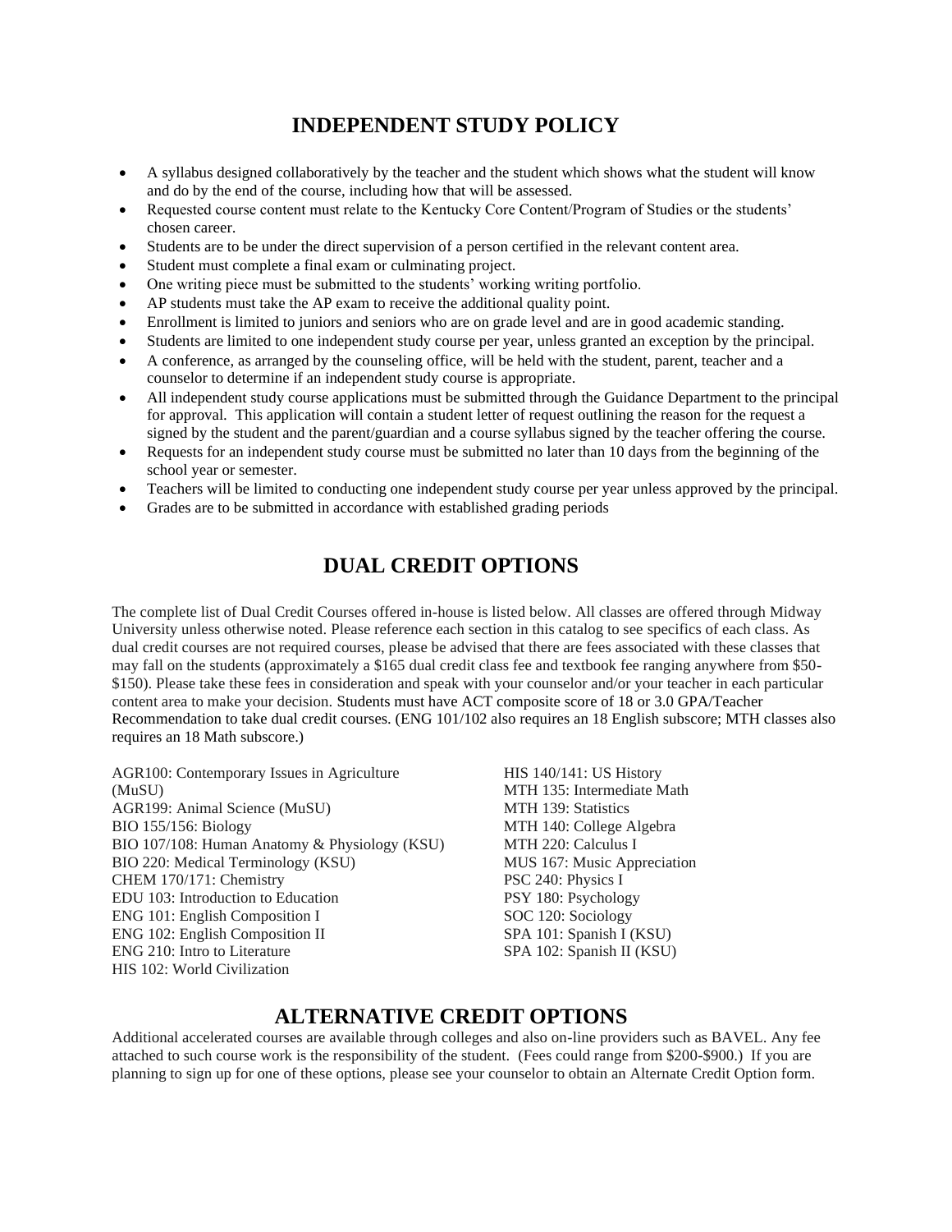# INDEPENDENT STUDY POLICY

- A syllabus designed collaboratively by the teacher and the student which shows what the student will know and do by the end of the course, including how that will be assessed.
- Requested course content must relate to the Kentucky Core Content/Program of Studies or the students' chosen career.
- Students are to be under the direct supervision of a person certified in the relevant content area.
- Student must complete a final exam or culminating project.
- One writing piece must be submitted to the students' working writing portfolio.
- AP students must take the AP exam to receive the additional quality point.
- Enrollment is limited to juniors and seniors who are on grade level and are in good academic standing.
- Students are limited to one independent study course per year, unless granted an exception by the principal.
- A conference, as arranged by the counseling office, will be held with the student, parent, teacher and a counselor to determine if an independent study course is appropriate.
- All independent study course applications must be submitted through the Guidance Department to the principal for approval. This application will contain a student letter of request outlining the reason for the request a signed by the student and the parent/guardian and a course syllabus signed by the teacher offering the course.
- Requests for an independent study course must be submitted no later than 10 days from the beginning of the school year or semester.
- Teachers will be limited to conducting one independent study course per year unless approved by the principal.
- Grades are to be submitted in accordance with established grading periods

# DUAL CREDIT OPTIONS

The complete list of Dual Credit Courses offered in-house is listed below. All classes are offered through Midway University unless otherwise noted. Please reference each section in this catalog to see specifics of each class. As dual credit courses are not required courses, please be advised that there are fees associated with these classes that may fall on the students (approximately a $165 dual credit class fee and textbook fee ranging anywhere from $50-$150). Please take these fees in consideration and speak with your counselor and/or your teacher in each particular content area to make your decision. Students must have ACT composite score of 18 or 3.0 GPA/Teacher Recommendation to take dual credit courses. (ENG 101/102 also requires an 18 English subscore; MTH classes also requires an 18 Math subscore.)

AGR100: Contemporary Issues in Agriculture (MuSU)
AGR199: Animal Science (MuSU)
BIO 155/156: Biology
BIO 107/108: Human Anatomy & Physiology (KSU)
BIO 220: Medical Terminology (KSU)
CHEM 170/171: Chemistry
EDU 103: Introduction to Education
ENG 101: English Composition I
ENG 102: English Composition II
ENG 210: Intro to Literature
HIS 102: World Civilization
HIS 140/141: US History
MTH 135: Intermediate Math
MTH 139: Statistics
MTH 140: College Algebra
MTH 220: Calculus I
MUS 167: Music Appreciation
PSC 240: Physics I
PSY 180: Psychology
SOC 120: Sociology
SPA 101: Spanish I (KSU)
SPA 102: Spanish II (KSU)

# ALTERNATIVE CREDIT OPTIONS

Additional accelerated courses are available through colleges and also on-line providers such as BAVEL. Any fee attached to such course work is the responsibility of the student. (Fees could range from $200-$900.) If you are planning to sign up for one of these options, please see your counselor to obtain an Alternate Credit Option form.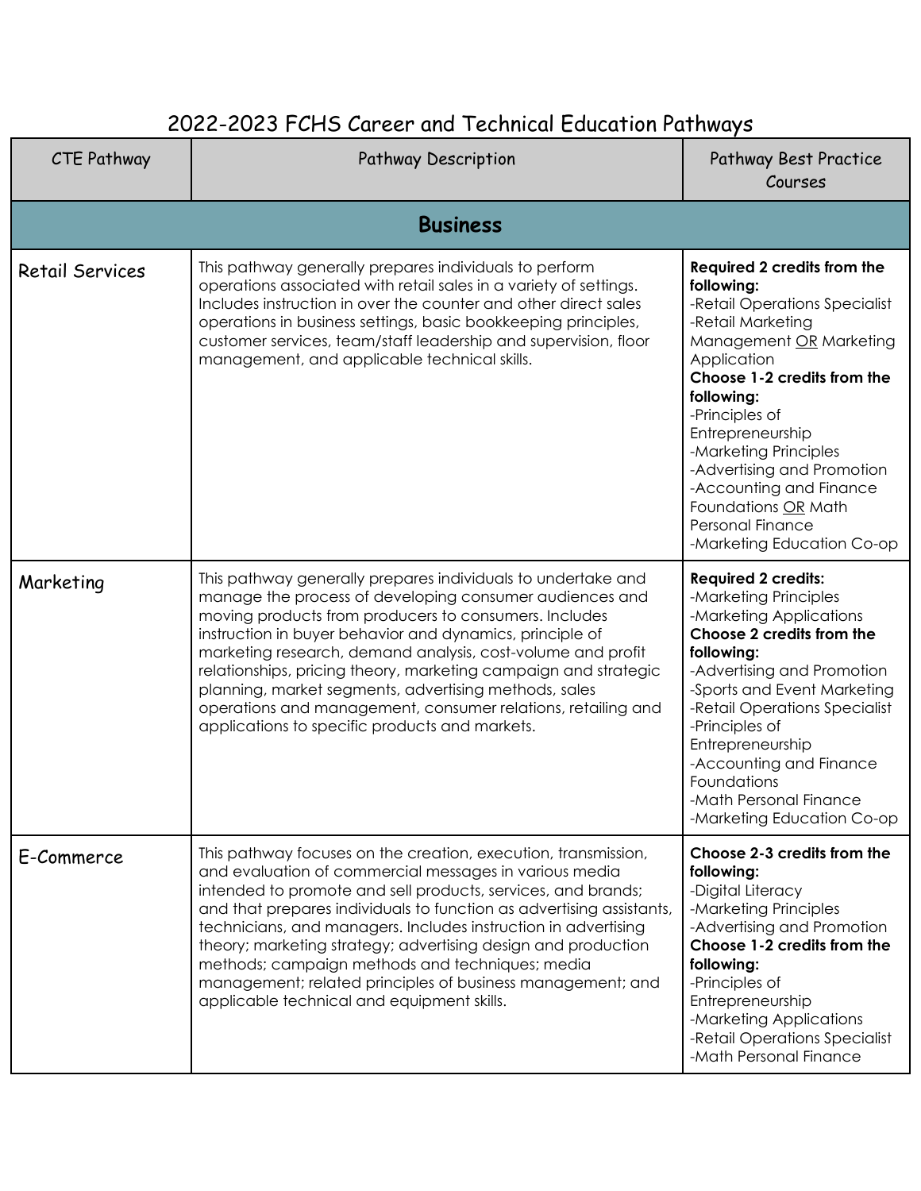# 2022-2023 FCHS Career and Technical Education Pathways

| CTE Pathway | Pathway Description | Pathway Best Practice Courses |
|---|---|---|
| **Business** | | |
| Retail Services | This pathway generally prepares individuals to perform operations associated with retail sales in a variety of settings. Includes instruction in over the counter and other direct sales operations in business settings, basic bookkeeping principles, customer services, team/staff leadership and supervision, floor management, and applicable technical skills. | **Required 2 credits from the following:**<br>-Retail Operations Specialist<br>-Retail Marketing Management OR Marketing Application<br>**Choose 1-2 credits from the following:**<br>-Principles of Entrepreneurship<br>-Marketing Principles<br>-Advertising and Promotion<br>-Accounting and Finance Foundations OR Math Personal Finance<br>-Marketing Education Co-op |
| Marketing | This pathway generally prepares individuals to undertake and manage the process of developing consumer audiences and moving products from producers to consumers. Includes instruction in buyer behavior and dynamics, principle of marketing research, demand analysis, cost-volume and profit relationships, pricing theory, marketing campaign and strategic planning, market segments, advertising methods, sales operations and management, consumer relations, retailing and applications to specific products and markets. | **Required 2 credits:**<br>-Marketing Principles<br>-Marketing Applications<br>**Choose 2 credits from the following:**<br>-Advertising and Promotion<br>-Sports and Event Marketing<br>-Retail Operations Specialist<br>-Principles of Entrepreneurship<br>-Accounting and Finance Foundations<br>-Math Personal Finance<br>-Marketing Education Co-op |
| E-Commerce | This pathway focuses on the creation, execution, transmission, and evaluation of commercial messages in various media intended to promote and sell products, services, and brands; and that prepares individuals to function as advertising assistants, technicians, and managers. Includes instruction in advertising theory; marketing strategy; advertising design and production methods; campaign methods and techniques; media management; related principles of business management; and applicable technical and equipment skills. | **Choose 2-3 credits from the following:**<br>-Digital Literacy<br>-Marketing Principles<br>-Advertising and Promotion<br>**Choose 1-2 credits from the following:**<br>-Principles of Entrepreneurship<br>-Marketing Applications<br>-Retail Operations Specialist<br>-Math Personal Finance |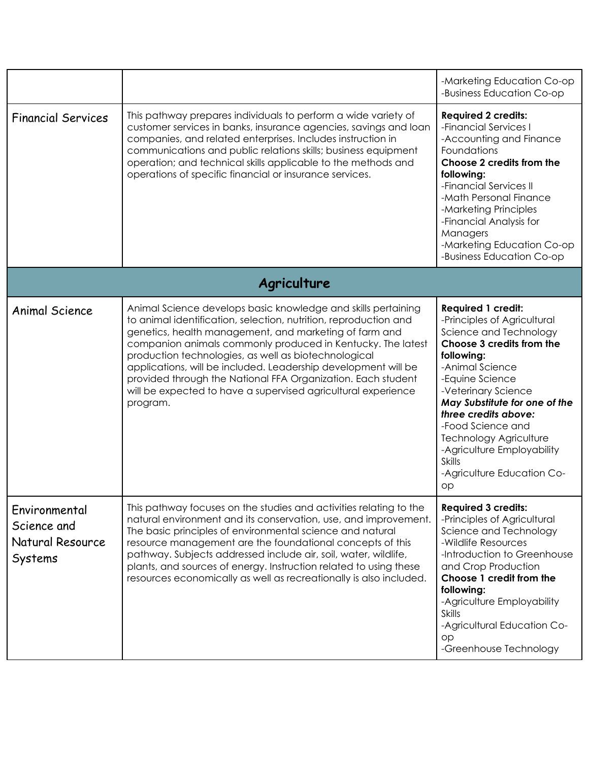| | | |
|---|---|---|
| | | -Marketing Education Co-op<br>-Business Education Co-op |
| Financial Services | This pathway prepares individuals to perform a wide variety of customer services in banks, insurance agencies, savings and loan companies, and related enterprises. Includes instruction in communications and public relations skills; business equipment operation; and technical skills applicable to the methods and operations of specific financial or insurance services. | **Required 2 credits:**<br>-Financial Services I<br>-Accounting and Finance Foundations<br>**Choose 2 credits from the following:**<br>-Financial Services II<br>-Math Personal Finance<br>-Marketing Principles<br>-Financial Analysis for Managers<br>-Marketing Education Co-op<br>-Business Education Co-op |
| **Agriculture** | | |
| Animal Science | Animal Science develops basic knowledge and skills pertaining to animal identification, selection, nutrition, reproduction and genetics, health management, and marketing of farm and companion animals commonly produced in Kentucky. The latest production technologies, as well as biotechnological applications, will be included. Leadership development will be provided through the National FFA Organization. Each student will be expected to have a supervised agricultural experience program. | **Required 1 credit:**<br>-Principles of Agricultural Science and Technology<br>**Choose 3 credits from the following:**<br>-Animal Science<br>-Equine Science<br>-Veterinary Science<br>***May Substitute for one of the three credits above:***<br>-Food Science and Technology Agriculture<br>-Agriculture Employability Skills<br>-Agriculture Education Co-op |
| Environmental Science and Natural Resource Systems | This pathway focuses on the studies and activities relating to the natural environment and its conservation, use, and improvement. The basic principles of environmental science and natural resource management are the foundational concepts of this pathway. Subjects addressed include air, soil, water, wildlife, plants, and sources of energy. Instruction related to using these resources economically as well as recreationally is also included. | **Required 3 credits:**<br>-Principles of Agricultural Science and Technology<br>-Wildlife Resources<br>-Introduction to Greenhouse and Crop Production<br>**Choose 1 credit from the following:**<br>-Agriculture Employability Skills<br>-Agricultural Education Co-op<br>-Greenhouse Technology |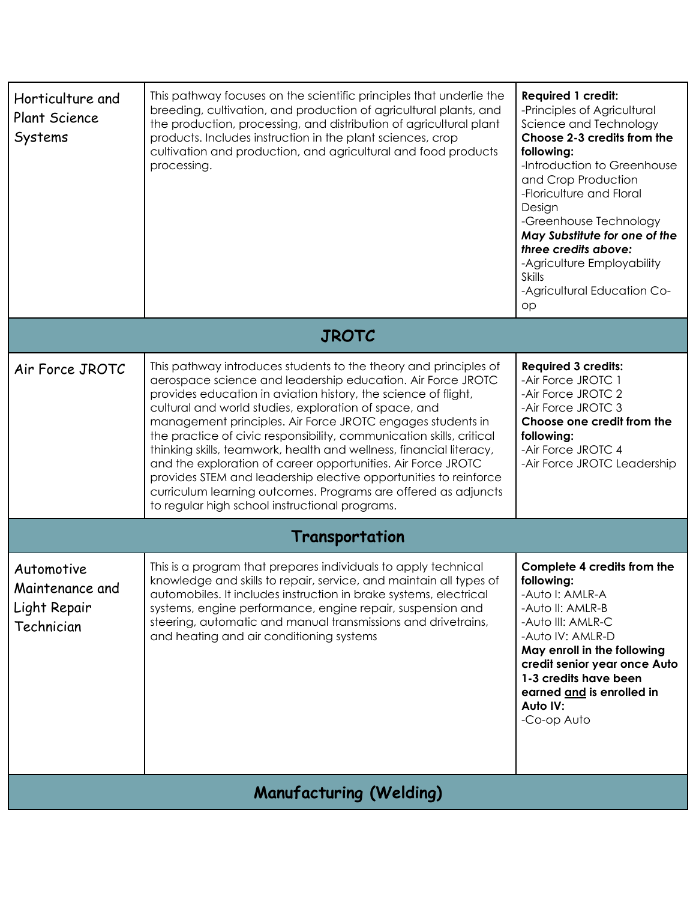| Pathway | Description | Courses |
|---|---|---|
| Horticulture and Plant Science Systems | This pathway focuses on the scientific principles that underlie the breeding, cultivation, and production of agricultural plants, and the production, processing, and distribution of agricultural plant products. Includes instruction in the plant sciences, crop cultivation and production, and agricultural and food products processing. | **Required 1 credit:**<br>-Principles of Agricultural Science and Technology<br>**Choose 2-3 credits from the following:**<br>-Introduction to Greenhouse and Crop Production<br>-Floriculture and Floral Design<br>-Greenhouse Technology<br>***May Substitute for one of the three credits above:***<br>-Agriculture Employability Skills<br>-Agricultural Education Co-op |
| **JROTC** | | |
| Air Force JROTC | This pathway introduces students to the theory and principles of aerospace science and leadership education. Air Force JROTC provides education in aviation history, the science of flight, cultural and world studies, exploration of space, and management principles. Air Force JROTC engages students in the practice of civic responsibility, communication skills, critical thinking skills, teamwork, health and wellness, financial literacy, and the exploration of career opportunities. Air Force JROTC provides STEM and leadership elective opportunities to reinforce curriculum learning outcomes. Programs are offered as adjuncts to regular high school instructional programs. | **Required 3 credits:**<br>-Air Force JROTC 1<br>-Air Force JROTC 2<br>-Air Force JROTC 3<br>**Choose one credit from the following:**<br>-Air Force JROTC 4<br>-Air Force JROTC Leadership |
| **Transportation** | | |
| Automotive Maintenance and Light Repair Technician | This is a program that prepares individuals to apply technical knowledge and skills to repair, service, and maintain all types of automobiles. It includes instruction in brake systems, electrical systems, engine performance, engine repair, suspension and steering, automatic and manual transmissions and drivetrains, and heating and air conditioning systems | **Complete 4 credits from the following:**<br>-Auto I: AMLR-A<br>-Auto II: AMLR-B<br>-Auto III: AMLR-C<br>-Auto IV: AMLR-D<br>**May enroll in the following credit senior year once Auto 1-3 credits have been earned and is enrolled in Auto IV:**<br>-Co-op Auto |
| **Manufacturing (Welding)** | | |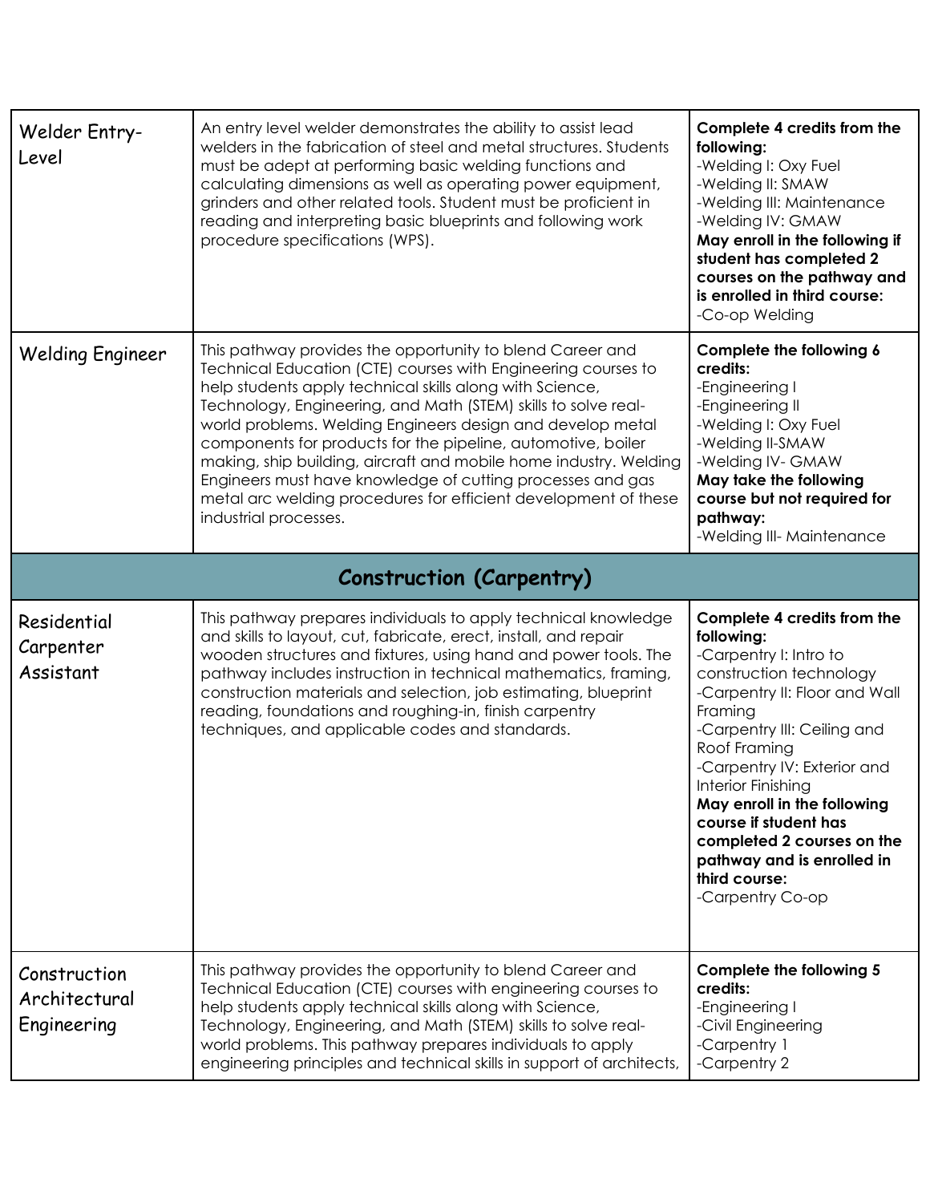| | | |
|---|---|---|
| Welder Entry-Level | An entry level welder demonstrates the ability to assist lead welders in the fabrication of steel and metal structures. Students must be adept at performing basic welding functions and calculating dimensions as well as operating power equipment, grinders and other related tools. Student must be proficient in reading and interpreting basic blueprints and following work procedure specifications (WPS). | **Complete 4 credits from the following:**<br>-Welding I: Oxy Fuel<br>-Welding II: SMAW<br>-Welding III: Maintenance<br>-Welding IV: GMAW<br>**May enroll in the following if student has completed 2 courses on the pathway and is enrolled in third course:**<br>-Co-op Welding |
| Welding Engineer | This pathway provides the opportunity to blend Career and Technical Education (CTE) courses with Engineering courses to help students apply technical skills along with Science, Technology, Engineering, and Math (STEM) skills to solve real-world problems. Welding Engineers design and develop metal components for products for the pipeline, automotive, boiler making, ship building, aircraft and mobile home industry. Welding Engineers must have knowledge of cutting processes and gas metal arc welding procedures for efficient development of these industrial processes. | **Complete the following 6 credits:**<br>-Engineering I<br>-Engineering II<br>-Welding I: Oxy Fuel<br>-Welding II-SMAW<br>-Welding IV- GMAW<br>**May take the following course but not required for pathway:**<br>-Welding III- Maintenance |
| **Construction (Carpentry)** | | |
| Residential Carpenter Assistant | This pathway prepares individuals to apply technical knowledge and skills to layout, cut, fabricate, erect, install, and repair wooden structures and fixtures, using hand and power tools. The pathway includes instruction in technical mathematics, framing, construction materials and selection, job estimating, blueprint reading, foundations and roughing-in, finish carpentry techniques, and applicable codes and standards. | **Complete 4 credits from the following:**<br>-Carpentry I: Intro to construction technology<br>-Carpentry II: Floor and Wall Framing<br>-Carpentry III: Ceiling and Roof Framing<br>-Carpentry IV: Exterior and Interior Finishing<br>**May enroll in the following course if student has completed 2 courses on the pathway and is enrolled in third course:**<br>-Carpentry Co-op |
| Construction Architectural Engineering | This pathway provides the opportunity to blend Career and Technical Education (CTE) courses with engineering courses to help students apply technical skills along with Science, Technology, Engineering, and Math (STEM) skills to solve real-world problems. This pathway prepares individuals to apply engineering principles and technical skills in support of architects, | **Complete the following 5 credits:**<br>-Engineering I<br>-Civil Engineering<br>-Carpentry 1<br>-Carpentry 2 |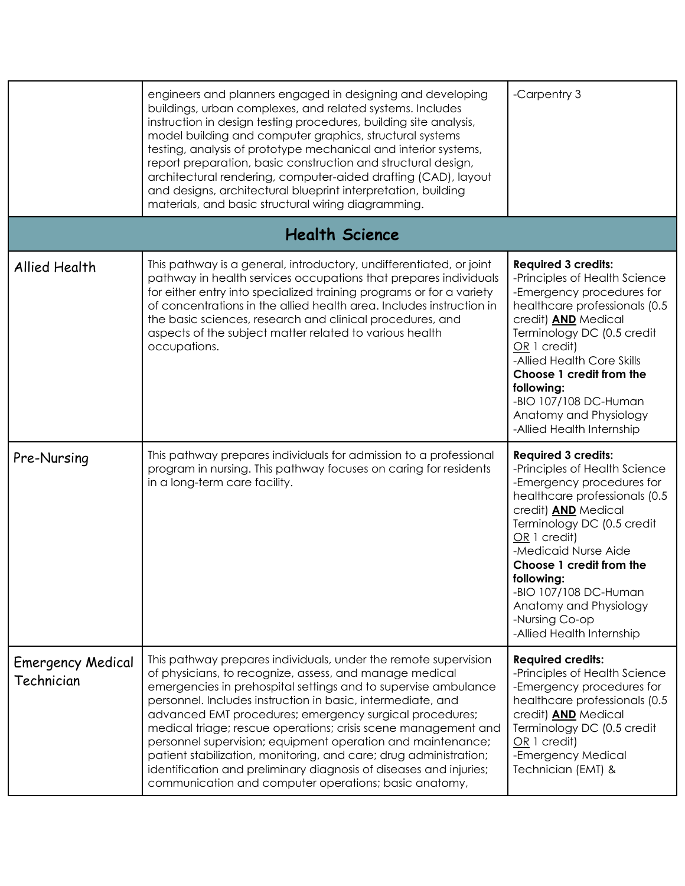| | | |
|---|---|---|
| | engineers and planners engaged in designing and developing buildings, urban complexes, and related systems. Includes instruction in design testing procedures, building site analysis, model building and computer graphics, structural systems testing, analysis of prototype mechanical and interior systems, report preparation, basic construction and structural design, architectural rendering, computer-aided drafting (CAD), layout and designs, architectural blueprint interpretation, building materials, and basic structural wiring diagramming. | -Carpentry 3 |
| **Health Science** | | |
| Allied Health | This pathway is a general, introductory, undifferentiated, or joint pathway in health services occupations that prepares individuals for either entry into specialized training programs or for a variety of concentrations in the allied health area. Includes instruction in the basic sciences, research and clinical procedures, and aspects of the subject matter related to various health occupations. | **Required 3 credits:**<br>-Principles of Health Science<br>-Emergency procedures for healthcare professionals (0.5 credit) **AND** Medical Terminology DC (0.5 credit OR 1 credit)<br>-Allied Health Core Skills<br>**Choose 1 credit from the following:**<br>-BIO 107/108 DC-Human Anatomy and Physiology<br>-Allied Health Internship |
| Pre-Nursing | This pathway prepares individuals for admission to a professional program in nursing. This pathway focuses on caring for residents in a long-term care facility. | **Required 3 credits:**<br>-Principles of Health Science<br>-Emergency procedures for healthcare professionals (0.5 credit) **AND** Medical Terminology DC (0.5 credit OR 1 credit)<br>-Medicaid Nurse Aide<br>**Choose 1 credit from the following:**<br>-BIO 107/108 DC-Human Anatomy and Physiology<br>-Nursing Co-op<br>-Allied Health Internship |
| Emergency Medical Technician | This pathway prepares individuals, under the remote supervision of physicians, to recognize, assess, and manage medical emergencies in prehospital settings and to supervise ambulance personnel. Includes instruction in basic, intermediate, and advanced EMT procedures; emergency surgical procedures; medical triage; rescue operations; crisis scene management and personnel supervision; equipment operation and maintenance; patient stabilization, monitoring, and care; drug administration; identification and preliminary diagnosis of diseases and injuries; communication and computer operations; basic anatomy, | **Required credits:**<br>-Principles of Health Science<br>-Emergency procedures for healthcare professionals (0.5 credit) **AND** Medical Terminology DC (0.5 credit OR 1 credit)<br>-Emergency Medical Technician (EMT) & |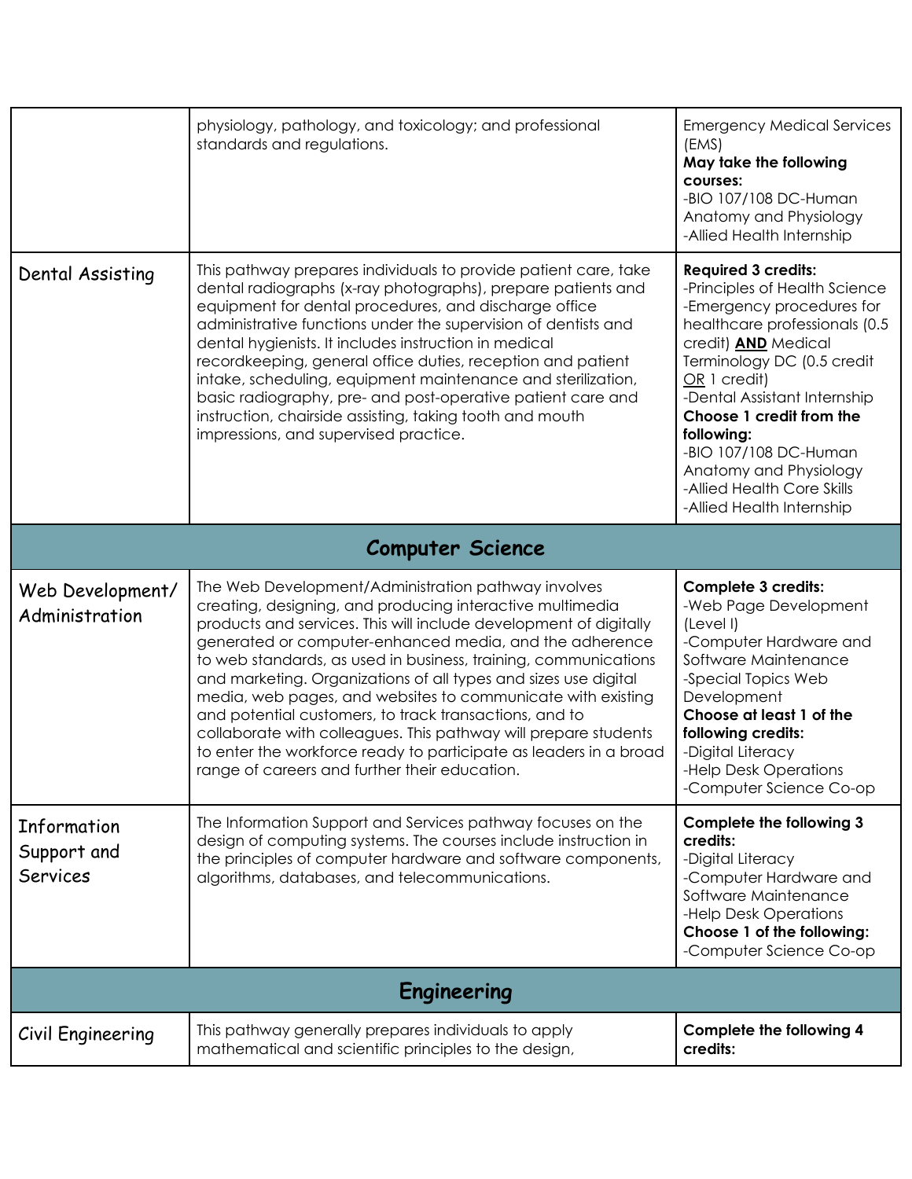| | | |
|---|---|---|
| | physiology, pathology, and toxicology; and professional standards and regulations. | Emergency Medical Services (EMS)<br>**May take the following courses:**<br>-BIO 107/108 DC-Human Anatomy and Physiology<br>-Allied Health Internship |
| Dental Assisting | This pathway prepares individuals to provide patient care, take dental radiographs (x-ray photographs), prepare patients and equipment for dental procedures, and discharge office administrative functions under the supervision of dentists and dental hygienists. It includes instruction in medical recordkeeping, general office duties, reception and patient intake, scheduling, equipment maintenance and sterilization, basic radiography, pre- and post-operative patient care and instruction, chairside assisting, taking tooth and mouth impressions, and supervised practice. | **Required 3 credits:**<br>-Principles of Health Science<br>-Emergency procedures for healthcare professionals (0.5 credit) **AND** Medical Terminology DC (0.5 credit OR 1 credit)<br>-Dental Assistant Internship<br>**Choose 1 credit from the following:**<br>-BIO 107/108 DC-Human Anatomy and Physiology<br>-Allied Health Core Skills<br>-Allied Health Internship |
| **Computer Science** | | |
| Web Development/ Administration | The Web Development/Administration pathway involves creating, designing, and producing interactive multimedia products and services. This will include development of digitally generated or computer-enhanced media, and the adherence to web standards, as used in business, training, communications and marketing. Organizations of all types and sizes use digital media, web pages, and websites to communicate with existing and potential customers, to track transactions, and to collaborate with colleagues. This pathway will prepare students to enter the workforce ready to participate as leaders in a broad range of careers and further their education. | **Complete 3 credits:**<br>-Web Page Development (Level I)<br>-Computer Hardware and Software Maintenance<br>-Special Topics Web Development<br>**Choose at least 1 of the following credits:**<br>-Digital Literacy<br>-Help Desk Operations<br>-Computer Science Co-op |
| Information Support and Services | The Information Support and Services pathway focuses on the design of computing systems. The courses include instruction in the principles of computer hardware and software components, algorithms, databases, and telecommunications. | **Complete the following 3 credits:**<br>-Digital Literacy<br>-Computer Hardware and Software Maintenance<br>-Help Desk Operations<br>**Choose 1 of the following:**<br>-Computer Science Co-op |
| **Engineering** | | |
| Civil Engineering | This pathway generally prepares individuals to apply mathematical and scientific principles to the design, | **Complete the following 4 credits:** |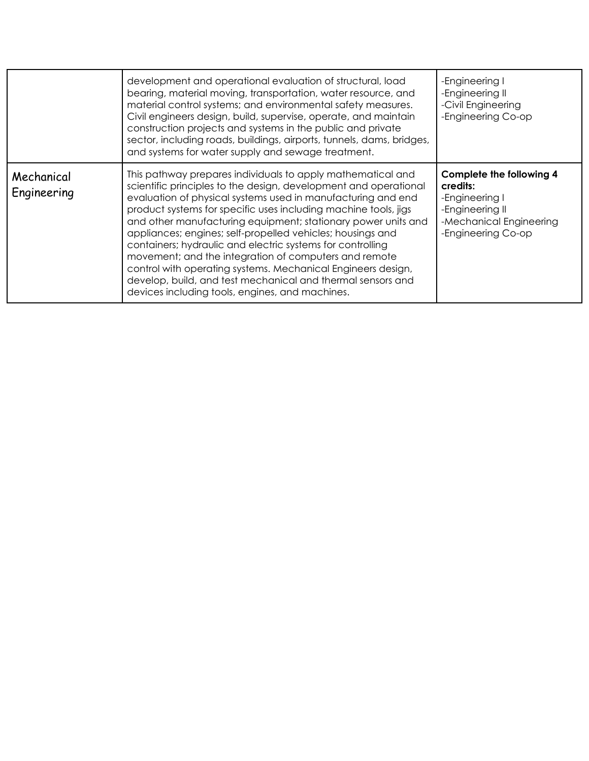| | | |
|---|---|---|
| | development and operational evaluation of structural, load bearing, material moving, transportation, water resource, and material control systems; and environmental safety measures. Civil engineers design, build, supervise, operate, and maintain construction projects and systems in the public and private sector, including roads, buildings, airports, tunnels, dams, bridges, and systems for water supply and sewage treatment. | -Engineering I<br>-Engineering II<br>-Civil Engineering<br>-Engineering Co-op |
| Mechanical Engineering | This pathway prepares individuals to apply mathematical and scientific principles to the design, development and operational evaluation of physical systems used in manufacturing and end product systems for specific uses including machine tools, jigs and other manufacturing equipment; stationary power units and appliances; engines; self-propelled vehicles; housings and containers; hydraulic and electric systems for controlling movement; and the integration of computers and remote control with operating systems. Mechanical Engineers design, develop, build, and test mechanical and thermal sensors and devices including tools, engines, and machines. | **Complete the following 4 credits:**<br>-Engineering I<br>-Engineering II<br>-Mechanical Engineering<br>-Engineering Co-op |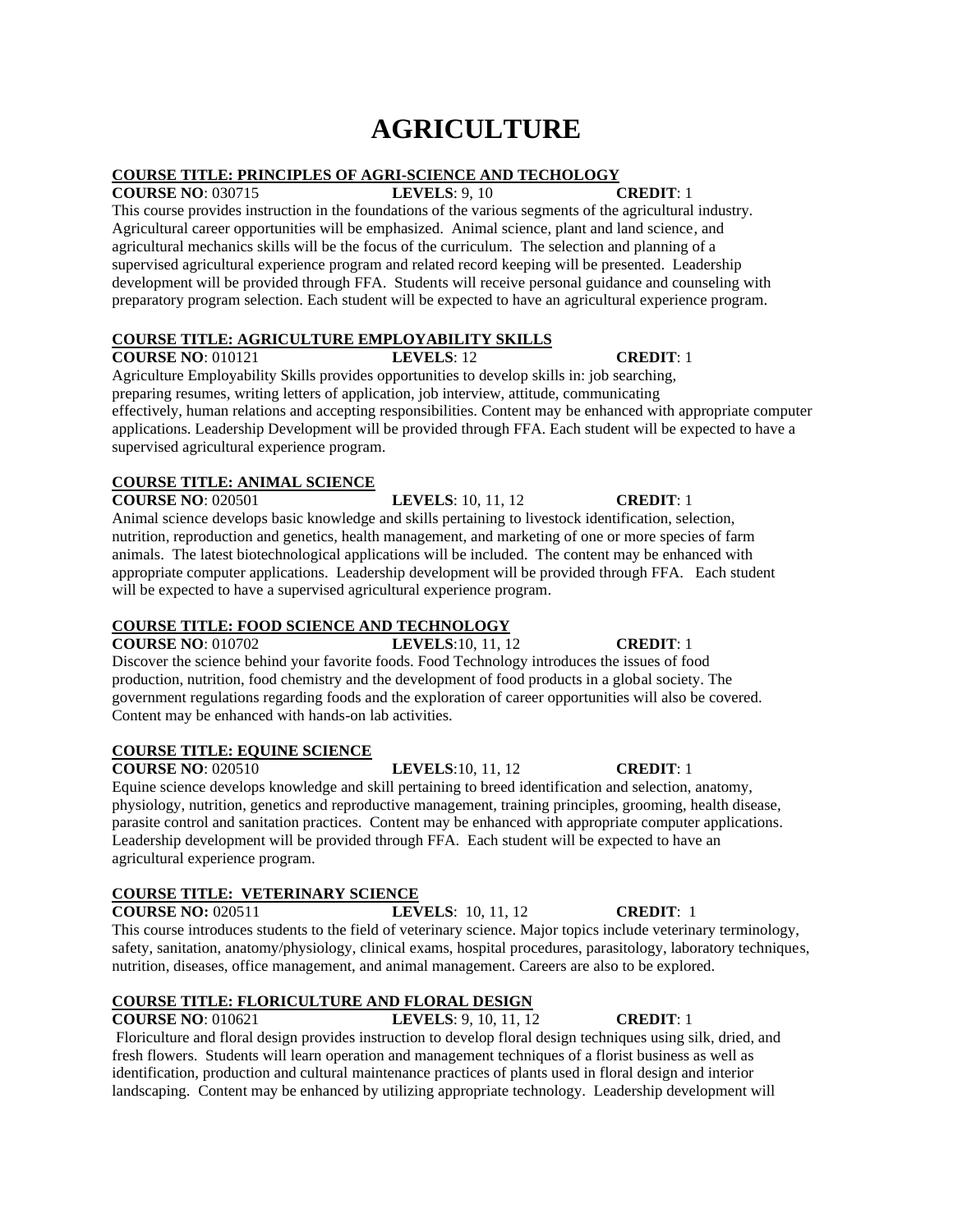# AGRICULTURE

**COURSE TITLE: PRINCIPLES OF AGRI-SCIENCE AND TECHOLOGY**

**COURSE NO**: 030715 **LEVELS**: 9, 10 **CREDIT**: 1

This course provides instruction in the foundations of the various segments of the agricultural industry. Agricultural career opportunities will be emphasized. Animal science, plant and land science, and agricultural mechanics skills will be the focus of the curriculum. The selection and planning of a supervised agricultural experience program and related record keeping will be presented. Leadership development will be provided through FFA. Students will receive personal guidance and counseling with preparatory program selection. Each student will be expected to have an agricultural experience program.

**COURSE TITLE: AGRICULTURE EMPLOYABILITY SKILLS**

**COURSE NO**: 010121 **LEVELS**: 12 **CREDIT**: 1

Agriculture Employability Skills provides opportunities to develop skills in: job searching, preparing resumes, writing letters of application, job interview, attitude, communicating effectively, human relations and accepting responsibilities. Content may be enhanced with appropriate computer applications. Leadership Development will be provided through FFA. Each student will be expected to have a supervised agricultural experience program.

**COURSE TITLE: ANIMAL SCIENCE**

**COURSE NO**: 020501 **LEVELS**: 10, 11, 12 **CREDIT**: 1

Animal science develops basic knowledge and skills pertaining to livestock identification, selection, nutrition, reproduction and genetics, health management, and marketing of one or more species of farm animals. The latest biotechnological applications will be included. The content may be enhanced with appropriate computer applications. Leadership development will be provided through FFA. Each student will be expected to have a supervised agricultural experience program.

**COURSE TITLE: FOOD SCIENCE AND TECHNOLOGY**

**COURSE NO**: 010702 **LEVELS**:10, 11, 12 **CREDIT**: 1

Discover the science behind your favorite foods. Food Technology introduces the issues of food production, nutrition, food chemistry and the development of food products in a global society. The government regulations regarding foods and the exploration of career opportunities will also be covered. Content may be enhanced with hands-on lab activities.

**COURSE TITLE: EQUINE SCIENCE**

**COURSE NO**: 020510 **LEVELS**:10, 11, 12 **CREDIT**: 1

Equine science develops knowledge and skill pertaining to breed identification and selection, anatomy, physiology, nutrition, genetics and reproductive management, training principles, grooming, health disease, parasite control and sanitation practices. Content may be enhanced with appropriate computer applications. Leadership development will be provided through FFA. Each student will be expected to have an agricultural experience program.

**COURSE TITLE: VETERINARY SCIENCE**

**COURSE NO:** 020511 **LEVELS**: 10, 11, 12 **CREDIT**: 1

This course introduces students to the field of veterinary science. Major topics include veterinary terminology, safety, sanitation, anatomy/physiology, clinical exams, hospital procedures, parasitology, laboratory techniques, nutrition, diseases, office management, and animal management. Careers are also to be explored.

**COURSE TITLE: FLORICULTURE AND FLORAL DESIGN**

**COURSE NO**: 010621 **LEVELS**: 9, 10, 11, 12 **CREDIT**: 1

Floriculture and floral design provides instruction to develop floral design techniques using silk, dried, and fresh flowers. Students will learn operation and management techniques of a florist business as well as identification, production and cultural maintenance practices of plants used in floral design and interior landscaping. Content may be enhanced by utilizing appropriate technology. Leadership development will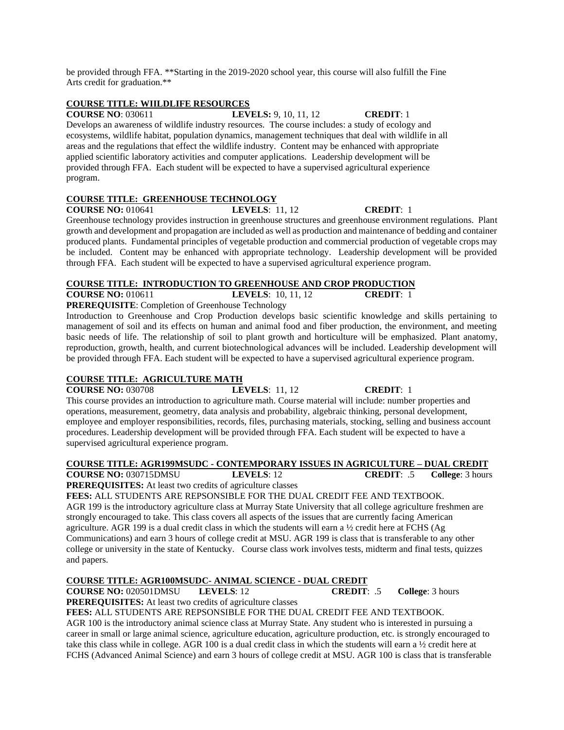be provided through FFA. **Starting in the 2019-2020 school year, this course will also fulfill the Fine Arts credit for graduation.**

**COURSE TITLE: WIILDLIFE RESOURCES**

**COURSE NO**: 030611 **LEVELS:** 9, 10, 11, 12 **CREDIT**: 1

Develops an awareness of wildlife industry resources. The course includes: a study of ecology and ecosystems, wildlife habitat, population dynamics, management techniques that deal with wildlife in all areas and the regulations that effect the wildlife industry. Content may be enhanced with appropriate applied scientific laboratory activities and computer applications. Leadership development will be provided through FFA. Each student will be expected to have a supervised agricultural experience program.

**COURSE TITLE: GREENHOUSE TECHNOLOGY**

**COURSE NO:** 010641 **LEVELS**: 11, 12 **CREDIT**: 1

Greenhouse technology provides instruction in greenhouse structures and greenhouse environment regulations. Plant growth and development and propagation are included as well as production and maintenance of bedding and container produced plants. Fundamental principles of vegetable production and commercial production of vegetable crops may be included. Content may be enhanced with appropriate technology. Leadership development will be provided through FFA. Each student will be expected to have a supervised agricultural experience program.

**COURSE TITLE: INTRODUCTION TO GREENHOUSE AND CROP PRODUCTION**

**COURSE NO:** 010611 **LEVELS**: 10, 11, 12 **CREDIT**: 1

**PREREQUISITE**: Completion of Greenhouse Technology

Introduction to Greenhouse and Crop Production develops basic scientific knowledge and skills pertaining to management of soil and its effects on human and animal food and fiber production, the environment, and meeting basic needs of life. The relationship of soil to plant growth and horticulture will be emphasized. Plant anatomy, reproduction, growth, health, and current biotechnological advances will be included. Leadership development will be provided through FFA. Each student will be expected to have a supervised agricultural experience program.

**COURSE TITLE: AGRICULTURE MATH**

**COURSE NO:** 030708 **LEVELS**: 11, 12 **CREDIT**: 1

This course provides an introduction to agriculture math. Course material will include: number properties and operations, measurement, geometry, data analysis and probability, algebraic thinking, personal development, employee and employer responsibilities, records, files, purchasing materials, stocking, selling and business account procedures. Leadership development will be provided through FFA. Each student will be expected to have a supervised agricultural experience program.

**COURSE TITLE: AGR199MSUDC - CONTEMPORARY ISSUES IN AGRICULTURE – DUAL CREDIT**

**COURSE NO:** 030715DMSU **LEVELS**: 12 **CREDIT**: .5 **College**: 3 hours

**PREREQUISITES:** At least two credits of agriculture classes

**FEES:** ALL STUDENTS ARE REPSONSIBLE FOR THE DUAL CREDIT FEE AND TEXTBOOK.

AGR 199 is the introductory agriculture class at Murray State University that all college agriculture freshmen are strongly encouraged to take. This class covers all aspects of the issues that are currently facing American agriculture. AGR 199 is a dual credit class in which the students will earn a ½ credit here at FCHS (Ag Communications) and earn 3 hours of college credit at MSU. AGR 199 is class that is transferable to any other college or university in the state of Kentucky. Course class work involves tests, midterm and final tests, quizzes and papers.

**COURSE TITLE: AGR100MSUDC- ANIMAL SCIENCE - DUAL CREDIT**

**COURSE NO:** 020501DMSU **LEVELS**: 12 **CREDIT**: .5 **College**: 3 hours

**PREREQUISITES:** At least two credits of agriculture classes

**FEES:** ALL STUDENTS ARE REPSONSIBLE FOR THE DUAL CREDIT FEE AND TEXTBOOK.

AGR 100 is the introductory animal science class at Murray State. Any student who is interested in pursuing a career in small or large animal science, agriculture education, agriculture production, etc. is strongly encouraged to take this class while in college. AGR 100 is a dual credit class in which the students will earn a ½ credit here at FCHS (Advanced Animal Science) and earn 3 hours of college credit at MSU. AGR 100 is class that is transferable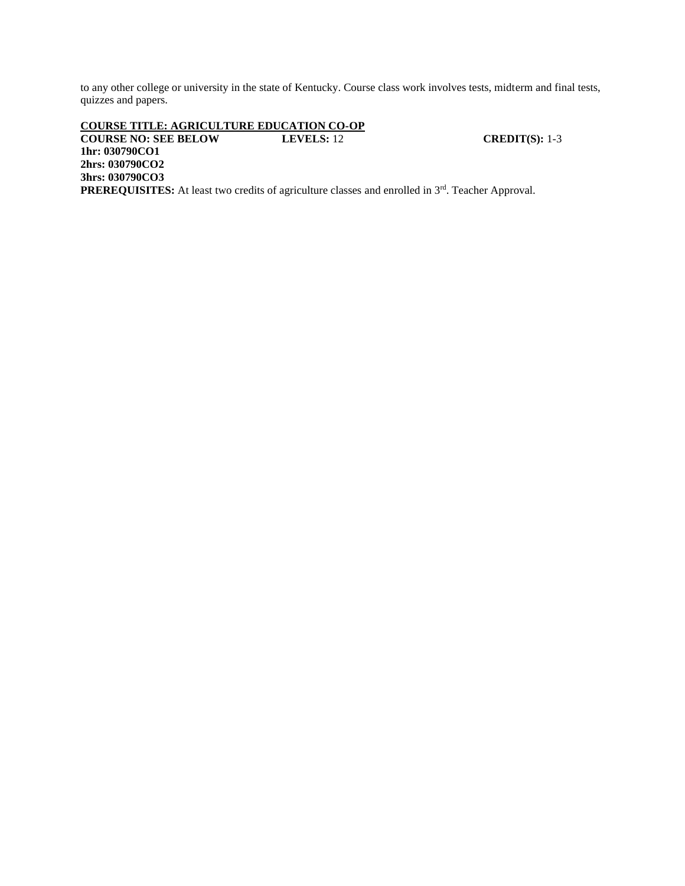to any other college or university in the state of Kentucky. Course class work involves tests, midterm and final tests, quizzes and papers.

**<u>COURSE TITLE: AGRICULTURE EDUCATION CO-OP</u>**
**COURSE NO: SEE BELOW** **LEVELS:** 12 **CREDIT(S):** 1-3
**1hr: 030790CO1**
**2hrs: 030790CO2**
**3hrs: 030790CO3**
**PREREQUISITES:** At least two credits of agriculture classes and enrolled in 3rd. Teacher Approval.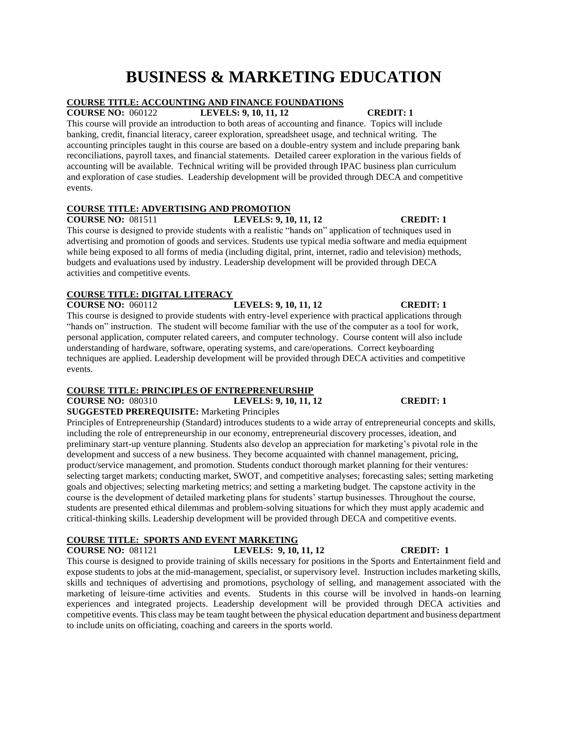# BUSINESS & MARKETING EDUCATION

**COURSE TITLE: ACCOUNTING AND FINANCE FOUNDATIONS**
**COURSE NO:** 060122 **LEVELS: 9, 10, 11, 12** **CREDIT: 1**
This course will provide an introduction to both areas of accounting and finance. Topics will include banking, credit, financial literacy, career exploration, spreadsheet usage, and technical writing. The accounting principles taught in this course are based on a double-entry system and include preparing bank reconciliations, payroll taxes, and financial statements. Detailed career exploration in the various fields of accounting will be available. Technical writing will be provided through IPAC business plan curriculum and exploration of case studies. Leadership development will be provided through DECA and competitive events.

**COURSE TITLE: ADVERTISING AND PROMOTION**
**COURSE NO:** 081511 **LEVELS: 9, 10, 11, 12** **CREDIT: 1**
This course is designed to provide students with a realistic "hands on" application of techniques used in advertising and promotion of goods and services. Students use typical media software and media equipment while being exposed to all forms of media (including digital, print, internet, radio and television) methods, budgets and evaluations used by industry. Leadership development will be provided through DECA activities and competitive events.

**COURSE TITLE: DIGITAL LITERACY**
**COURSE NO:** 060112 **LEVELS: 9, 10, 11, 12** **CREDIT: 1**
This course is designed to provide students with entry-level experience with practical applications through "hands on" instruction. The student will become familiar with the use of the computer as a tool for work, personal application, computer related careers, and computer technology. Course content will also include understanding of hardware, software, operating systems, and care/operations. Correct keyboarding techniques are applied. Leadership development will be provided through DECA activities and competitive events.

**COURSE TITLE: PRINCIPLES OF ENTREPRENEURSHIP**
**COURSE NO:** 080310 **LEVELS: 9, 10, 11, 12** **CREDIT: 1**
**SUGGESTED PREREQUISITE:** Marketing Principles
Principles of Entrepreneurship (Standard) introduces students to a wide array of entrepreneurial concepts and skills, including the role of entrepreneurship in our economy, entrepreneurial discovery processes, ideation, and preliminary start-up venture planning. Students also develop an appreciation for marketing's pivotal role in the development and success of a new business. They become acquainted with channel management, pricing, product/service management, and promotion. Students conduct thorough market planning for their ventures: selecting target markets; conducting market, SWOT, and competitive analyses; forecasting sales; setting marketing goals and objectives; selecting marketing metrics; and setting a marketing budget. The capstone activity in the course is the development of detailed marketing plans for students' startup businesses. Throughout the course, students are presented ethical dilemmas and problem-solving situations for which they must apply academic and critical-thinking skills. Leadership development will be provided through DECA and competitive events.

**COURSE TITLE: SPORTS AND EVENT MARKETING**
**COURSE NO:** 081121 **LEVELS: 9, 10, 11, 12** **CREDIT: 1**
This course is designed to provide training of skills necessary for positions in the Sports and Entertainment field and expose students to jobs at the mid-management, specialist, or supervisory level. Instruction includes marketing skills, skills and techniques of advertising and promotions, psychology of selling, and management associated with the marketing of leisure-time activities and events. Students in this course will be involved in hands-on learning experiences and integrated projects. Leadership development will be provided through DECA activities and competitive events. This class may be team taught between the physical education department and business department to include units on officiating, coaching and careers in the sports world.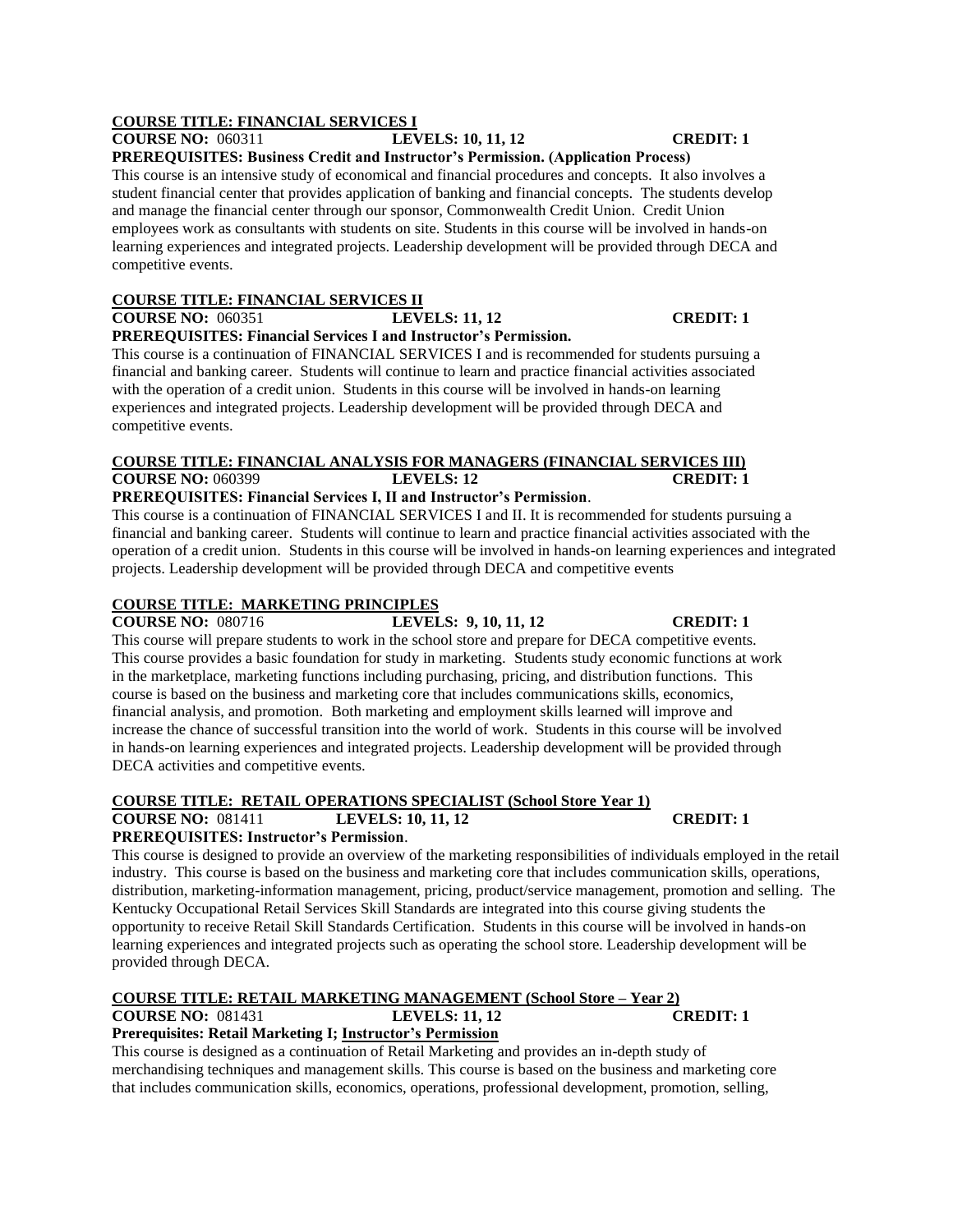**COURSE TITLE: FINANCIAL SERVICES I**

**COURSE NO:** 060311 **LEVELS: 10, 11, 12** **CREDIT: 1**

**PREREQUISITES: Business Credit and Instructor's Permission. (Application Process)**

This course is an intensive study of economical and financial procedures and concepts. It also involves a student financial center that provides application of banking and financial concepts. The students develop and manage the financial center through our sponsor, Commonwealth Credit Union. Credit Union employees work as consultants with students on site. Students in this course will be involved in hands-on learning experiences and integrated projects. Leadership development will be provided through DECA and competitive events.

**COURSE TITLE: FINANCIAL SERVICES II**

**COURSE NO:** 060351 **LEVELS: 11, 12** **CREDIT: 1**

**PREREQUISITES: Financial Services I and Instructor's Permission.**

This course is a continuation of FINANCIAL SERVICES I and is recommended for students pursuing a financial and banking career. Students will continue to learn and practice financial activities associated with the operation of a credit union. Students in this course will be involved in hands-on learning experiences and integrated projects. Leadership development will be provided through DECA and competitive events.

**COURSE TITLE: FINANCIAL ANALYSIS FOR MANAGERS (FINANCIAL SERVICES III)**

**COURSE NO:** 060399 **LEVELS: 12** **CREDIT: 1**

**PREREQUISITES: Financial Services I, II and Instructor's Permission**.

This course is a continuation of FINANCIAL SERVICES I and II. It is recommended for students pursuing a financial and banking career. Students will continue to learn and practice financial activities associated with the operation of a credit union. Students in this course will be involved in hands-on learning experiences and integrated projects. Leadership development will be provided through DECA and competitive events

**COURSE TITLE: MARKETING PRINCIPLES**

**COURSE NO:** 080716 **LEVELS: 9, 10, 11, 12** **CREDIT: 1**

This course will prepare students to work in the school store and prepare for DECA competitive events. This course provides a basic foundation for study in marketing. Students study economic functions at work in the marketplace, marketing functions including purchasing, pricing, and distribution functions. This course is based on the business and marketing core that includes communications skills, economics, financial analysis, and promotion. Both marketing and employment skills learned will improve and increase the chance of successful transition into the world of work. Students in this course will be involved in hands-on learning experiences and integrated projects. Leadership development will be provided through DECA activities and competitive events.

**COURSE TITLE: RETAIL OPERATIONS SPECIALIST (School Store Year 1)**

**COURSE NO:** 081411 **LEVELS: 10, 11, 12** **CREDIT: 1**

**PREREQUISITES: Instructor's Permission**.

This course is designed to provide an overview of the marketing responsibilities of individuals employed in the retail industry. This course is based on the business and marketing core that includes communication skills, operations, distribution, marketing-information management, pricing, product/service management, promotion and selling. The Kentucky Occupational Retail Services Skill Standards are integrated into this course giving students the opportunity to receive Retail Skill Standards Certification. Students in this course will be involved in hands-on learning experiences and integrated projects such as operating the school store. Leadership development will be provided through DECA.

**COURSE TITLE: RETAIL MARKETING MANAGEMENT (School Store – Year 2)**

**COURSE NO:** 081431 **LEVELS: 11, 12** **CREDIT: 1**

**Prerequisites: Retail Marketing I; Instructor's Permission**

This course is designed as a continuation of Retail Marketing and provides an in-depth study of merchandising techniques and management skills. This course is based on the business and marketing core that includes communication skills, economics, operations, professional development, promotion, selling,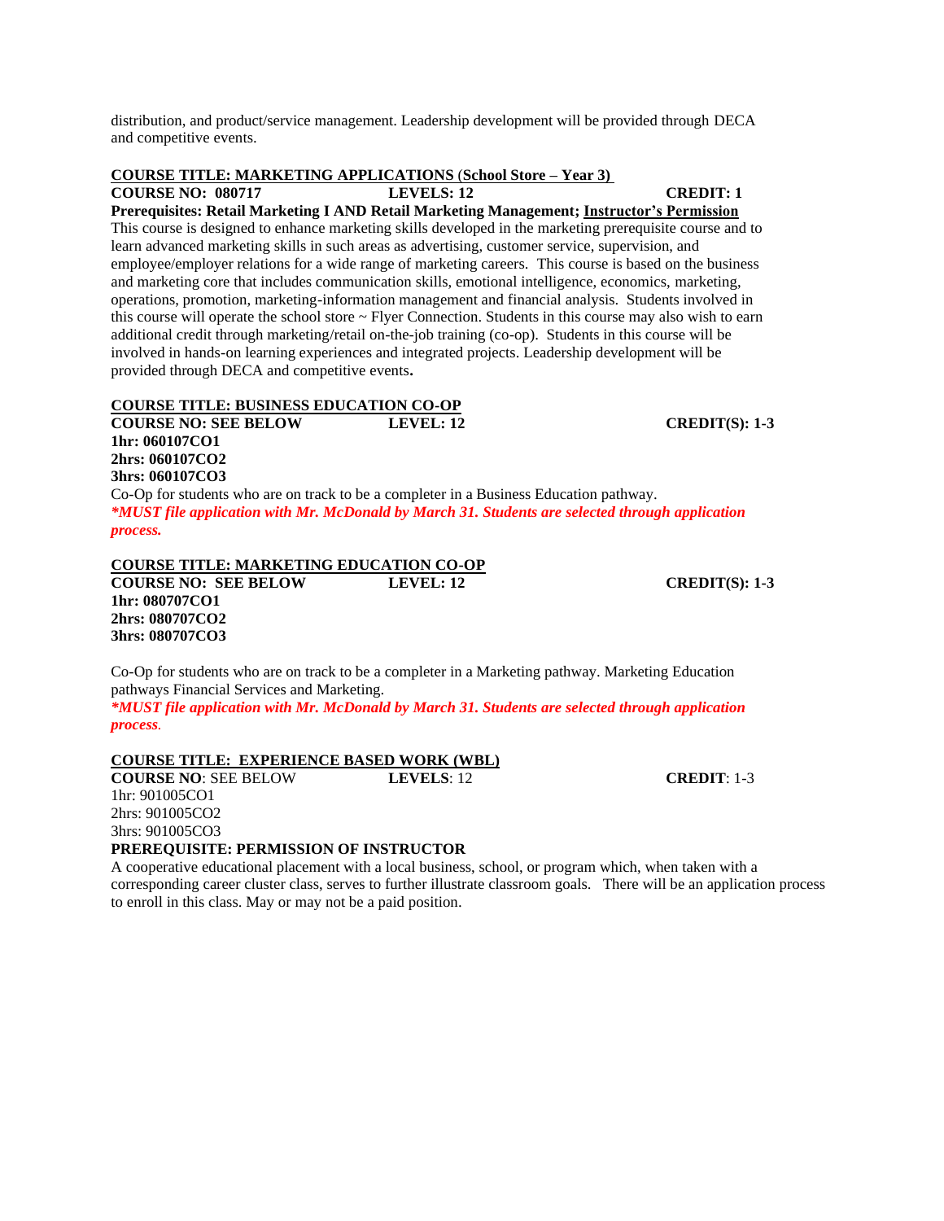distribution, and product/service management. Leadership development will be provided through DECA and competitive events.

**COURSE TITLE: MARKETING APPLICATIONS (School Store – Year 3)**
**COURSE NO: 080717** **LEVELS: 12** **CREDIT: 1**
**Prerequisites: Retail Marketing I AND Retail Marketing Management; Instructor's Permission**
This course is designed to enhance marketing skills developed in the marketing prerequisite course and to learn advanced marketing skills in such areas as advertising, customer service, supervision, and employee/employer relations for a wide range of marketing careers. This course is based on the business and marketing core that includes communication skills, emotional intelligence, economics, marketing, operations, promotion, marketing-information management and financial analysis. Students involved in this course will operate the school store ~ Flyer Connection. Students in this course may also wish to earn additional credit through marketing/retail on-the-job training (co-op). Students in this course will be involved in hands-on learning experiences and integrated projects. Leadership development will be provided through DECA and competitive events.

**COURSE TITLE: BUSINESS EDUCATION CO-OP**
**COURSE NO: SEE BELOW** **LEVEL: 12** **CREDIT(S): 1-3**
**1hr: 060107CO1**
**2hrs: 060107CO2**
**3hrs: 060107CO3**
Co-Op for students who are on track to be a completer in a Business Education pathway.
***\*MUST file application with Mr. McDonald by March 31. Students are selected through application process.***

**COURSE TITLE: MARKETING EDUCATION CO-OP**
**COURSE NO: SEE BELOW** **LEVEL: 12** **CREDIT(S): 1-3**
**1hr: 080707CO1**
**2hrs: 080707CO2**
**3hrs: 080707CO3**

Co-Op for students who are on track to be a completer in a Marketing pathway. Marketing Education pathways Financial Services and Marketing.
***\*MUST file application with Mr. McDonald by March 31. Students are selected through application process.***

**COURSE TITLE: EXPERIENCE BASED WORK (WBL)**
**COURSE NO**: SEE BELOW **LEVELS**: 12 **CREDIT**: 1-3
1hr: 901005CO1
2hrs: 901005CO2
3hrs: 901005CO3
**PREREQUISITE: PERMISSION OF INSTRUCTOR**
A cooperative educational placement with a local business, school, or program which, when taken with a corresponding career cluster class, serves to further illustrate classroom goals. There will be an application process to enroll in this class. May or may not be a paid position.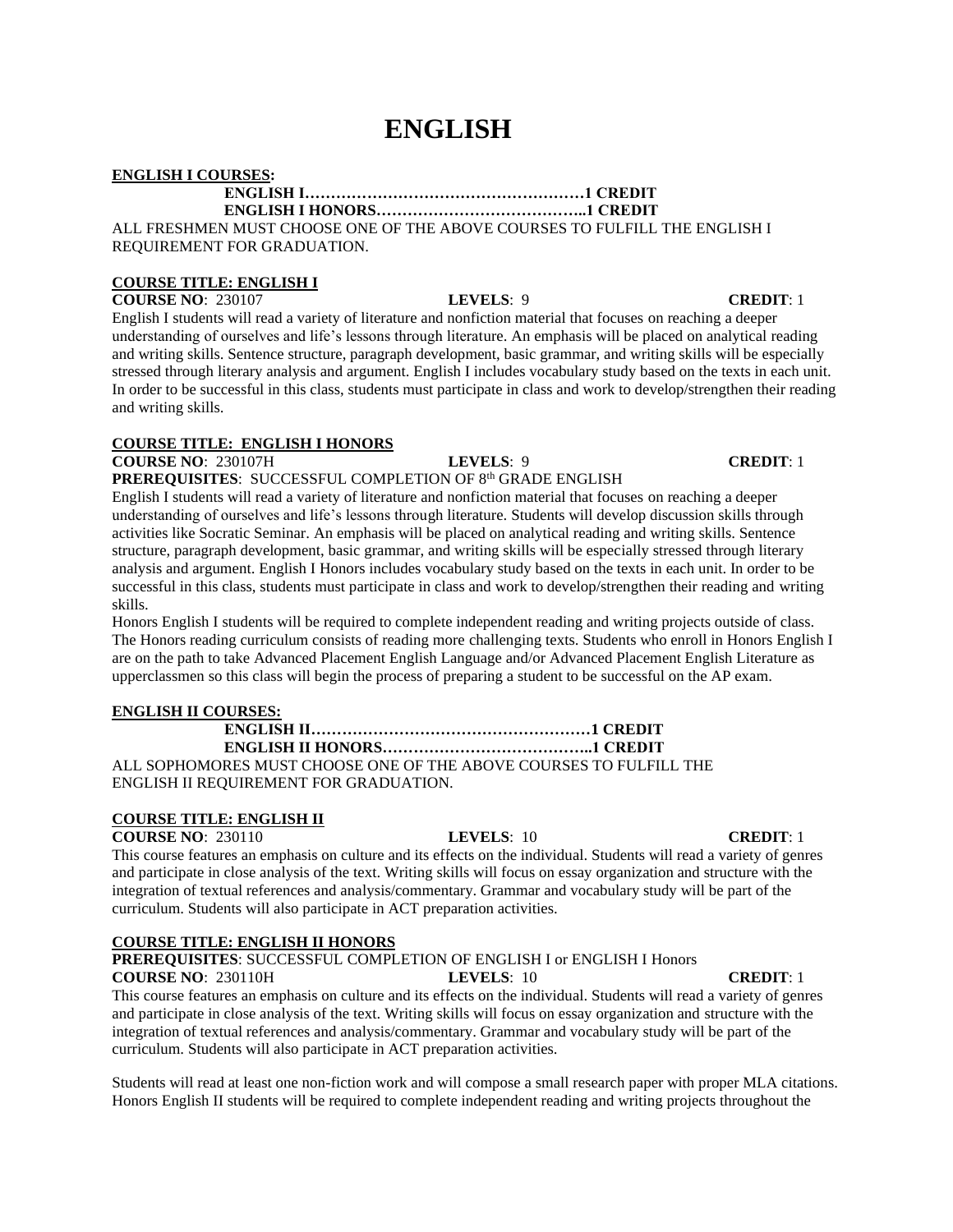# ENGLISH

**<u>ENGLISH I COURSES</u>:**

**ENGLISH I………………………………………………1 CREDIT**
**ENGLISH I HONORS…………………………………..1 CREDIT**

ALL FRESHMEN MUST CHOOSE ONE OF THE ABOVE COURSES TO FULFILL THE ENGLISH I REQUIREMENT FOR GRADUATION.

**<u>COURSE TITLE: ENGLISH I</u>**

**COURSE NO**: 230107 **LEVELS**: 9 **CREDIT**: 1

English I students will read a variety of literature and nonfiction material that focuses on reaching a deeper understanding of ourselves and life's lessons through literature. An emphasis will be placed on analytical reading and writing skills. Sentence structure, paragraph development, basic grammar, and writing skills will be especially stressed through literary analysis and argument. English I includes vocabulary study based on the texts in each unit. In order to be successful in this class, students must participate in class and work to develop/strengthen their reading and writing skills.

**<u>COURSE TITLE: ENGLISH I HONORS</u>**

**COURSE NO**: 230107H **LEVELS**: 9 **CREDIT**: 1

**PREREQUISITES**: SUCCESSFUL COMPLETION OF 8th GRADE ENGLISH

English I students will read a variety of literature and nonfiction material that focuses on reaching a deeper understanding of ourselves and life's lessons through literature. Students will develop discussion skills through activities like Socratic Seminar. An emphasis will be placed on analytical reading and writing skills. Sentence structure, paragraph development, basic grammar, and writing skills will be especially stressed through literary analysis and argument. English I Honors includes vocabulary study based on the texts in each unit. In order to be successful in this class, students must participate in class and work to develop/strengthen their reading and writing skills.

Honors English I students will be required to complete independent reading and writing projects outside of class. The Honors reading curriculum consists of reading more challenging texts. Students who enroll in Honors English I are on the path to take Advanced Placement English Language and/or Advanced Placement English Literature as upperclassmen so this class will begin the process of preparing a student to be successful on the AP exam.

**<u>ENGLISH II COURSES:</u>**

**ENGLISH II………………………………………………1 CREDIT**
**ENGLISH II HONORS…………………………………..1 CREDIT**

ALL SOPHOMORES MUST CHOOSE ONE OF THE ABOVE COURSES TO FULFILL THE ENGLISH II REQUIREMENT FOR GRADUATION.

**<u>COURSE TITLE: ENGLISH II</u>**

**COURSE NO**: 230110 **LEVELS**: 10 **CREDIT**: 1

This course features an emphasis on culture and its effects on the individual. Students will read a variety of genres and participate in close analysis of the text. Writing skills will focus on essay organization and structure with the integration of textual references and analysis/commentary. Grammar and vocabulary study will be part of the curriculum. Students will also participate in ACT preparation activities.

**<u>COURSE TITLE: ENGLISH II HONORS</u>**

**PREREQUISITES**: SUCCESSFUL COMPLETION OF ENGLISH I or ENGLISH I Honors

**COURSE NO**: 230110H **LEVELS**: 10 **CREDIT**: 1

This course features an emphasis on culture and its effects on the individual. Students will read a variety of genres and participate in close analysis of the text. Writing skills will focus on essay organization and structure with the integration of textual references and analysis/commentary. Grammar and vocabulary study will be part of the curriculum. Students will also participate in ACT preparation activities.

Students will read at least one non-fiction work and will compose a small research paper with proper MLA citations. Honors English II students will be required to complete independent reading and writing projects throughout the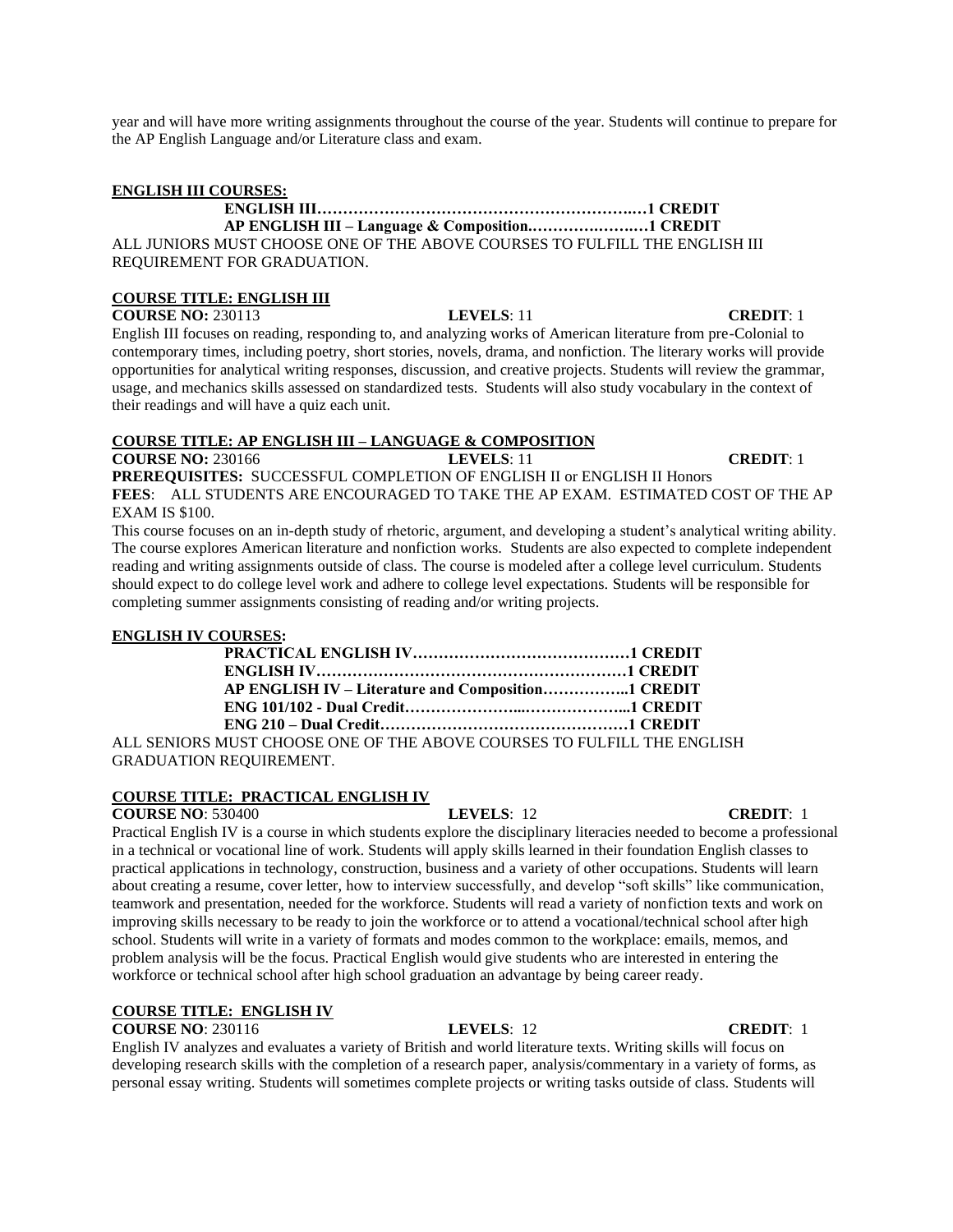year and will have more writing assignments throughout the course of the year. Students will continue to prepare for the AP English Language and/or Literature class and exam.

**ENGLISH III COURSES:**

**ENGLISH III……………………………………………………….…1 CREDIT**
**AP ENGLISH III – Language & Composition.………….…….…1 CREDIT**

ALL JUNIORS MUST CHOOSE ONE OF THE ABOVE COURSES TO FULFILL THE ENGLISH III REQUIREMENT FOR GRADUATION.

**COURSE TITLE: ENGLISH III**

**COURSE NO:** 230113 **LEVELS**: 11 **CREDIT**: 1

English III focuses on reading, responding to, and analyzing works of American literature from pre-Colonial to contemporary times, including poetry, short stories, novels, drama, and nonfiction. The literary works will provide opportunities for analytical writing responses, discussion, and creative projects. Students will review the grammar, usage, and mechanics skills assessed on standardized tests. Students will also study vocabulary in the context of their readings and will have a quiz each unit.

**COURSE TITLE: AP ENGLISH III – LANGUAGE & COMPOSITION**

**COURSE NO:** 230166 **LEVELS**: 11 **CREDIT**: 1

**PREREQUISITES:** SUCCESSFUL COMPLETION OF ENGLISH II or ENGLISH II Honors

**FEES**: ALL STUDENTS ARE ENCOURAGED TO TAKE THE AP EXAM. ESTIMATED COST OF THE AP EXAM IS $100.

This course focuses on an in-depth study of rhetoric, argument, and developing a student's analytical writing ability. The course explores American literature and nonfiction works. Students are also expected to complete independent reading and writing assignments outside of class. The course is modeled after a college level curriculum. Students should expect to do college level work and adhere to college level expectations. Students will be responsible for completing summer assignments consisting of reading and/or writing projects.

**ENGLISH IV COURSES:**

**PRACTICAL ENGLISH IV……………………………………1 CREDIT**
**ENGLISH IV……………………………………………………1 CREDIT**
**AP ENGLISH IV – Literature and Composition……………..1 CREDIT**
**ENG 101/102 - Dual Credit…………………...………………...1 CREDIT**
**ENG 210 – Dual Credit…………………………………………1 CREDIT**

ALL SENIORS MUST CHOOSE ONE OF THE ABOVE COURSES TO FULFILL THE ENGLISH GRADUATION REQUIREMENT.

**COURSE TITLE: PRACTICAL ENGLISH IV**

**COURSE NO**: 530400 **LEVELS**: 12 **CREDIT**: 1

Practical English IV is a course in which students explore the disciplinary literacies needed to become a professional in a technical or vocational line of work. Students will apply skills learned in their foundation English classes to practical applications in technology, construction, business and a variety of other occupations. Students will learn about creating a resume, cover letter, how to interview successfully, and develop "soft skills" like communication, teamwork and presentation, needed for the workforce. Students will read a variety of nonfiction texts and work on improving skills necessary to be ready to join the workforce or to attend a vocational/technical school after high school. Students will write in a variety of formats and modes common to the workplace: emails, memos, and problem analysis will be the focus. Practical English would give students who are interested in entering the workforce or technical school after high school graduation an advantage by being career ready.

**COURSE TITLE: ENGLISH IV**

**COURSE NO**: 230116 **LEVELS**: 12 **CREDIT**: 1

English IV analyzes and evaluates a variety of British and world literature texts. Writing skills will focus on developing research skills with the completion of a research paper, analysis/commentary in a variety of forms, as personal essay writing. Students will sometimes complete projects or writing tasks outside of class. Students will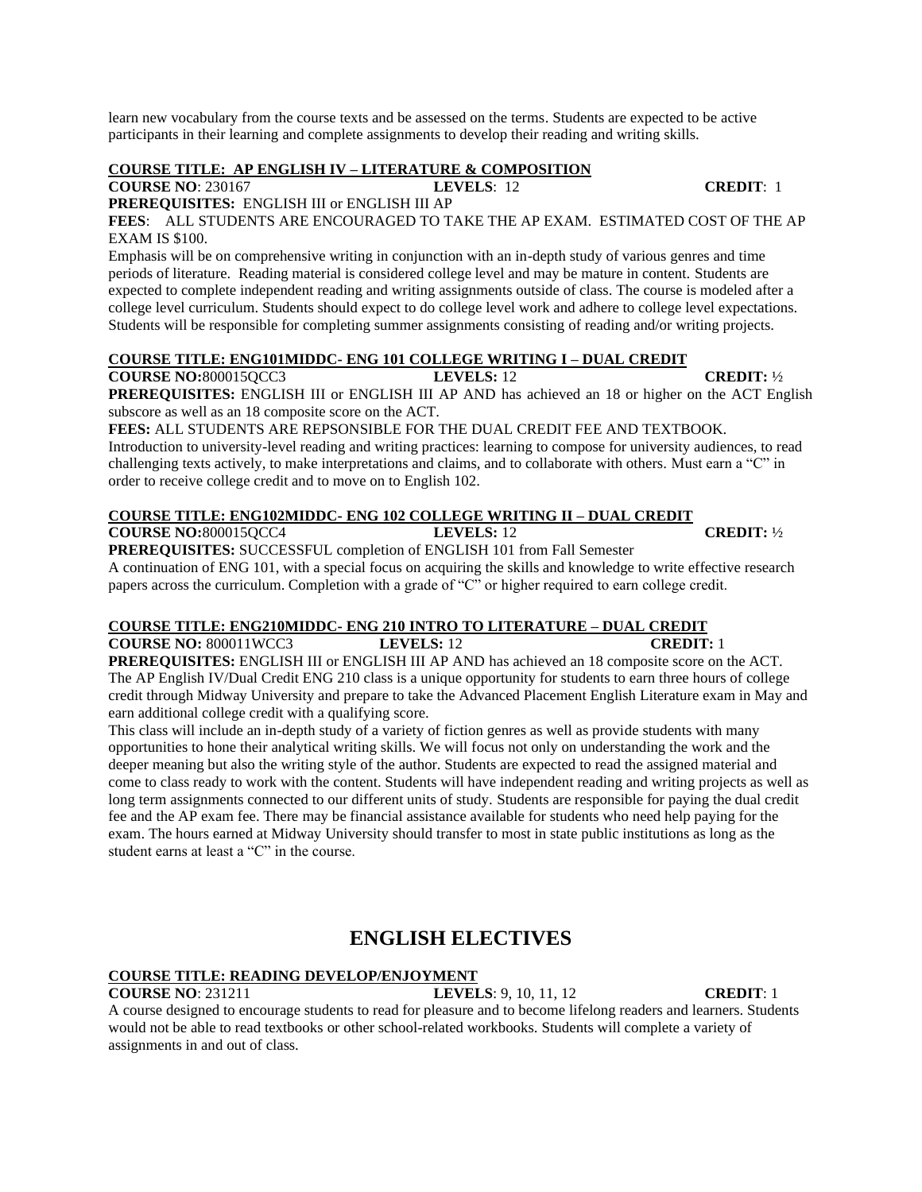learn new vocabulary from the course texts and be assessed on the terms. Students are expected to be active participants in their learning and complete assignments to develop their reading and writing skills.

**COURSE TITLE: AP ENGLISH IV – LITERATURE & COMPOSITION**

**COURSE NO**: 230167 **LEVELS**: 12 **CREDIT**: 1

**PREREQUISITES:** ENGLISH III or ENGLISH III AP

**FEES**: ALL STUDENTS ARE ENCOURAGED TO TAKE THE AP EXAM. ESTIMATED COST OF THE AP EXAM IS $100.

Emphasis will be on comprehensive writing in conjunction with an in-depth study of various genres and time periods of literature. Reading material is considered college level and may be mature in content. Students are expected to complete independent reading and writing assignments outside of class. The course is modeled after a college level curriculum. Students should expect to do college level work and adhere to college level expectations. Students will be responsible for completing summer assignments consisting of reading and/or writing projects.

**COURSE TITLE: ENG101MIDDC- ENG 101 COLLEGE WRITING I – DUAL CREDIT**

**COURSE NO:**800015QCC3 **LEVELS:** 12 **CREDIT:** ½

**PREREQUISITES:** ENGLISH III or ENGLISH III AP AND has achieved an 18 or higher on the ACT English subscore as well as an 18 composite score on the ACT.

**FEES:** ALL STUDENTS ARE REPSONSIBLE FOR THE DUAL CREDIT FEE AND TEXTBOOK.

Introduction to university-level reading and writing practices: learning to compose for university audiences, to read challenging texts actively, to make interpretations and claims, and to collaborate with others. Must earn a "C" in order to receive college credit and to move on to English 102.

**COURSE TITLE: ENG102MIDDC- ENG 102 COLLEGE WRITING II – DUAL CREDIT**

**COURSE NO:**800015QCC4 **LEVELS:** 12 **CREDIT:** ½

**PREREQUISITES:** SUCCESSFUL completion of ENGLISH 101 from Fall Semester

A continuation of ENG 101, with a special focus on acquiring the skills and knowledge to write effective research papers across the curriculum. Completion with a grade of "C" or higher required to earn college credit.

**COURSE TITLE: ENG210MIDDC- ENG 210 INTRO TO LITERATURE – DUAL CREDIT**

**COURSE NO:** 800011WCC3 **LEVELS:** 12 **CREDIT:** 1

**PREREQUISITES:** ENGLISH III or ENGLISH III AP AND has achieved an 18 composite score on the ACT.

The AP English IV/Dual Credit ENG 210 class is a unique opportunity for students to earn three hours of college credit through Midway University and prepare to take the Advanced Placement English Literature exam in May and earn additional college credit with a qualifying score.

This class will include an in-depth study of a variety of fiction genres as well as provide students with many opportunities to hone their analytical writing skills. We will focus not only on understanding the work and the deeper meaning but also the writing style of the author. Students are expected to read the assigned material and come to class ready to work with the content. Students will have independent reading and writing projects as well as long term assignments connected to our different units of study. Students are responsible for paying the dual credit fee and the AP exam fee. There may be financial assistance available for students who need help paying for the exam. The hours earned at Midway University should transfer to most in state public institutions as long as the student earns at least a "C" in the course.

# ENGLISH ELECTIVES

**COURSE TITLE: READING DEVELOP/ENJOYMENT**

**COURSE NO**: 231211 **LEVELS**: 9, 10, 11, 12 **CREDIT**: 1

A course designed to encourage students to read for pleasure and to become lifelong readers and learners. Students would not be able to read textbooks or other school-related workbooks. Students will complete a variety of assignments in and out of class.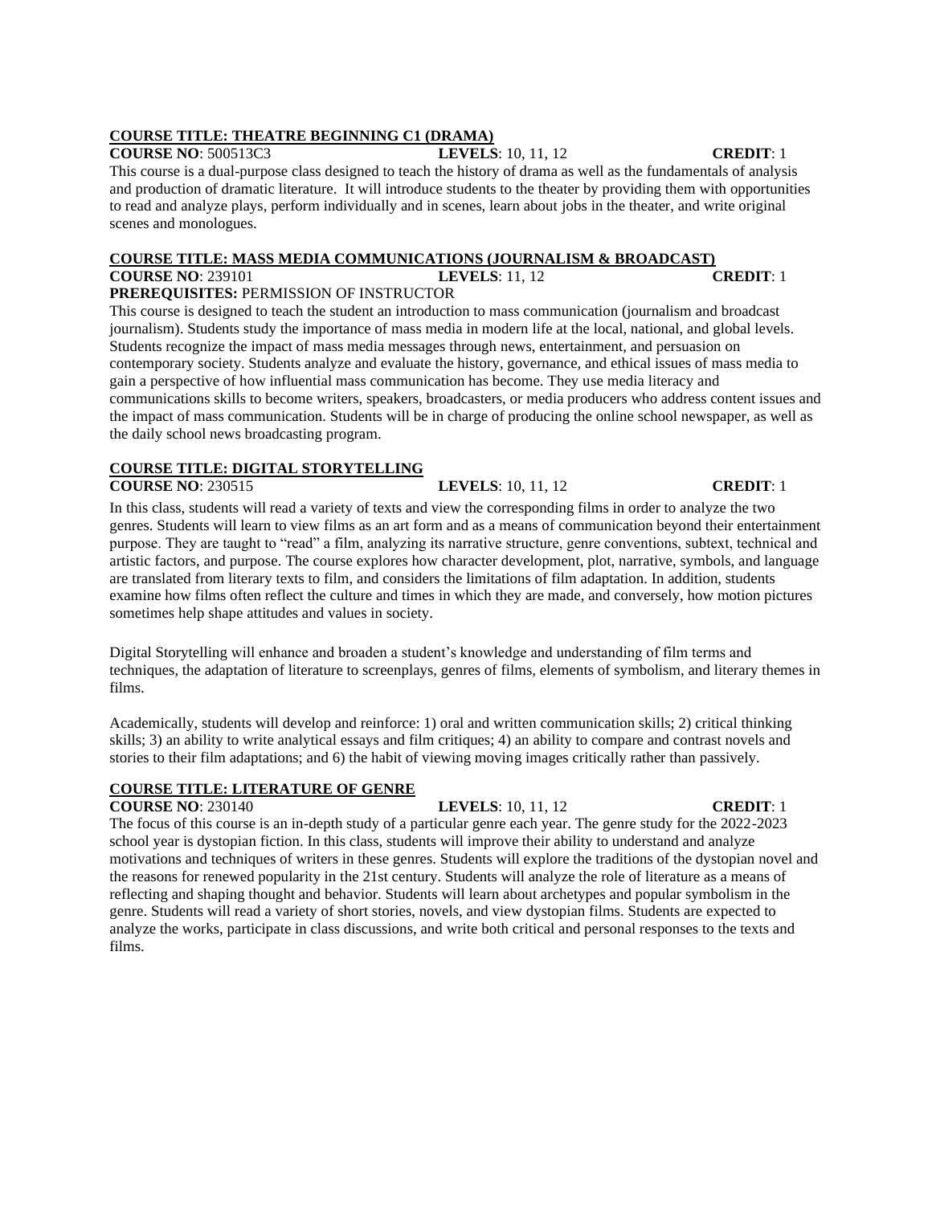**COURSE TITLE: THEATRE BEGINNING C1 (DRAMA)**

**COURSE NO**: 500513C3 **LEVELS**: 10, 11, 12 **CREDIT**: 1

This course is a dual-purpose class designed to teach the history of drama as well as the fundamentals of analysis and production of dramatic literature. It will introduce students to the theater by providing them with opportunities to read and analyze plays, perform individually and in scenes, learn about jobs in the theater, and write original scenes and monologues.

**COURSE TITLE: MASS MEDIA COMMUNICATIONS (JOURNALISM & BROADCAST)**

**COURSE NO**: 239101 **LEVELS**: 11, 12 **CREDIT**: 1

**PREREQUISITES:** PERMISSION OF INSTRUCTOR

This course is designed to teach the student an introduction to mass communication (journalism and broadcast journalism). Students study the importance of mass media in modern life at the local, national, and global levels. Students recognize the impact of mass media messages through news, entertainment, and persuasion on contemporary society. Students analyze and evaluate the history, governance, and ethical issues of mass media to gain a perspective of how influential mass communication has become. They use media literacy and communications skills to become writers, speakers, broadcasters, or media producers who address content issues and the impact of mass communication. Students will be in charge of producing the online school newspaper, as well as the daily school news broadcasting program.

**COURSE TITLE: DIGITAL STORYTELLING**

**COURSE NO**: 230515 **LEVELS**: 10, 11, 12 **CREDIT**: 1

In this class, students will read a variety of texts and view the corresponding films in order to analyze the two genres. Students will learn to view films as an art form and as a means of communication beyond their entertainment purpose. They are taught to "read" a film, analyzing its narrative structure, genre conventions, subtext, technical and artistic factors, and purpose. The course explores how character development, plot, narrative, symbols, and language are translated from literary texts to film, and considers the limitations of film adaptation. In addition, students examine how films often reflect the culture and times in which they are made, and conversely, how motion pictures sometimes help shape attitudes and values in society.

Digital Storytelling will enhance and broaden a student's knowledge and understanding of film terms and techniques, the adaptation of literature to screenplays, genres of films, elements of symbolism, and literary themes in films.

Academically, students will develop and reinforce: 1) oral and written communication skills; 2) critical thinking skills; 3) an ability to write analytical essays and film critiques; 4) an ability to compare and contrast novels and stories to their film adaptations; and 6) the habit of viewing moving images critically rather than passively.

**COURSE TITLE: LITERATURE OF GENRE**

**COURSE NO**: 230140 **LEVELS**: 10, 11, 12 **CREDIT**: 1

The focus of this course is an in-depth study of a particular genre each year. The genre study for the 2022-2023 school year is dystopian fiction. In this class, students will improve their ability to understand and analyze motivations and techniques of writers in these genres. Students will explore the traditions of the dystopian novel and the reasons for renewed popularity in the 21st century. Students will analyze the role of literature as a means of reflecting and shaping thought and behavior. Students will learn about archetypes and popular symbolism in the genre. Students will read a variety of short stories, novels, and view dystopian films. Students are expected to analyze the works, participate in class discussions, and write both critical and personal responses to the texts and films.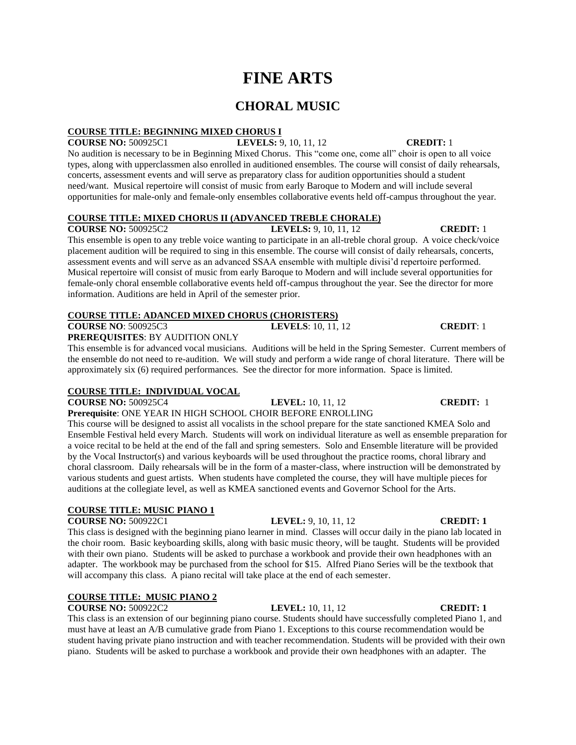# FINE ARTS

## CHORAL MUSIC

**COURSE TITLE: BEGINNING MIXED CHORUS I**

**COURSE NO:** 500925C1 **LEVELS:** 9, 10, 11, 12 **CREDIT:** 1

No audition is necessary to be in Beginning Mixed Chorus. This "come one, come all" choir is open to all voice types, along with upperclassmen also enrolled in auditioned ensembles. The course will consist of daily rehearsals, concerts, assessment events and will serve as preparatory class for audition opportunities should a student need/want. Musical repertoire will consist of music from early Baroque to Modern and will include several opportunities for male-only and female-only ensembles collaborative events held off-campus throughout the year.

**COURSE TITLE: MIXED CHORUS II (ADVANCED TREBLE CHORALE)**

**COURSE NO:** 500925C2 **LEVELS:** 9, 10, 11, 12 **CREDIT:** 1

This ensemble is open to any treble voice wanting to participate in an all-treble choral group. A voice check/voice placement audition will be required to sing in this ensemble. The course will consist of daily rehearsals, concerts, assessment events and will serve as an advanced SSAA ensemble with multiple divisi'd repertoire performed. Musical repertoire will consist of music from early Baroque to Modern and will include several opportunities for female-only choral ensemble collaborative events held off-campus throughout the year. See the director for more information. Auditions are held in April of the semester prior.

**COURSE TITLE: ADANCED MIXED CHORUS (CHORISTERS)**

**COURSE NO**: 500925C3 **LEVELS**: 10, 11, 12 **CREDIT**: 1

**PREREQUISITES**: BY AUDITION ONLY

This ensemble is for advanced vocal musicians. Auditions will be held in the Spring Semester. Current members of the ensemble do not need to re-audition. We will study and perform a wide range of choral literature. There will be approximately six (6) required performances. See the director for more information. Space is limited.

**COURSE TITLE: INDIVIDUAL VOCAL**

**COURSE NO:** 500925C4 **LEVEL:** 10, 11, 12 **CREDIT:** 1

**Prerequisite**: ONE YEAR IN HIGH SCHOOL CHOIR BEFORE ENROLLING

This course will be designed to assist all vocalists in the school prepare for the state sanctioned KMEA Solo and Ensemble Festival held every March. Students will work on individual literature as well as ensemble preparation for a voice recital to be held at the end of the fall and spring semesters. Solo and Ensemble literature will be provided by the Vocal Instructor(s) and various keyboards will be used throughout the practice rooms, choral library and choral classroom. Daily rehearsals will be in the form of a master-class, where instruction will be demonstrated by various students and guest artists. When students have completed the course, they will have multiple pieces for auditions at the collegiate level, as well as KMEA sanctioned events and Governor School for the Arts.

**COURSE TITLE: MUSIC PIANO 1**

**COURSE NO:** 500922C1 **LEVEL:** 9, 10, 11, 12 **CREDIT: 1**

This class is designed with the beginning piano learner in mind. Classes will occur daily in the piano lab located in the choir room. Basic keyboarding skills, along with basic music theory, will be taught. Students will be provided with their own piano. Students will be asked to purchase a workbook and provide their own headphones with an adapter. The workbook may be purchased from the school for $15. Alfred Piano Series will be the textbook that will accompany this class. A piano recital will take place at the end of each semester.

**COURSE TITLE: MUSIC PIANO 2**

**COURSE NO:** 500922C2 **LEVEL:** 10, 11, 12 **CREDIT: 1**

This class is an extension of our beginning piano course. Students should have successfully completed Piano 1, and must have at least an A/B cumulative grade from Piano 1. Exceptions to this course recommendation would be student having private piano instruction and with teacher recommendation. Students will be provided with their own piano. Students will be asked to purchase a workbook and provide their own headphones with an adapter. The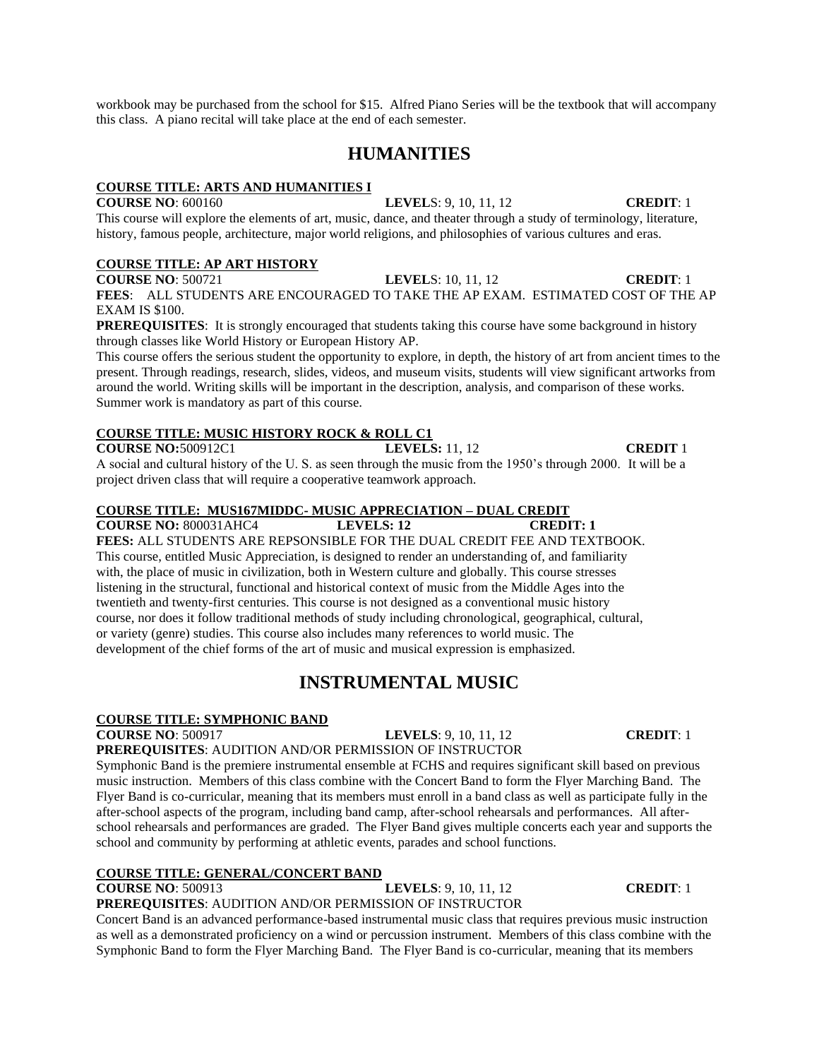workbook may be purchased from the school for $15. Alfred Piano Series will be the textbook that will accompany this class. A piano recital will take place at the end of each semester.

# HUMANITIES

**COURSE TITLE: ARTS AND HUMANITIES I**

**COURSE NO**: 600160 **LEVEL**S: 9, 10, 11, 12 **CREDIT**: 1

This course will explore the elements of art, music, dance, and theater through a study of terminology, literature, history, famous people, architecture, major world religions, and philosophies of various cultures and eras.

**COURSE TITLE: AP ART HISTORY**

**COURSE NO**: 500721 **LEVEL**S: 10, 11, 12 **CREDIT**: 1

**FEES**: ALL STUDENTS ARE ENCOURAGED TO TAKE THE AP EXAM. ESTIMATED COST OF THE AP EXAM IS $100.

**PREREQUISITES**: It is strongly encouraged that students taking this course have some background in history through classes like World History or European History AP.

This course offers the serious student the opportunity to explore, in depth, the history of art from ancient times to the present. Through readings, research, slides, videos, and museum visits, students will view significant artworks from around the world. Writing skills will be important in the description, analysis, and comparison of these works. Summer work is mandatory as part of this course.

**COURSE TITLE: MUSIC HISTORY ROCK & ROLL C1**

**COURSE NO:**500912C1 **LEVELS:** 11, 12 **CREDIT** 1

A social and cultural history of the U. S. as seen through the music from the 1950's through 2000. It will be a project driven class that will require a cooperative teamwork approach.

**COURSE TITLE: MUS167MIDDC- MUSIC APPRECIATION – DUAL CREDIT**

**COURSE NO:** 800031AHC4 **LEVELS: 12** **CREDIT: 1**

**FEES:** ALL STUDENTS ARE REPSONSIBLE FOR THE DUAL CREDIT FEE AND TEXTBOOK.

This course, entitled Music Appreciation, is designed to render an understanding of, and familiarity with, the place of music in civilization, both in Western culture and globally. This course stresses listening in the structural, functional and historical context of music from the Middle Ages into the twentieth and twenty-first centuries. This course is not designed as a conventional music history course, nor does it follow traditional methods of study including chronological, geographical, cultural, or variety (genre) studies. This course also includes many references to world music. The development of the chief forms of the art of music and musical expression is emphasized.

# INSTRUMENTAL MUSIC

**COURSE TITLE: SYMPHONIC BAND**

**COURSE NO**: 500917 **LEVELS**: 9, 10, 11, 12 **CREDIT**: 1

**PREREQUISITES**: AUDITION AND/OR PERMISSION OF INSTRUCTOR

Symphonic Band is the premiere instrumental ensemble at FCHS and requires significant skill based on previous music instruction. Members of this class combine with the Concert Band to form the Flyer Marching Band. The Flyer Band is co-curricular, meaning that its members must enroll in a band class as well as participate fully in the after-school aspects of the program, including band camp, after-school rehearsals and performances. All after-school rehearsals and performances are graded. The Flyer Band gives multiple concerts each year and supports the school and community by performing at athletic events, parades and school functions.

**COURSE TITLE: GENERAL/CONCERT BAND**

**COURSE NO**: 500913 **LEVELS**: 9, 10, 11, 12 **CREDIT**: 1

**PREREQUISITES**: AUDITION AND/OR PERMISSION OF INSTRUCTOR

Concert Band is an advanced performance-based instrumental music class that requires previous music instruction as well as a demonstrated proficiency on a wind or percussion instrument. Members of this class combine with the Symphonic Band to form the Flyer Marching Band. The Flyer Band is co-curricular, meaning that its members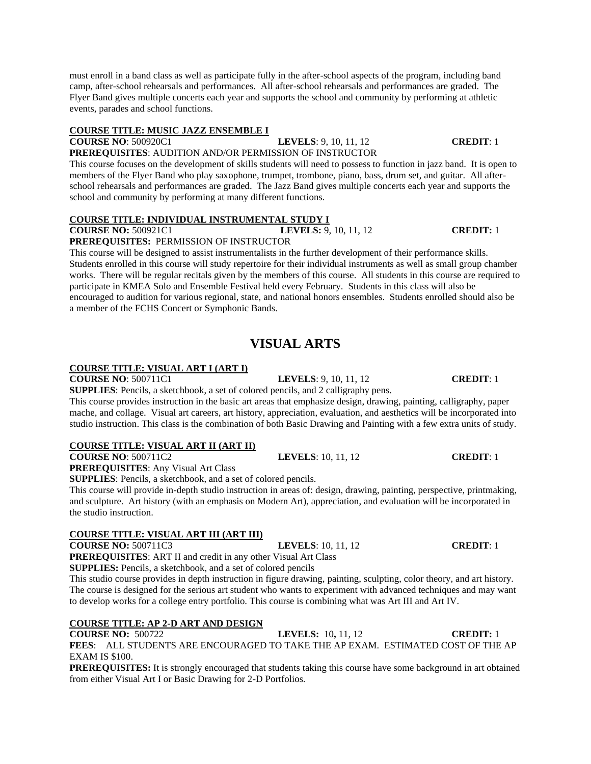must enroll in a band class as well as participate fully in the after-school aspects of the program, including band camp, after-school rehearsals and performances. All after-school rehearsals and performances are graded. The Flyer Band gives multiple concerts each year and supports the school and community by performing at athletic events, parades and school functions.

**COURSE TITLE: MUSIC JAZZ ENSEMBLE I**

**COURSE NO**: 500920C1 **LEVELS**: 9, 10, 11, 12 **CREDIT**: 1

**PREREQUISITES**: AUDITION AND/OR PERMISSION OF INSTRUCTOR

This course focuses on the development of skills students will need to possess to function in jazz band. It is open to members of the Flyer Band who play saxophone, trumpet, trombone, piano, bass, drum set, and guitar. All after-school rehearsals and performances are graded. The Jazz Band gives multiple concerts each year and supports the school and community by performing at many different functions.

**COURSE TITLE: INDIVIDUAL INSTRUMENTAL STUDY I**

**COURSE NO:** 500921C1 **LEVELS:** 9, 10, 11, 12 **CREDIT:** 1

**PREREQUISITES:** PERMISSION OF INSTRUCTOR

This course will be designed to assist instrumentalists in the further development of their performance skills. Students enrolled in this course will study repertoire for their individual instruments as well as small group chamber works. There will be regular recitals given by the members of this course. All students in this course are required to participate in KMEA Solo and Ensemble Festival held every February. Students in this class will also be encouraged to audition for various regional, state, and national honors ensembles. Students enrolled should also be a member of the FCHS Concert or Symphonic Bands.

# VISUAL ARTS

**COURSE TITLE: VISUAL ART I (ART I)**

**COURSE NO**: 500711C1 **LEVELS**: 9, 10, 11, 12 **CREDIT**: 1

**SUPPLIES**: Pencils, a sketchbook, a set of colored pencils, and 2 calligraphy pens.

This course provides instruction in the basic art areas that emphasize design, drawing, painting, calligraphy, paper mache, and collage. Visual art careers, art history, appreciation, evaluation, and aesthetics will be incorporated into studio instruction. This class is the combination of both Basic Drawing and Painting with a few extra units of study.

**COURSE TITLE: VISUAL ART II (ART II)**

**COURSE NO**: 500711C2 **LEVELS**: 10, 11, 12 **CREDIT**: 1

**PREREQUISITES**: Any Visual Art Class

**SUPPLIES**: Pencils, a sketchbook, and a set of colored pencils.

This course will provide in-depth studio instruction in areas of: design, drawing, painting, perspective, printmaking, and sculpture. Art history (with an emphasis on Modern Art), appreciation, and evaluation will be incorporated in the studio instruction.

**COURSE TITLE: VISUAL ART III (ART III)**

**COURSE NO:** 500711C3 **LEVELS**: 10, 11, 12 **CREDIT**: 1

**PREREQUISITES**: ART II and credit in any other Visual Art Class

**SUPPLIES:** Pencils, a sketchbook, and a set of colored pencils

This studio course provides in depth instruction in figure drawing, painting, sculpting, color theory, and art history. The course is designed for the serious art student who wants to experiment with advanced techniques and may want to develop works for a college entry portfolio. This course is combining what was Art III and Art IV.

**COURSE TITLE: AP 2-D ART AND DESIGN**

**COURSE NO:** 500722 **LEVELS:** 10**,** 11, 12 **CREDIT:** 1

**FEES**: ALL STUDENTS ARE ENCOURAGED TO TAKE THE AP EXAM. ESTIMATED COST OF THE AP EXAM IS $100.

**PREREQUISITES:** It is strongly encouraged that students taking this course have some background in art obtained from either Visual Art I or Basic Drawing for 2-D Portfolios.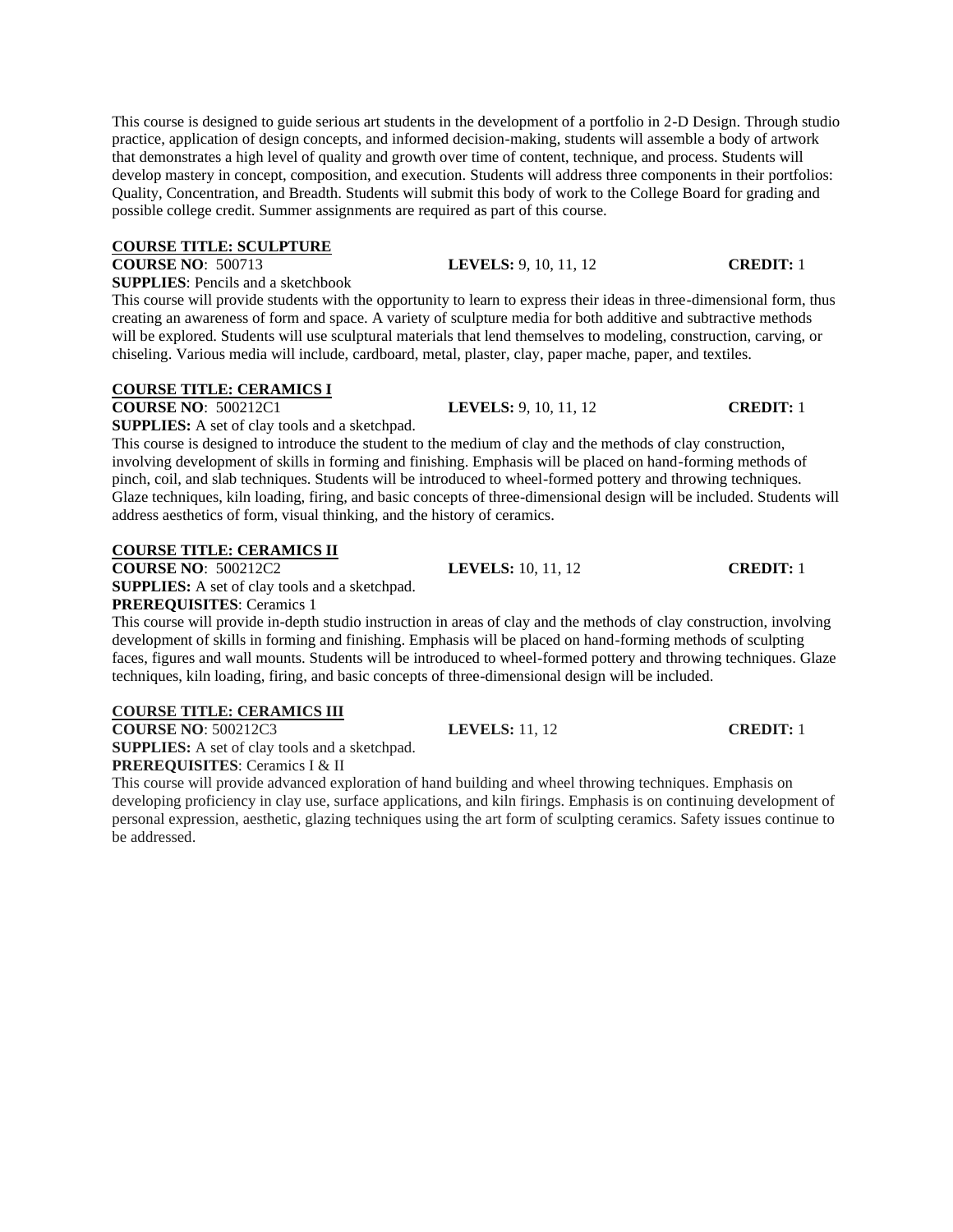This course is designed to guide serious art students in the development of a portfolio in 2-D Design. Through studio practice, application of design concepts, and informed decision-making, students will assemble a body of artwork that demonstrates a high level of quality and growth over time of content, technique, and process. Students will develop mastery in concept, composition, and execution. Students will address three components in their portfolios: Quality, Concentration, and Breadth. Students will submit this body of work to the College Board for grading and possible college credit. Summer assignments are required as part of this course.

**COURSE TITLE: SCULPTURE**

**COURSE NO**: 500713 **LEVELS:** 9, 10, 11, 12 **CREDIT:** 1

**SUPPLIES**: Pencils and a sketchbook

This course will provide students with the opportunity to learn to express their ideas in three-dimensional form, thus creating an awareness of form and space. A variety of sculpture media for both additive and subtractive methods will be explored. Students will use sculptural materials that lend themselves to modeling, construction, carving, or chiseling. Various media will include, cardboard, metal, plaster, clay, paper mache, paper, and textiles.

**COURSE TITLE: CERAMICS I**

**COURSE NO**: 500212C1 **LEVELS:** 9, 10, 11, 12 **CREDIT:** 1

**SUPPLIES:** A set of clay tools and a sketchpad.

This course is designed to introduce the student to the medium of clay and the methods of clay construction, involving development of skills in forming and finishing. Emphasis will be placed on hand-forming methods of pinch, coil, and slab techniques. Students will be introduced to wheel-formed pottery and throwing techniques. Glaze techniques, kiln loading, firing, and basic concepts of three-dimensional design will be included. Students will address aesthetics of form, visual thinking, and the history of ceramics.

**COURSE TITLE: CERAMICS II**

**COURSE NO**: 500212C2 **LEVELS:** 10, 11, 12 **CREDIT:** 1

**SUPPLIES:** A set of clay tools and a sketchpad.

**PREREQUISITES**: Ceramics 1

This course will provide in-depth studio instruction in areas of clay and the methods of clay construction, involving development of skills in forming and finishing. Emphasis will be placed on hand-forming methods of sculpting faces, figures and wall mounts. Students will be introduced to wheel-formed pottery and throwing techniques. Glaze techniques, kiln loading, firing, and basic concepts of three-dimensional design will be included.

**COURSE TITLE: CERAMICS III**

**COURSE NO**: 500212C3 **LEVELS:** 11, 12 **CREDIT:** 1

**SUPPLIES:** A set of clay tools and a sketchpad.

**PREREQUISITES**: Ceramics I & II

This course will provide advanced exploration of hand building and wheel throwing techniques. Emphasis on developing proficiency in clay use, surface applications, and kiln firings. Emphasis is on continuing development of personal expression, aesthetic, glazing techniques using the art form of sculpting ceramics. Safety issues continue to be addressed.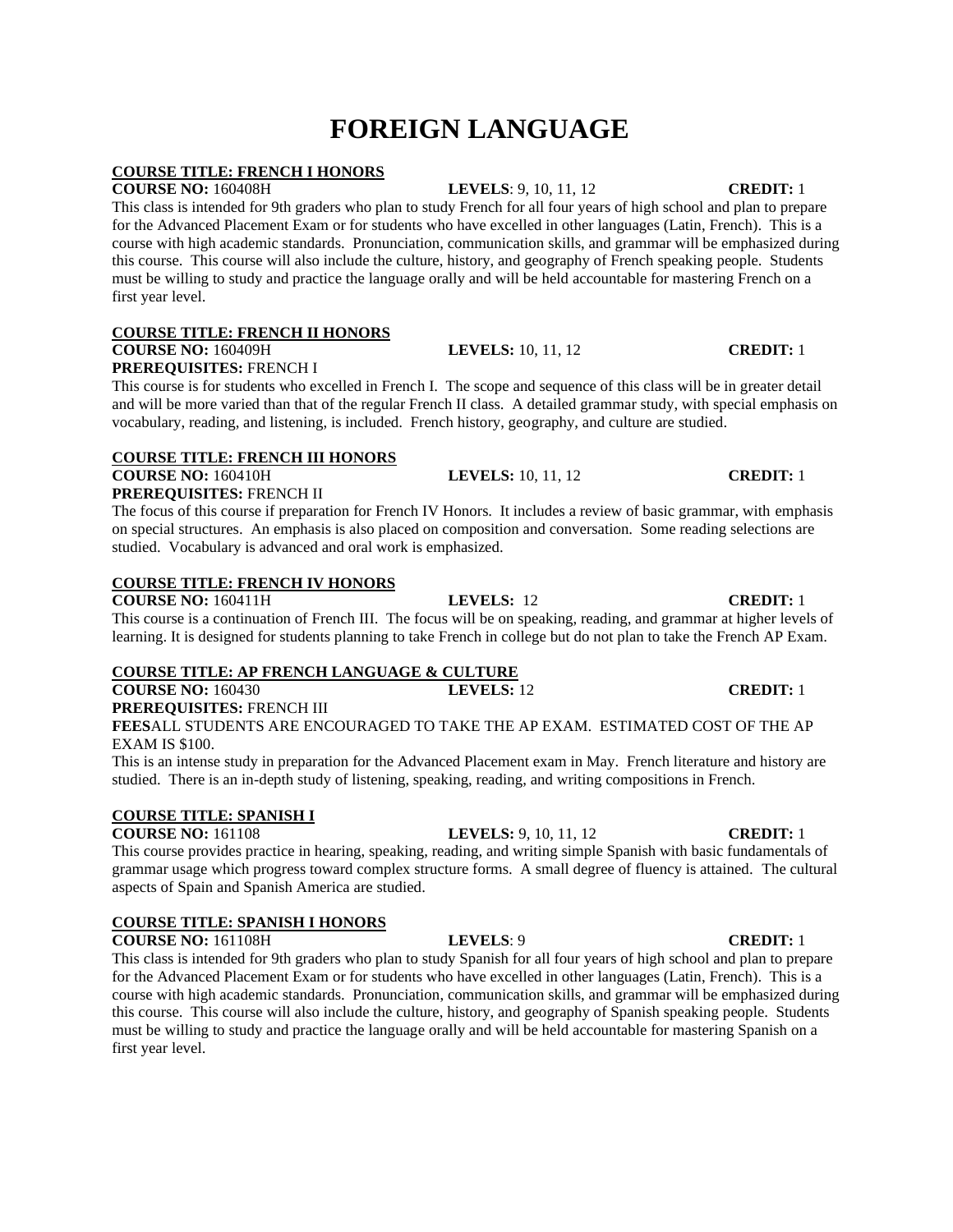# FOREIGN LANGUAGE

**COURSE TITLE: FRENCH I HONORS**

**COURSE NO:** 160408H **LEVELS**: 9, 10, 11, 12 **CREDIT:** 1

This class is intended for 9th graders who plan to study French for all four years of high school and plan to prepare for the Advanced Placement Exam or for students who have excelled in other languages (Latin, French). This is a course with high academic standards. Pronunciation, communication skills, and grammar will be emphasized during this course. This course will also include the culture, history, and geography of French speaking people. Students must be willing to study and practice the language orally and will be held accountable for mastering French on a first year level.

**COURSE TITLE: FRENCH II HONORS**

**COURSE NO:** 160409H **LEVELS:** 10, 11, 12 **CREDIT:** 1

**PREREQUISITES:** FRENCH I

This course is for students who excelled in French I. The scope and sequence of this class will be in greater detail and will be more varied than that of the regular French II class. A detailed grammar study, with special emphasis on vocabulary, reading, and listening, is included. French history, geography, and culture are studied.

**COURSE TITLE: FRENCH III HONORS**

**COURSE NO:** 160410H **LEVELS:** 10, 11, 12 **CREDIT:** 1

**PREREQUISITES:** FRENCH II

The focus of this course if preparation for French IV Honors. It includes a review of basic grammar, with emphasis on special structures. An emphasis is also placed on composition and conversation. Some reading selections are studied. Vocabulary is advanced and oral work is emphasized.

**COURSE TITLE: FRENCH IV HONORS**

**COURSE NO:** 160411H **LEVELS:** 12 **CREDIT:** 1

This course is a continuation of French III. The focus will be on speaking, reading, and grammar at higher levels of learning. It is designed for students planning to take French in college but do not plan to take the French AP Exam.

**COURSE TITLE: AP FRENCH LANGUAGE & CULTURE**

**COURSE NO:** 160430 **LEVELS:** 12 **CREDIT:** 1

**PREREQUISITES:** FRENCH III

**FEES**ALL STUDENTS ARE ENCOURAGED TO TAKE THE AP EXAM. ESTIMATED COST OF THE AP EXAM IS $100.

This is an intense study in preparation for the Advanced Placement exam in May. French literature and history are studied. There is an in-depth study of listening, speaking, reading, and writing compositions in French.

**COURSE TITLE: SPANISH I**

**COURSE NO:** 161108 **LEVELS:** 9, 10, 11, 12 **CREDIT:** 1

This course provides practice in hearing, speaking, reading, and writing simple Spanish with basic fundamentals of grammar usage which progress toward complex structure forms. A small degree of fluency is attained. The cultural aspects of Spain and Spanish America are studied.

**COURSE TITLE: SPANISH I HONORS**

**COURSE NO:** 161108H **LEVELS**: 9 **CREDIT:** 1

This class is intended for 9th graders who plan to study Spanish for all four years of high school and plan to prepare for the Advanced Placement Exam or for students who have excelled in other languages (Latin, French). This is a course with high academic standards. Pronunciation, communication skills, and grammar will be emphasized during this course. This course will also include the culture, history, and geography of Spanish speaking people. Students must be willing to study and practice the language orally and will be held accountable for mastering Spanish on a first year level.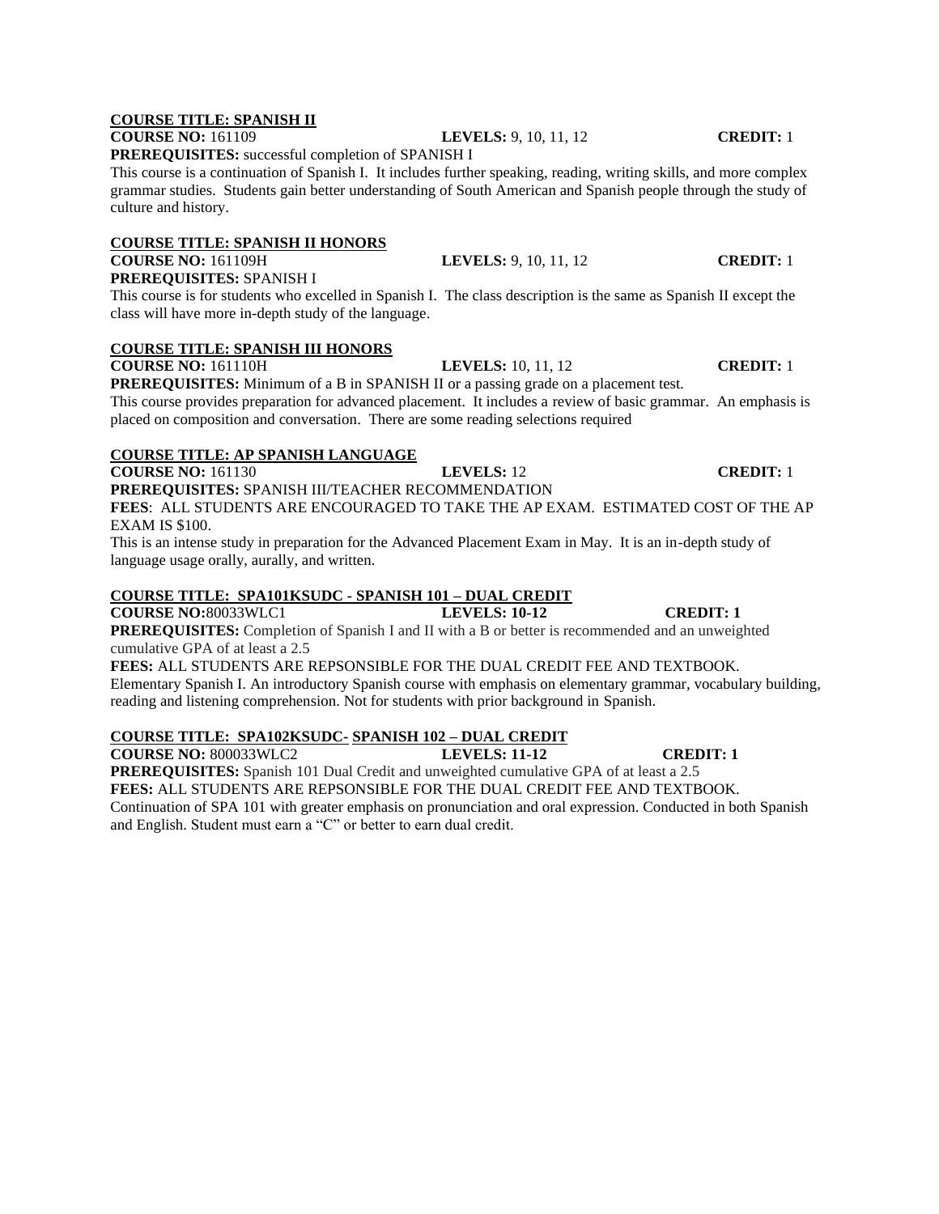**COURSE TITLE: SPANISH II**

**COURSE NO:** 161109 **LEVELS:** 9, 10, 11, 12 **CREDIT:** 1

**PREREQUISITES:** successful completion of SPANISH I

This course is a continuation of Spanish I. It includes further speaking, reading, writing skills, and more complex grammar studies. Students gain better understanding of South American and Spanish people through the study of culture and history.

**COURSE TITLE: SPANISH II HONORS**

**COURSE NO:** 161109H **LEVELS:** 9, 10, 11, 12 **CREDIT:** 1

**PREREQUISITES:** SPANISH I

This course is for students who excelled in Spanish I. The class description is the same as Spanish II except the class will have more in-depth study of the language.

**COURSE TITLE: SPANISH III HONORS**

**COURSE NO:** 161110H **LEVELS:** 10, 11, 12 **CREDIT:** 1

**PREREQUISITES:** Minimum of a B in SPANISH II or a passing grade on a placement test.

This course provides preparation for advanced placement. It includes a review of basic grammar. An emphasis is placed on composition and conversation. There are some reading selections required

**COURSE TITLE: AP SPANISH LANGUAGE**

**COURSE NO:** 161130 **LEVELS:** 12 **CREDIT:** 1

**PREREQUISITES:** SPANISH III/TEACHER RECOMMENDATION

**FEES**: ALL STUDENTS ARE ENCOURAGED TO TAKE THE AP EXAM. ESTIMATED COST OF THE AP EXAM IS $100.

This is an intense study in preparation for the Advanced Placement Exam in May. It is an in-depth study of language usage orally, aurally, and written.

**COURSE TITLE: SPA101KSUDC - SPANISH 101 – DUAL CREDIT**

**COURSE NO:**80033WLC1 **LEVELS: 10-12** **CREDIT: 1**

**PREREQUISITES:** Completion of Spanish I and II with a B or better is recommended and an unweighted cumulative GPA of at least a 2.5

**FEES:** ALL STUDENTS ARE REPSONSIBLE FOR THE DUAL CREDIT FEE AND TEXTBOOK.

Elementary Spanish I. An introductory Spanish course with emphasis on elementary grammar, vocabulary building, reading and listening comprehension. Not for students with prior background in Spanish.

**COURSE TITLE: SPA102KSUDC- SPANISH 102 – DUAL CREDIT**

**COURSE NO:** 800033WLC2 **LEVELS: 11-12** **CREDIT: 1**

**PREREQUISITES:** Spanish 101 Dual Credit and unweighted cumulative GPA of at least a 2.5

**FEES:** ALL STUDENTS ARE REPSONSIBLE FOR THE DUAL CREDIT FEE AND TEXTBOOK.

Continuation of SPA 101 with greater emphasis on pronunciation and oral expression. Conducted in both Spanish and English. Student must earn a "C" or better to earn dual credit.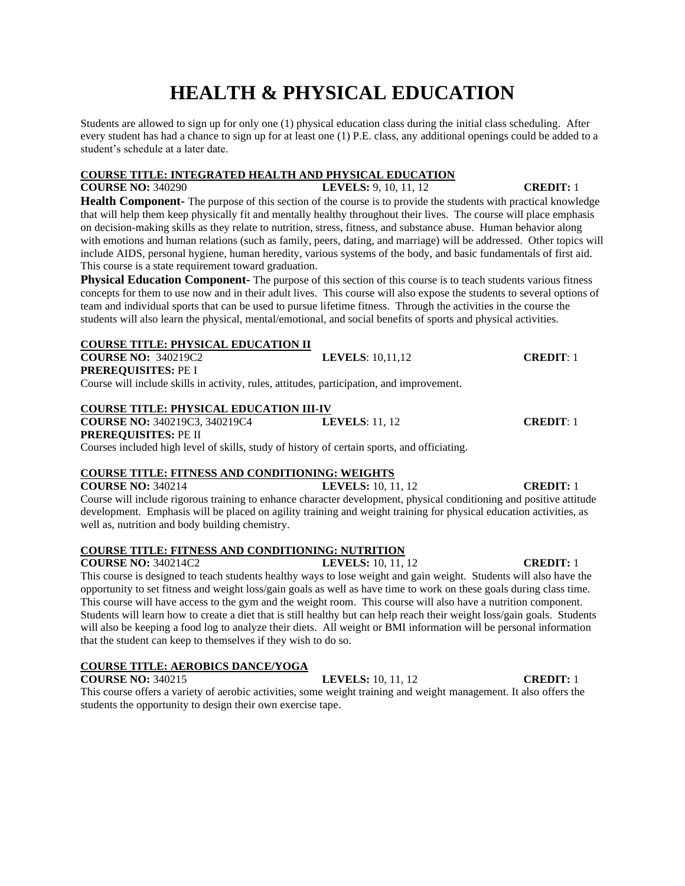# HEALTH & PHYSICAL EDUCATION

Students are allowed to sign up for only one (1) physical education class during the initial class scheduling. After every student has had a chance to sign up for at least one (1) P.E. class, any additional openings could be added to a student's schedule at a later date.

**COURSE TITLE: INTEGRATED HEALTH AND PHYSICAL EDUCATION**

**COURSE NO:** 340290 **LEVELS:** 9, 10, 11, 12 **CREDIT:** 1

**Health Component-** The purpose of this section of the course is to provide the students with practical knowledge that will help them keep physically fit and mentally healthy throughout their lives. The course will place emphasis on decision-making skills as they relate to nutrition, stress, fitness, and substance abuse. Human behavior along with emotions and human relations (such as family, peers, dating, and marriage) will be addressed. Other topics will include AIDS, personal hygiene, human heredity, various systems of the body, and basic fundamentals of first aid. This course is a state requirement toward graduation.

**Physical Education Component-** The purpose of this section of this course is to teach students various fitness concepts for them to use now and in their adult lives. This course will also expose the students to several options of team and individual sports that can be used to pursue lifetime fitness. Through the activities in the course the students will also learn the physical, mental/emotional, and social benefits of sports and physical activities.

**COURSE TITLE: PHYSICAL EDUCATION II**

**COURSE NO:** 340219C2 **LEVELS**: 10,11,12 **CREDIT**: 1

**PREREQUISITES:** PE I

Course will include skills in activity, rules, attitudes, participation, and improvement.

**COURSE TITLE: PHYSICAL EDUCATION III-IV**

**COURSE NO:** 340219C3, 340219C4 **LEVELS**: 11, 12 **CREDIT**: 1

**PREREQUISITES:** PE II

Courses included high level of skills, study of history of certain sports, and officiating.

**COURSE TITLE: FITNESS AND CONDITIONING: WEIGHTS**

**COURSE NO:** 340214 **LEVELS:** 10, 11, 12 **CREDIT:** 1

Course will include rigorous training to enhance character development, physical conditioning and positive attitude development. Emphasis will be placed on agility training and weight training for physical education activities, as well as, nutrition and body building chemistry.

**COURSE TITLE: FITNESS AND CONDITIONING: NUTRITION**

**COURSE NO:** 340214C2 **LEVELS:** 10, 11, 12 **CREDIT:** 1

This course is designed to teach students healthy ways to lose weight and gain weight. Students will also have the opportunity to set fitness and weight loss/gain goals as well as have time to work on these goals during class time. This course will have access to the gym and the weight room. This course will also have a nutrition component. Students will learn how to create a diet that is still healthy but can help reach their weight loss/gain goals. Students will also be keeping a food log to analyze their diets. All weight or BMI information will be personal information that the student can keep to themselves if they wish to do so.

**COURSE TITLE: AEROBICS DANCE/YOGA**

**COURSE NO:** 340215 **LEVELS:** 10, 11, 12 **CREDIT:** 1

This course offers a variety of aerobic activities, some weight training and weight management. It also offers the students the opportunity to design their own exercise tape.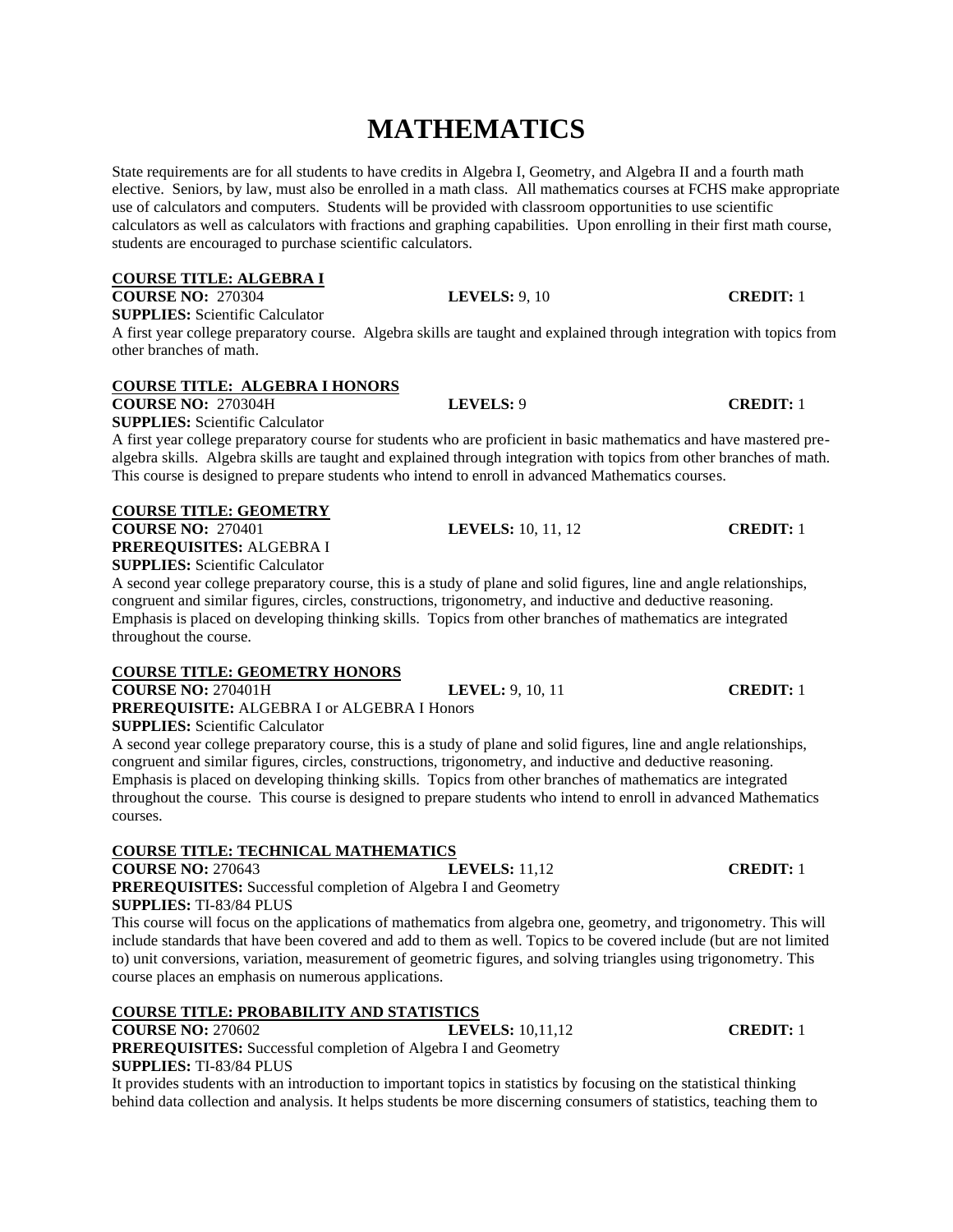# MATHEMATICS

State requirements are for all students to have credits in Algebra I, Geometry, and Algebra II and a fourth math elective. Seniors, by law, must also be enrolled in a math class. All mathematics courses at FCHS make appropriate use of calculators and computers. Students will be provided with classroom opportunities to use scientific calculators as well as calculators with fractions and graphing capabilities. Upon enrolling in their first math course, students are encouraged to purchase scientific calculators.

**COURSE TITLE: ALGEBRA I**
**COURSE NO:** 270304 **LEVELS:** 9, 10 **CREDIT:** 1
**SUPPLIES:** Scientific Calculator
A first year college preparatory course. Algebra skills are taught and explained through integration with topics from other branches of math.

**COURSE TITLE: ALGEBRA I HONORS**
**COURSE NO:** 270304H **LEVELS:** 9 **CREDIT:** 1
**SUPPLIES:** Scientific Calculator
A first year college preparatory course for students who are proficient in basic mathematics and have mastered pre-algebra skills. Algebra skills are taught and explained through integration with topics from other branches of math. This course is designed to prepare students who intend to enroll in advanced Mathematics courses.

**COURSE TITLE: GEOMETRY**
**COURSE NO:** 270401 **LEVELS:** 10, 11, 12 **CREDIT:** 1
**PREREQUISITES:** ALGEBRA I
**SUPPLIES:** Scientific Calculator
A second year college preparatory course, this is a study of plane and solid figures, line and angle relationships, congruent and similar figures, circles, constructions, trigonometry, and inductive and deductive reasoning. Emphasis is placed on developing thinking skills. Topics from other branches of mathematics are integrated throughout the course.

**COURSE TITLE: GEOMETRY HONORS**
**COURSE NO:** 270401H **LEVEL:** 9, 10, 11 **CREDIT:** 1
**PREREQUISITE:** ALGEBRA I or ALGEBRA I Honors
**SUPPLIES:** Scientific Calculator
A second year college preparatory course, this is a study of plane and solid figures, line and angle relationships, congruent and similar figures, circles, constructions, trigonometry, and inductive and deductive reasoning. Emphasis is placed on developing thinking skills. Topics from other branches of mathematics are integrated throughout the course. This course is designed to prepare students who intend to enroll in advanced Mathematics courses.

**COURSE TITLE: TECHNICAL MATHEMATICS**
**COURSE NO:** 270643 **LEVELS:** 11,12 **CREDIT:** 1
**PREREQUISITES:** Successful completion of Algebra I and Geometry
**SUPPLIES:** TI-83/84 PLUS
This course will focus on the applications of mathematics from algebra one, geometry, and trigonometry. This will include standards that have been covered and add to them as well. Topics to be covered include (but are not limited to) unit conversions, variation, measurement of geometric figures, and solving triangles using trigonometry. This course places an emphasis on numerous applications.

**COURSE TITLE: PROBABILITY AND STATISTICS**
**COURSE NO:** 270602 **LEVELS:** 10,11,12 **CREDIT:** 1
**PREREQUISITES:** Successful completion of Algebra I and Geometry
**SUPPLIES:** TI-83/84 PLUS
It provides students with an introduction to important topics in statistics by focusing on the statistical thinking behind data collection and analysis. It helps students be more discerning consumers of statistics, teaching them to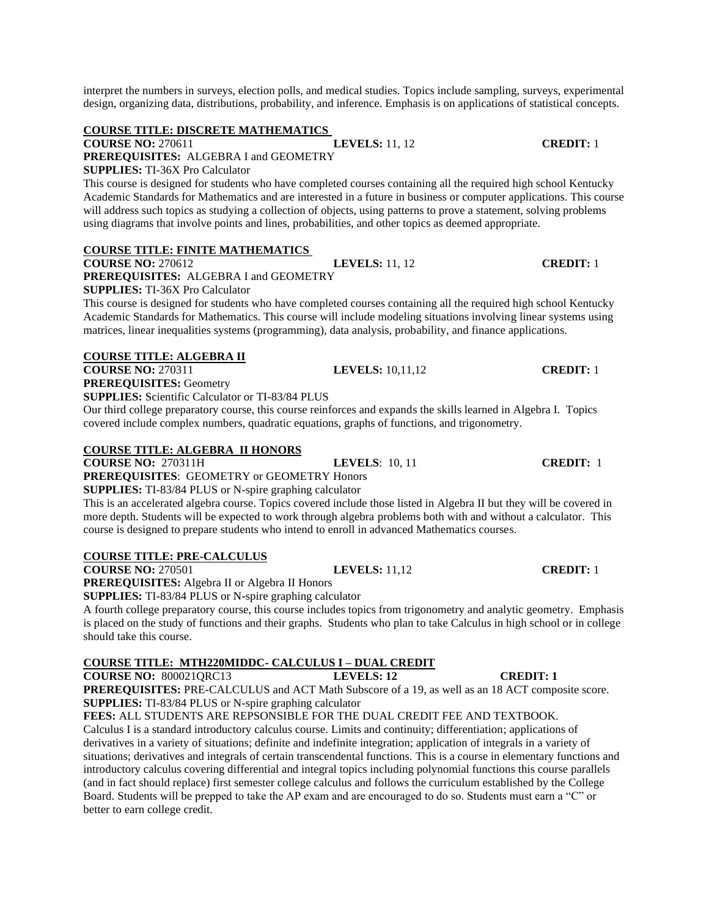interpret the numbers in surveys, election polls, and medical studies. Topics include sampling, surveys, experimental design, organizing data, distributions, probability, and inference. Emphasis is on applications of statistical concepts.

**COURSE TITLE: DISCRETE MATHEMATICS**

**COURSE NO:** 270611 **LEVELS:** 11, 12 **CREDIT:** 1

**PREREQUISITES:** ALGEBRA I and GEOMETRY

**SUPPLIES:** TI-36X Pro Calculator

This course is designed for students who have completed courses containing all the required high school Kentucky Academic Standards for Mathematics and are interested in a future in business or computer applications. This course will address such topics as studying a collection of objects, using patterns to prove a statement, solving problems using diagrams that involve points and lines, probabilities, and other topics as deemed appropriate.

**COURSE TITLE: FINITE MATHEMATICS**

**COURSE NO:** 270612 **LEVELS:** 11, 12 **CREDIT:** 1

**PREREQUISITES:** ALGEBRA I and GEOMETRY

**SUPPLIES:** TI-36X Pro Calculator

This course is designed for students who have completed courses containing all the required high school Kentucky Academic Standards for Mathematics. This course will include modeling situations involving linear systems using matrices, linear inequalities systems (programming), data analysis, probability, and finance applications.

**COURSE TITLE: ALGEBRA II**

**COURSE NO:** 270311 **LEVELS:** 10,11,12 **CREDIT:** 1

**PREREQUISITES:** Geometry

**SUPPLIES:** Scientific Calculator or TI-83/84 PLUS

Our third college preparatory course, this course reinforces and expands the skills learned in Algebra I. Topics covered include complex numbers, quadratic equations, graphs of functions, and trigonometry.

**COURSE TITLE: ALGEBRA II HONORS**

**COURSE NO:** 270311H **LEVELS**: 10, 11 **CREDIT:** 1

**PREREQUISITES**: GEOMETRY or GEOMETRY Honors

**SUPPLIES:** TI-83/84 PLUS or N-spire graphing calculator

This is an accelerated algebra course. Topics covered include those listed in Algebra II but they will be covered in more depth. Students will be expected to work through algebra problems both with and without a calculator. This course is designed to prepare students who intend to enroll in advanced Mathematics courses.

**COURSE TITLE: PRE-CALCULUS**

**COURSE NO:** 270501 **LEVELS:** 11,12 **CREDIT:** 1

**PREREQUISITES:** Algebra II or Algebra II Honors

**SUPPLIES:** TI-83/84 PLUS or N-spire graphing calculator

A fourth college preparatory course, this course includes topics from trigonometry and analytic geometry. Emphasis is placed on the study of functions and their graphs. Students who plan to take Calculus in high school or in college should take this course.

**COURSE TITLE: MTH220MIDDC- CALCULUS I – DUAL CREDIT**

**COURSE NO:** 800021QRC13 **LEVELS: 12** **CREDIT: 1**

**PREREQUISITES:** PRE-CALCULUS and ACT Math Subscore of a 19, as well as an 18 ACT composite score.

**SUPPLIES:** TI-83/84 PLUS or N-spire graphing calculator

**FEES:** ALL STUDENTS ARE REPSONSIBLE FOR THE DUAL CREDIT FEE AND TEXTBOOK.

Calculus I is a standard introductory calculus course. Limits and continuity; differentiation; applications of derivatives in a variety of situations; definite and indefinite integration; application of integrals in a variety of situations; derivatives and integrals of certain transcendental functions. This is a course in elementary functions and introductory calculus covering differential and integral topics including polynomial functions this course parallels (and in fact should replace) first semester college calculus and follows the curriculum established by the College Board. Students will be prepped to take the AP exam and are encouraged to do so. Students must earn a "C" or better to earn college credit.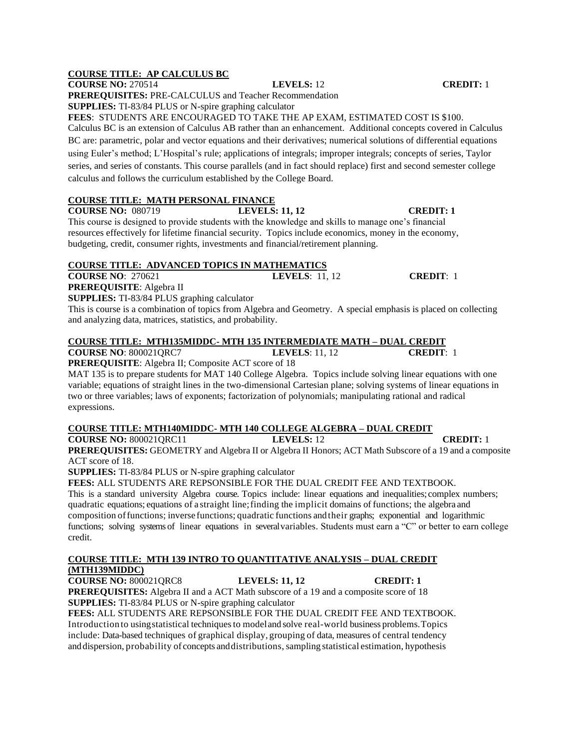**COURSE TITLE: AP CALCULUS BC**

**COURSE NO:** 270514 **LEVELS:** 12 **CREDIT:** 1

**PREREQUISITES:** PRE-CALCULUS and Teacher Recommendation

**SUPPLIES:** TI-83/84 PLUS or N-spire graphing calculator

**FEES**: STUDENTS ARE ENCOURAGED TO TAKE THE AP EXAM, ESTIMATED COST IS $100.

Calculus BC is an extension of Calculus AB rather than an enhancement. Additional concepts covered in Calculus BC are: parametric, polar and vector equations and their derivatives; numerical solutions of differential equations using Euler's method; L'Hospital's rule; applications of integrals; improper integrals; concepts of series, Taylor series, and series of constants. This course parallels (and in fact should replace) first and second semester college calculus and follows the curriculum established by the College Board.

**COURSE TITLE: MATH PERSONAL FINANCE**

**COURSE NO:** 080719 **LEVELS: 11, 12** **CREDIT: 1**

This course is designed to provide students with the knowledge and skills to manage one's financial resources effectively for lifetime financial security. Topics include economics, money in the economy, budgeting, credit, consumer rights, investments and financial/retirement planning.

**COURSE TITLE: ADVANCED TOPICS IN MATHEMATICS**

**COURSE NO**: 270621 **LEVELS**: 11, 12 **CREDIT**: 1

**PREREQUISITE**: Algebra II

**SUPPLIES:** TI-83/84 PLUS graphing calculator

This is course is a combination of topics from Algebra and Geometry. A special emphasis is placed on collecting and analyzing data, matrices, statistics, and probability.

**COURSE TITLE: MTH135MIDDC- MTH 135 INTERMEDIATE MATH – DUAL CREDIT**

**COURSE NO**: 800021QRC7 **LEVELS**: 11, 12 **CREDIT**: 1

**PREREQUISITE**: Algebra II; Composite ACT score of 18

MAT 135 is to prepare students for MAT 140 College Algebra. Topics include solving linear equations with one variable; equations of straight lines in the two-dimensional Cartesian plane; solving systems of linear equations in two or three variables; laws of exponents; factorization of polynomials; manipulating rational and radical expressions.

**COURSE TITLE: MTH140MIDDC- MTH 140 COLLEGE ALGEBRA – DUAL CREDIT**

**COURSE NO:** 800021QRC11 **LEVELS:** 12 **CREDIT:** 1

**PREREQUISITES:** GEOMETRY and Algebra II or Algebra II Honors; ACT Math Subscore of a 19 and a composite ACT score of 18.

**SUPPLIES:** TI-83/84 PLUS or N-spire graphing calculator

**FEES:** ALL STUDENTS ARE REPSONSIBLE FOR THE DUAL CREDIT FEE AND TEXTBOOK.

This is a standard university Algebra course. Topics include: linear equations and inequalities; complex numbers; quadratic equations; equations of a straight line; finding the implicit domains of functions; the algebra and composition of functions; inverse functions; quadratic functions and their graphs; exponential and logarithmic functions; solving systems of linear equations in several variables. Students must earn a "C" or better to earn college credit.

**COURSE TITLE: MTH 139 INTRO TO QUANTITATIVE ANALYSIS – DUAL CREDIT (MTH139MIDDC)**

**COURSE NO:** 800021QRC8 **LEVELS: 11, 12** **CREDIT: 1**

**PREREQUISITES:** Algebra II and a ACT Math subscore of a 19 and a composite score of 18

**SUPPLIES:** TI-83/84 PLUS or N-spire graphing calculator

**FEES:** ALL STUDENTS ARE REPSONSIBLE FOR THE DUAL CREDIT FEE AND TEXTBOOK.

Introduction to using statistical techniques to model and solve real-world business problems. Topics include: Data-based techniques of graphical display, grouping of data, measures of central tendency and dispersion, probability of concepts and distributions, sampling statistical estimation, hypothesis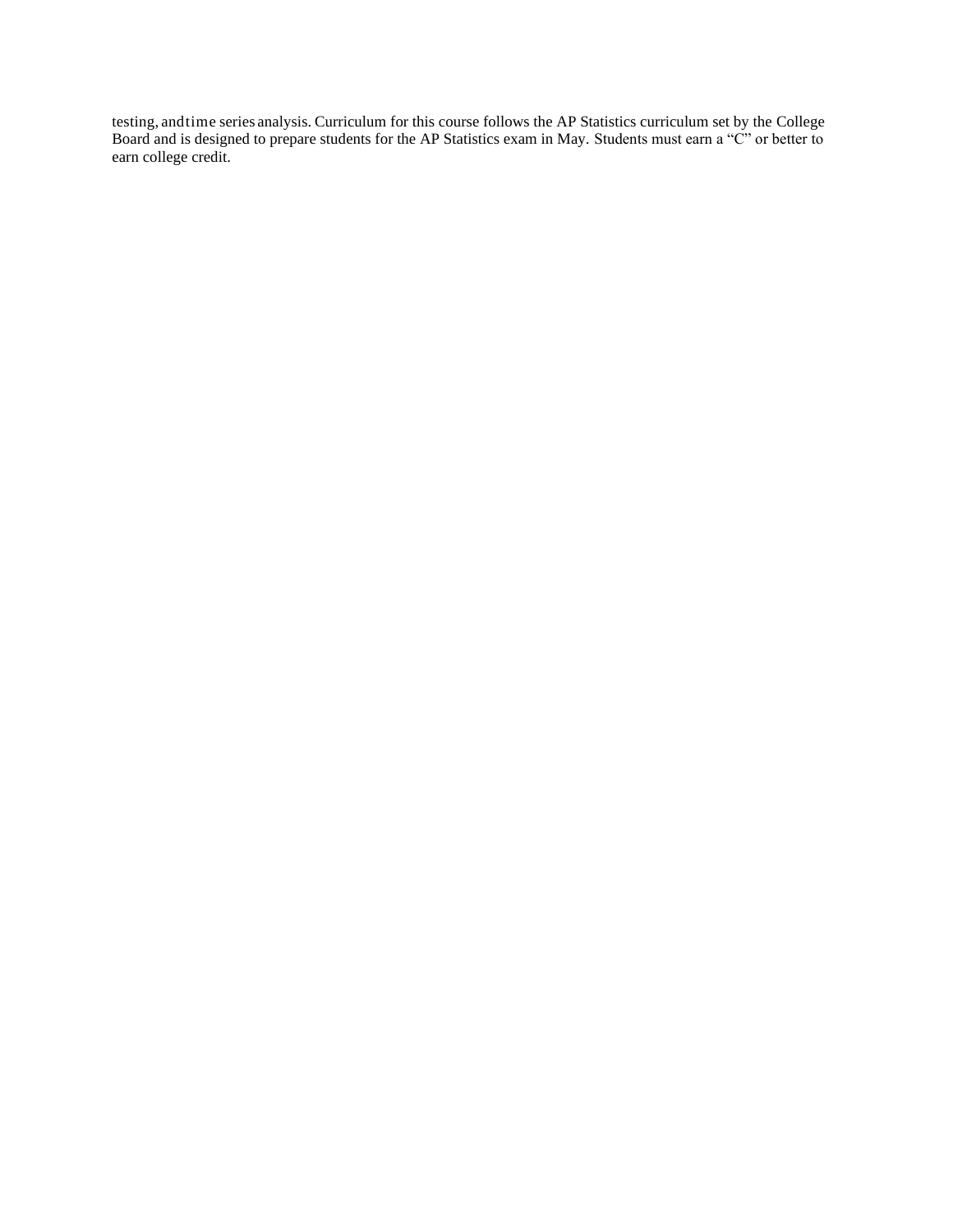testing, and time series analysis. Curriculum for this course follows the AP Statistics curriculum set by the College Board and is designed to prepare students for the AP Statistics exam in May. Students must earn a "C" or better to earn college credit.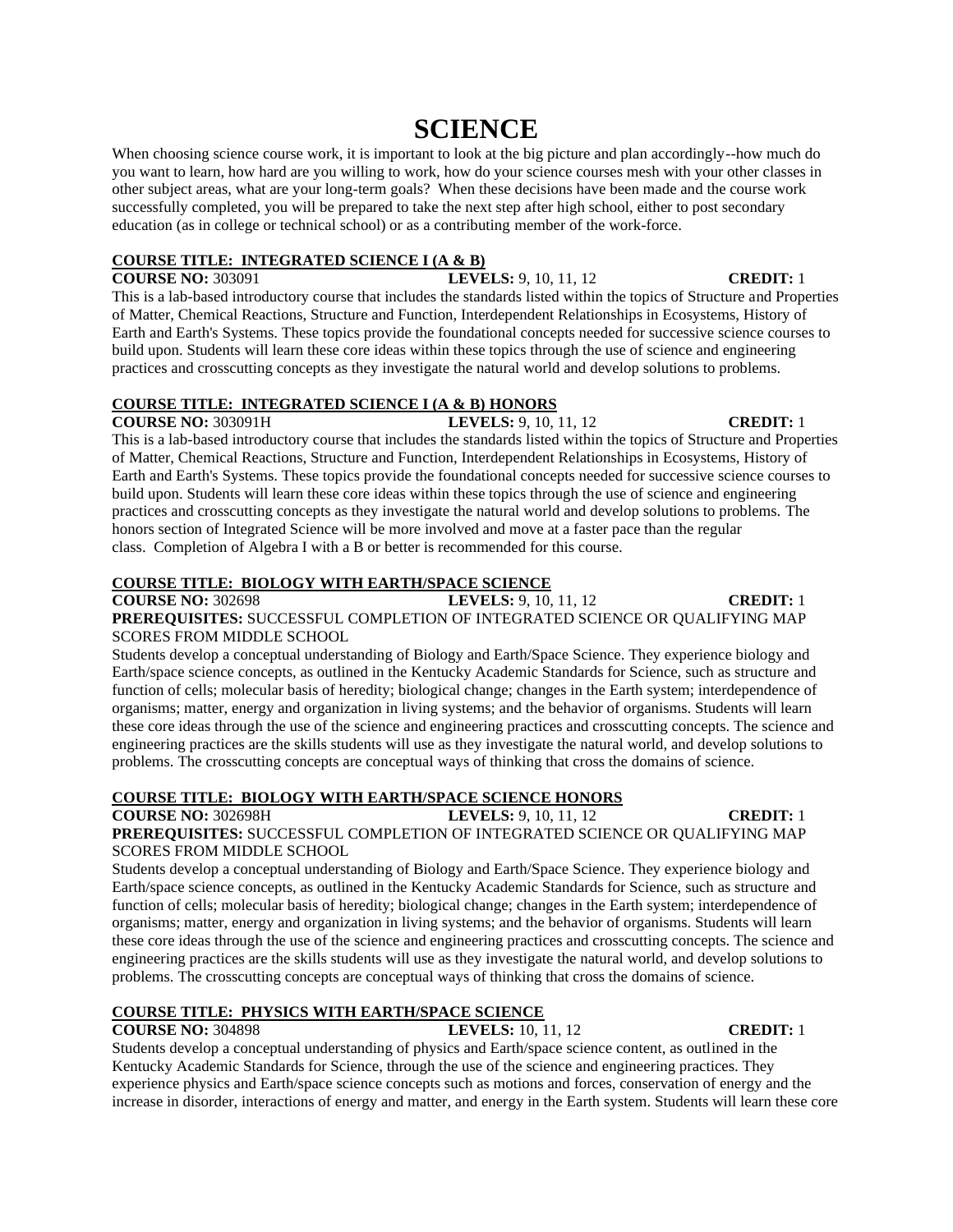# SCIENCE

When choosing science course work, it is important to look at the big picture and plan accordingly--how much do you want to learn, how hard are you willing to work, how do your science courses mesh with your other classes in other subject areas, what are your long-term goals? When these decisions have been made and the course work successfully completed, you will be prepared to take the next step after high school, either to post secondary education (as in college or technical school) or as a contributing member of the work-force.

**COURSE TITLE: INTEGRATED SCIENCE I (A & B)**

**COURSE NO:** 303091 **LEVELS:** 9, 10, 11, 12 **CREDIT:** 1

This is a lab-based introductory course that includes the standards listed within the topics of Structure and Properties of Matter, Chemical Reactions, Structure and Function, Interdependent Relationships in Ecosystems, History of Earth and Earth's Systems. These topics provide the foundational concepts needed for successive science courses to build upon. Students will learn these core ideas within these topics through the use of science and engineering practices and crosscutting concepts as they investigate the natural world and develop solutions to problems.

**COURSE TITLE: INTEGRATED SCIENCE I (A & B) HONORS**

**COURSE NO:** 303091H **LEVELS:** 9, 10, 11, 12 **CREDIT:** 1

This is a lab-based introductory course that includes the standards listed within the topics of Structure and Properties of Matter, Chemical Reactions, Structure and Function, Interdependent Relationships in Ecosystems, History of Earth and Earth's Systems. These topics provide the foundational concepts needed for successive science courses to build upon. Students will learn these core ideas within these topics through the use of science and engineering practices and crosscutting concepts as they investigate the natural world and develop solutions to problems. The honors section of Integrated Science will be more involved and move at a faster pace than the regular class. Completion of Algebra I with a B or better is recommended for this course.

**COURSE TITLE: BIOLOGY WITH EARTH/SPACE SCIENCE**

**COURSE NO:** 302698 **LEVELS:** 9, 10, 11, 12 **CREDIT:** 1

**PREREQUISITES:** SUCCESSFUL COMPLETION OF INTEGRATED SCIENCE OR QUALIFYING MAP SCORES FROM MIDDLE SCHOOL

Students develop a conceptual understanding of Biology and Earth/Space Science. They experience biology and Earth/space science concepts, as outlined in the Kentucky Academic Standards for Science, such as structure and function of cells; molecular basis of heredity; biological change; changes in the Earth system; interdependence of organisms; matter, energy and organization in living systems; and the behavior of organisms. Students will learn these core ideas through the use of the science and engineering practices and crosscutting concepts. The science and engineering practices are the skills students will use as they investigate the natural world, and develop solutions to problems. The crosscutting concepts are conceptual ways of thinking that cross the domains of science.

**COURSE TITLE: BIOLOGY WITH EARTH/SPACE SCIENCE HONORS**

**COURSE NO:** 302698H **LEVELS:** 9, 10, 11, 12 **CREDIT:** 1

**PREREQUISITES:** SUCCESSFUL COMPLETION OF INTEGRATED SCIENCE OR QUALIFYING MAP SCORES FROM MIDDLE SCHOOL

Students develop a conceptual understanding of Biology and Earth/Space Science. They experience biology and Earth/space science concepts, as outlined in the Kentucky Academic Standards for Science, such as structure and function of cells; molecular basis of heredity; biological change; changes in the Earth system; interdependence of organisms; matter, energy and organization in living systems; and the behavior of organisms. Students will learn these core ideas through the use of the science and engineering practices and crosscutting concepts. The science and engineering practices are the skills students will use as they investigate the natural world, and develop solutions to problems. The crosscutting concepts are conceptual ways of thinking that cross the domains of science.

**COURSE TITLE: PHYSICS WITH EARTH/SPACE SCIENCE**

**COURSE NO:** 304898 **LEVELS:** 10, 11, 12 **CREDIT:** 1

Students develop a conceptual understanding of physics and Earth/space science content, as outlined in the Kentucky Academic Standards for Science, through the use of the science and engineering practices. They experience physics and Earth/space science concepts such as motions and forces, conservation of energy and the increase in disorder, interactions of energy and matter, and energy in the Earth system. Students will learn these core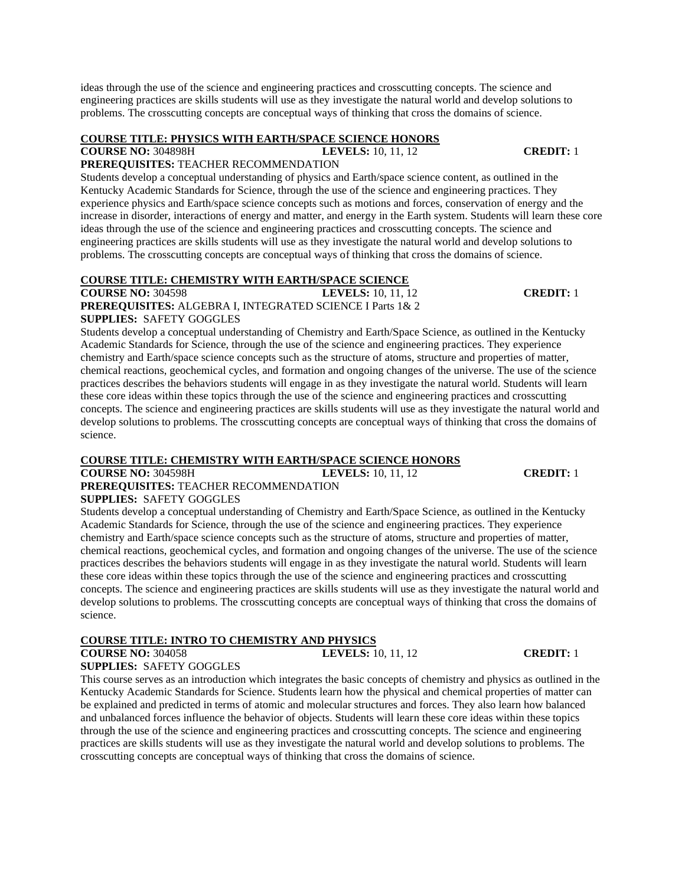ideas through the use of the science and engineering practices and crosscutting concepts. The science and engineering practices are skills students will use as they investigate the natural world and develop solutions to problems. The crosscutting concepts are conceptual ways of thinking that cross the domains of science.

**COURSE TITLE: PHYSICS WITH EARTH/SPACE SCIENCE HONORS**

**COURSE NO:** 304898H **LEVELS:** 10, 11, 12 **CREDIT:** 1

**PREREQUISITES:** TEACHER RECOMMENDATION

Students develop a conceptual understanding of physics and Earth/space science content, as outlined in the Kentucky Academic Standards for Science, through the use of the science and engineering practices. They experience physics and Earth/space science concepts such as motions and forces, conservation of energy and the increase in disorder, interactions of energy and matter, and energy in the Earth system. Students will learn these core ideas through the use of the science and engineering practices and crosscutting concepts. The science and engineering practices are skills students will use as they investigate the natural world and develop solutions to problems. The crosscutting concepts are conceptual ways of thinking that cross the domains of science.

**COURSE TITLE: CHEMISTRY WITH EARTH/SPACE SCIENCE**

**COURSE NO:** 304598 **LEVELS:** 10, 11, 12 **CREDIT:** 1

**PREREQUISITES:** ALGEBRA I, INTEGRATED SCIENCE I Parts 1& 2

**SUPPLIES:** SAFETY GOGGLES

Students develop a conceptual understanding of Chemistry and Earth/Space Science, as outlined in the Kentucky Academic Standards for Science, through the use of the science and engineering practices. They experience chemistry and Earth/space science concepts such as the structure of atoms, structure and properties of matter, chemical reactions, geochemical cycles, and formation and ongoing changes of the universe. The use of the science practices describes the behaviors students will engage in as they investigate the natural world. Students will learn these core ideas within these topics through the use of the science and engineering practices and crosscutting concepts. The science and engineering practices are skills students will use as they investigate the natural world and develop solutions to problems. The crosscutting concepts are conceptual ways of thinking that cross the domains of science.

**COURSE TITLE: CHEMISTRY WITH EARTH/SPACE SCIENCE HONORS**

**COURSE NO:** 304598H **LEVELS:** 10, 11, 12 **CREDIT:** 1

**PREREQUISITES:** TEACHER RECOMMENDATION

**SUPPLIES:** SAFETY GOGGLES

Students develop a conceptual understanding of Chemistry and Earth/Space Science, as outlined in the Kentucky Academic Standards for Science, through the use of the science and engineering practices. They experience chemistry and Earth/space science concepts such as the structure of atoms, structure and properties of matter, chemical reactions, geochemical cycles, and formation and ongoing changes of the universe. The use of the science practices describes the behaviors students will engage in as they investigate the natural world. Students will learn these core ideas within these topics through the use of the science and engineering practices and crosscutting concepts. The science and engineering practices are skills students will use as they investigate the natural world and develop solutions to problems. The crosscutting concepts are conceptual ways of thinking that cross the domains of science.

**COURSE TITLE: INTRO TO CHEMISTRY AND PHYSICS**

**COURSE NO:** 304058 **LEVELS:** 10, 11, 12 **CREDIT:** 1

**SUPPLIES:** SAFETY GOGGLES

This course serves as an introduction which integrates the basic concepts of chemistry and physics as outlined in the Kentucky Academic Standards for Science. Students learn how the physical and chemical properties of matter can be explained and predicted in terms of atomic and molecular structures and forces. They also learn how balanced and unbalanced forces influence the behavior of objects. Students will learn these core ideas within these topics through the use of the science and engineering practices and crosscutting concepts. The science and engineering practices are skills students will use as they investigate the natural world and develop solutions to problems. The crosscutting concepts are conceptual ways of thinking that cross the domains of science.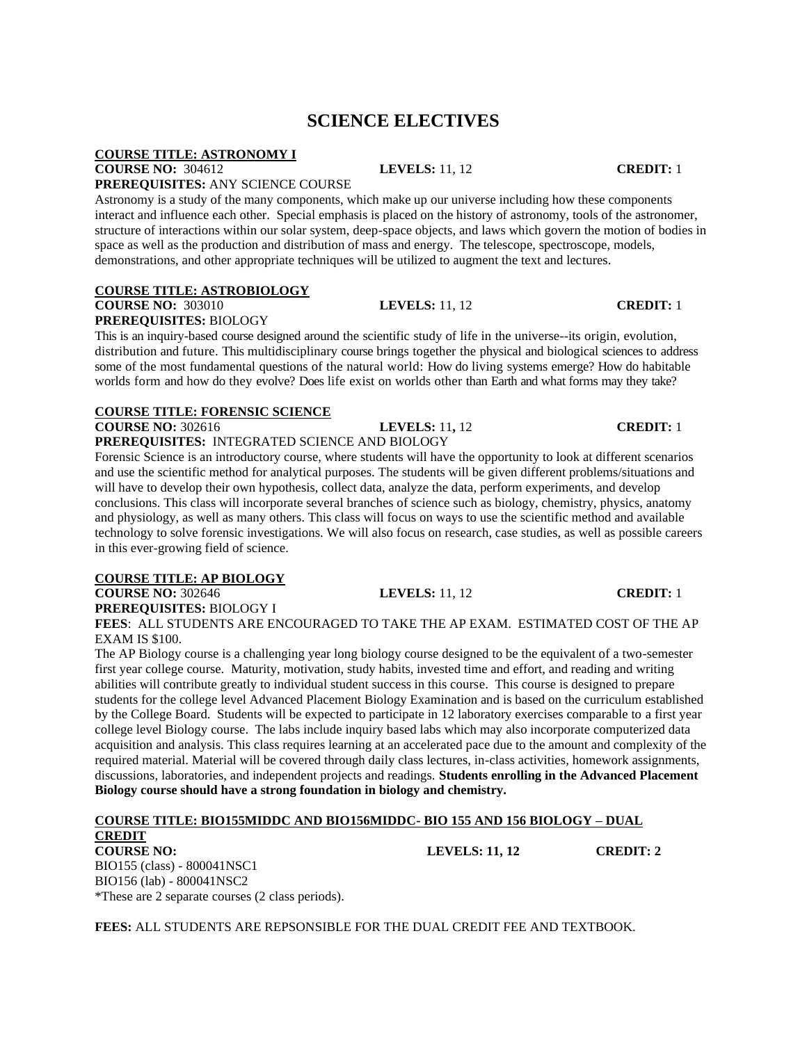# SCIENCE ELECTIVES

**COURSE TITLE: ASTRONOMY I**

**COURSE NO:** 304612 **LEVELS:** 11, 12 **CREDIT:** 1

**PREREQUISITES:** ANY SCIENCE COURSE

Astronomy is a study of the many components, which make up our universe including how these components interact and influence each other. Special emphasis is placed on the history of astronomy, tools of the astronomer, structure of interactions within our solar system, deep-space objects, and laws which govern the motion of bodies in space as well as the production and distribution of mass and energy. The telescope, spectroscope, models, demonstrations, and other appropriate techniques will be utilized to augment the text and lectures.

**COURSE TITLE: ASTROBIOLOGY**

**COURSE NO:** 303010 **LEVELS:** 11, 12 **CREDIT:** 1

**PREREQUISITES:** BIOLOGY

This is an inquiry-based course designed around the scientific study of life in the universe--its origin, evolution, distribution and future. This multidisciplinary course brings together the physical and biological sciences to address some of the most fundamental questions of the natural world: How do living systems emerge? How do habitable worlds form and how do they evolve? Does life exist on worlds other than Earth and what forms may they take?

**COURSE TITLE: FORENSIC SCIENCE**

**COURSE NO:** 302616 **LEVELS:** 11, 12 **CREDIT:** 1

**PREREQUISITES:** INTEGRATED SCIENCE AND BIOLOGY

Forensic Science is an introductory course, where students will have the opportunity to look at different scenarios and use the scientific method for analytical purposes. The students will be given different problems/situations and will have to develop their own hypothesis, collect data, analyze the data, perform experiments, and develop conclusions. This class will incorporate several branches of science such as biology, chemistry, physics, anatomy and physiology, as well as many others. This class will focus on ways to use the scientific method and available technology to solve forensic investigations. We will also focus on research, case studies, as well as possible careers in this ever-growing field of science.

**COURSE TITLE: AP BIOLOGY**

**COURSE NO:** 302646 **LEVELS:** 11, 12 **CREDIT:** 1

**PREREQUISITES:** BIOLOGY I

**FEES**: ALL STUDENTS ARE ENCOURAGED TO TAKE THE AP EXAM. ESTIMATED COST OF THE AP EXAM IS $100.

The AP Biology course is a challenging year long biology course designed to be the equivalent of a two-semester first year college course. Maturity, motivation, study habits, invested time and effort, and reading and writing abilities will contribute greatly to individual student success in this course. This course is designed to prepare students for the college level Advanced Placement Biology Examination and is based on the curriculum established by the College Board. Students will be expected to participate in 12 laboratory exercises comparable to a first year college level Biology course. The labs include inquiry based labs which may also incorporate computerized data acquisition and analysis. This class requires learning at an accelerated pace due to the amount and complexity of the required material. Material will be covered through daily class lectures, in-class activities, homework assignments, discussions, laboratories, and independent projects and readings. **Students enrolling in the Advanced Placement Biology course should have a strong foundation in biology and chemistry.**

**COURSE TITLE: BIO155MIDDC AND BIO156MIDDC- BIO 155 AND 156 BIOLOGY – DUAL CREDIT**

**COURSE NO:** **LEVELS: 11, 12** **CREDIT: 2**

BIO155 (class) - 800041NSC1

BIO156 (lab) - 800041NSC2

*These are 2 separate courses (2 class periods).

**FEES:** ALL STUDENTS ARE REPSONSIBLE FOR THE DUAL CREDIT FEE AND TEXTBOOK.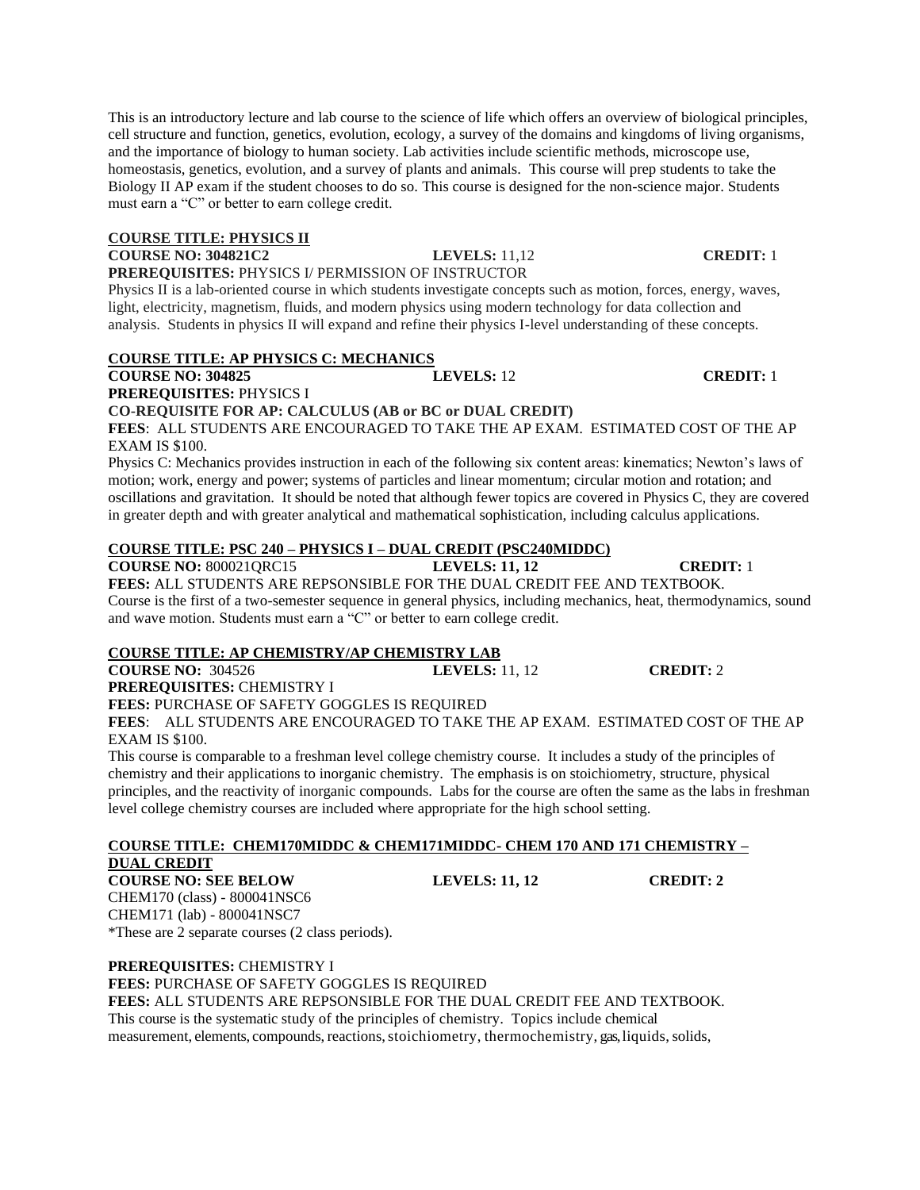This is an introductory lecture and lab course to the science of life which offers an overview of biological principles, cell structure and function, genetics, evolution, ecology, a survey of the domains and kingdoms of living organisms, and the importance of biology to human society. Lab activities include scientific methods, microscope use, homeostasis, genetics, evolution, and a survey of plants and animals. This course will prep students to take the Biology II AP exam if the student chooses to do so. This course is designed for the non-science major. Students must earn a "C" or better to earn college credit.

**COURSE TITLE: PHYSICS II**

**COURSE NO: 304821C2** **LEVELS:** 11,12 **CREDIT:** 1

**PREREQUISITES:** PHYSICS I/ PERMISSION OF INSTRUCTOR

Physics II is a lab-oriented course in which students investigate concepts such as motion, forces, energy, waves, light, electricity, magnetism, fluids, and modern physics using modern technology for data collection and analysis. Students in physics II will expand and refine their physics I-level understanding of these concepts.

**COURSE TITLE: AP PHYSICS C: MECHANICS**

**COURSE NO: 304825** **LEVELS:** 12 **CREDIT:** 1

**PREREQUISITES:** PHYSICS I

**CO-REQUISITE FOR AP: CALCULUS (AB or BC or DUAL CREDIT)**

**FEES**: ALL STUDENTS ARE ENCOURAGED TO TAKE THE AP EXAM. ESTIMATED COST OF THE AP EXAM IS $100.

Physics C: Mechanics provides instruction in each of the following six content areas: kinematics; Newton's laws of motion; work, energy and power; systems of particles and linear momentum; circular motion and rotation; and oscillations and gravitation. It should be noted that although fewer topics are covered in Physics C, they are covered in greater depth and with greater analytical and mathematical sophistication, including calculus applications.

**COURSE TITLE: PSC 240 – PHYSICS I – DUAL CREDIT (PSC240MIDDC)**

**COURSE NO:** 800021QRC15 **LEVELS: 11, 12** **CREDIT:** 1

**FEES:** ALL STUDENTS ARE REPSONSIBLE FOR THE DUAL CREDIT FEE AND TEXTBOOK.

Course is the first of a two-semester sequence in general physics, including mechanics, heat, thermodynamics, sound and wave motion. Students must earn a "C" or better to earn college credit.

**COURSE TITLE: AP CHEMISTRY/AP CHEMISTRY LAB**

**COURSE NO:** 304526 **LEVELS:** 11, 12 **CREDIT:** 2

**PREREQUISITES:** CHEMISTRY I

**FEES:** PURCHASE OF SAFETY GOGGLES IS REQUIRED

**FEES**: ALL STUDENTS ARE ENCOURAGED TO TAKE THE AP EXAM. ESTIMATED COST OF THE AP EXAM IS $100.

This course is comparable to a freshman level college chemistry course. It includes a study of the principles of chemistry and their applications to inorganic chemistry. The emphasis is on stoichiometry, structure, physical principles, and the reactivity of inorganic compounds. Labs for the course are often the same as the labs in freshman level college chemistry courses are included where appropriate for the high school setting.

**COURSE TITLE: CHEM170MIDDC & CHEM171MIDDC- CHEM 170 AND 171 CHEMISTRY – DUAL CREDIT**

**COURSE NO: SEE BELOW** **LEVELS: 11, 12** **CREDIT: 2**

CHEM170 (class) - 800041NSC6
CHEM171 (lab) - 800041NSC7
*These are 2 separate courses (2 class periods).

**PREREQUISITES:** CHEMISTRY I

**FEES:** PURCHASE OF SAFETY GOGGLES IS REQUIRED

**FEES:** ALL STUDENTS ARE REPSONSIBLE FOR THE DUAL CREDIT FEE AND TEXTBOOK.

This course is the systematic study of the principles of chemistry. Topics include chemical measurement, elements, compounds, reactions, stoichiometry, thermochemistry, gas, liquids, solids,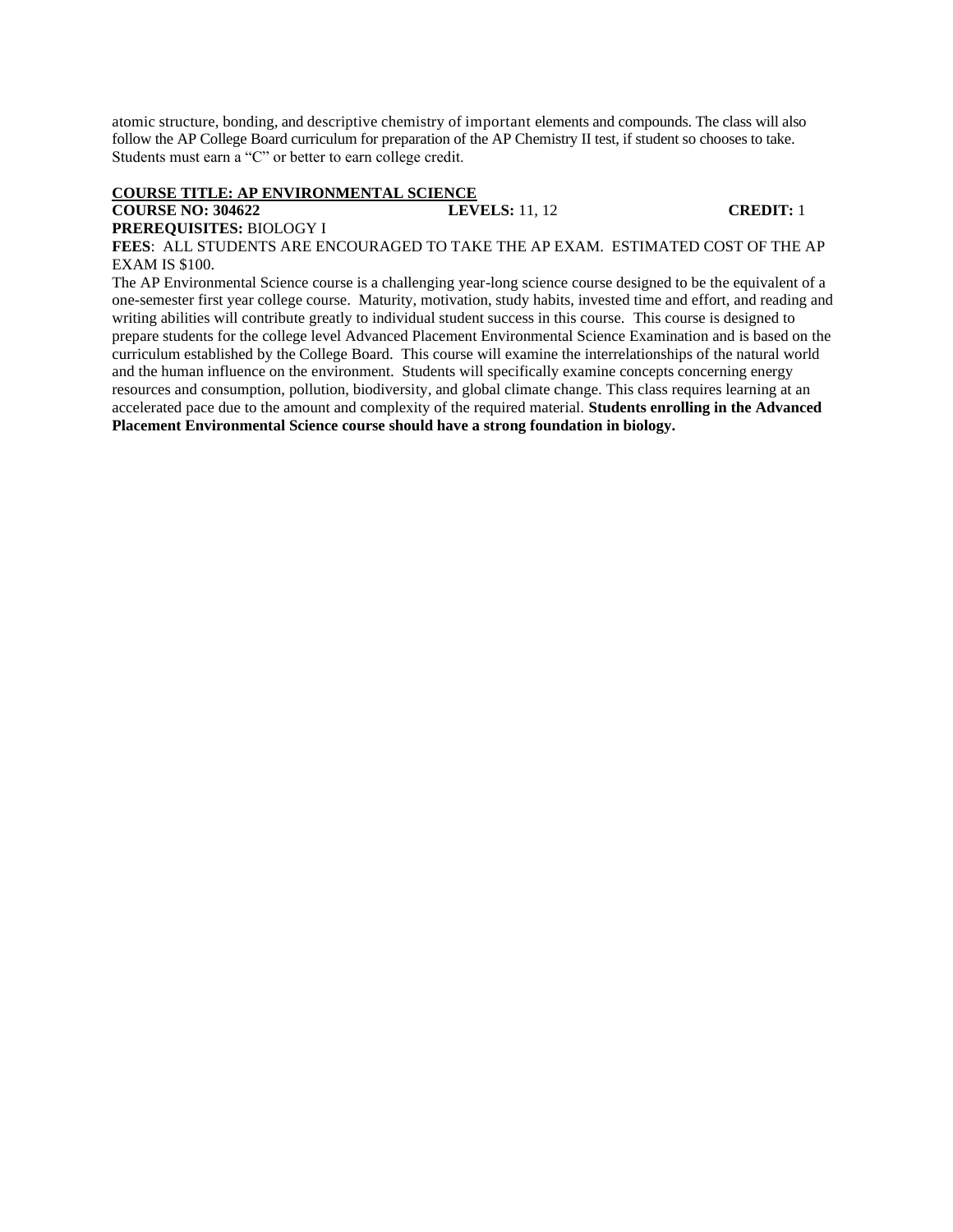atomic structure, bonding, and descriptive chemistry of important elements and compounds. The class will also follow the AP College Board curriculum for preparation of the AP Chemistry II test, if student so chooses to take. Students must earn a "C" or better to earn college credit.

**COURSE TITLE: AP ENVIRONMENTAL SCIENCE**

**COURSE NO: 304622** **LEVELS:** 11, 12 **CREDIT:** 1

**PREREQUISITES:** BIOLOGY I

**FEES**: ALL STUDENTS ARE ENCOURAGED TO TAKE THE AP EXAM. ESTIMATED COST OF THE AP EXAM IS $100.

The AP Environmental Science course is a challenging year-long science course designed to be the equivalent of a one-semester first year college course. Maturity, motivation, study habits, invested time and effort, and reading and writing abilities will contribute greatly to individual student success in this course. This course is designed to prepare students for the college level Advanced Placement Environmental Science Examination and is based on the curriculum established by the College Board. This course will examine the interrelationships of the natural world and the human influence on the environment. Students will specifically examine concepts concerning energy resources and consumption, pollution, biodiversity, and global climate change. This class requires learning at an accelerated pace due to the amount and complexity of the required material. **Students enrolling in the Advanced Placement Environmental Science course should have a strong foundation in biology.**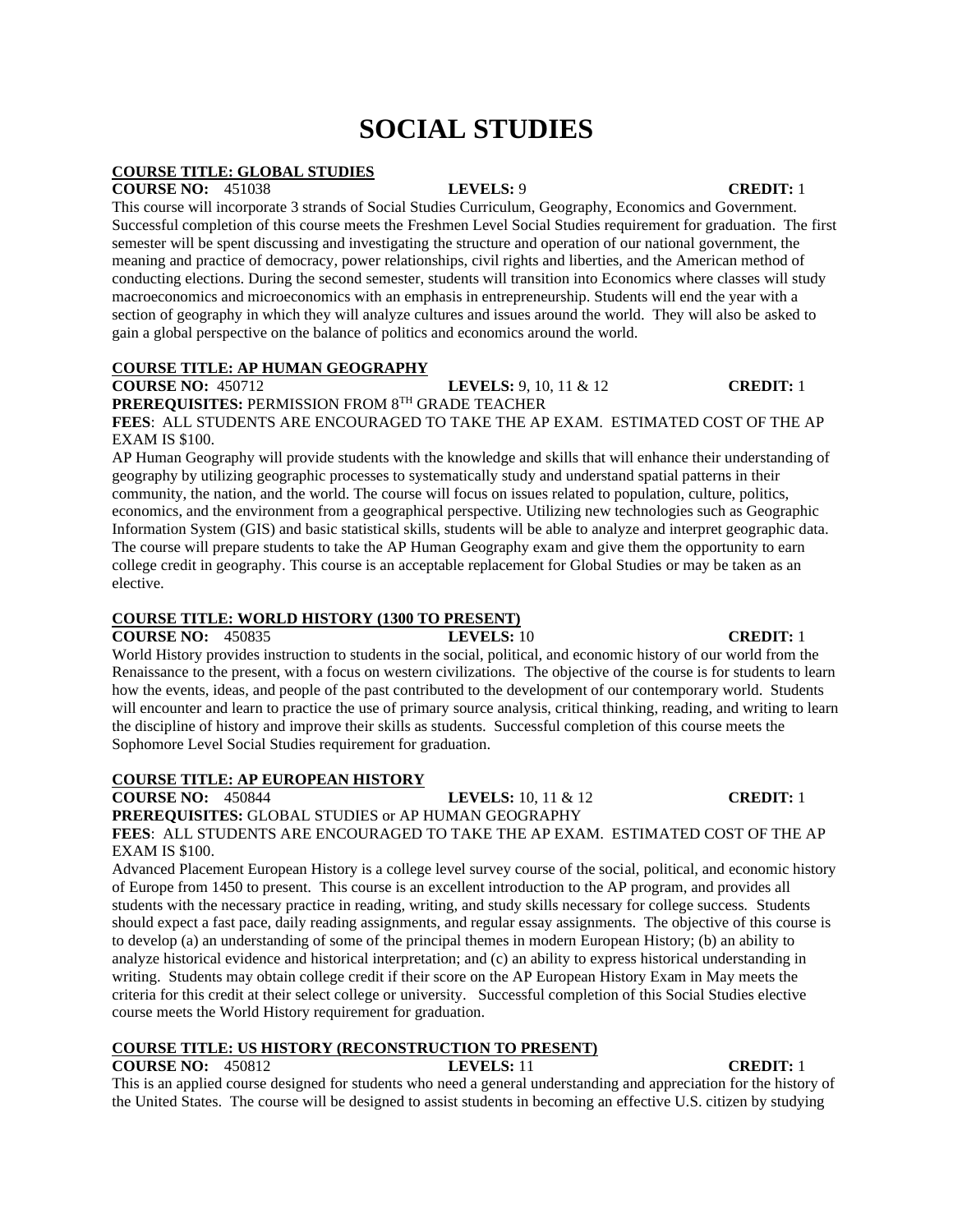# SOCIAL STUDIES

**COURSE TITLE: GLOBAL STUDIES**

**COURSE NO:** 451038 **LEVELS:** 9 **CREDIT:** 1

This course will incorporate 3 strands of Social Studies Curriculum, Geography, Economics and Government. Successful completion of this course meets the Freshmen Level Social Studies requirement for graduation. The first semester will be spent discussing and investigating the structure and operation of our national government, the meaning and practice of democracy, power relationships, civil rights and liberties, and the American method of conducting elections. During the second semester, students will transition into Economics where classes will study macroeconomics and microeconomics with an emphasis in entrepreneurship. Students will end the year with a section of geography in which they will analyze cultures and issues around the world. They will also be asked to gain a global perspective on the balance of politics and economics around the world.

**COURSE TITLE: AP HUMAN GEOGRAPHY**

**COURSE NO:** 450712 **LEVELS:** 9, 10, 11 & 12 **CREDIT:** 1

**PREREQUISITES:** PERMISSION FROM 8TH GRADE TEACHER

**FEES**: ALL STUDENTS ARE ENCOURAGED TO TAKE THE AP EXAM. ESTIMATED COST OF THE AP EXAM IS $100.

AP Human Geography will provide students with the knowledge and skills that will enhance their understanding of geography by utilizing geographic processes to systematically study and understand spatial patterns in their community, the nation, and the world. The course will focus on issues related to population, culture, politics, economics, and the environment from a geographical perspective. Utilizing new technologies such as Geographic Information System (GIS) and basic statistical skills, students will be able to analyze and interpret geographic data. The course will prepare students to take the AP Human Geography exam and give them the opportunity to earn college credit in geography. This course is an acceptable replacement for Global Studies or may be taken as an elective.

**COURSE TITLE: WORLD HISTORY (1300 TO PRESENT)**

**COURSE NO:** 450835 **LEVELS:** 10 **CREDIT:** 1

World History provides instruction to students in the social, political, and economic history of our world from the Renaissance to the present, with a focus on western civilizations. The objective of the course is for students to learn how the events, ideas, and people of the past contributed to the development of our contemporary world. Students will encounter and learn to practice the use of primary source analysis, critical thinking, reading, and writing to learn the discipline of history and improve their skills as students. Successful completion of this course meets the Sophomore Level Social Studies requirement for graduation.

**COURSE TITLE: AP EUROPEAN HISTORY**

**COURSE NO:** 450844 **LEVELS:** 10, 11 & 12 **CREDIT:** 1

**PREREQUISITES:** GLOBAL STUDIES or AP HUMAN GEOGRAPHY

**FEES**: ALL STUDENTS ARE ENCOURAGED TO TAKE THE AP EXAM. ESTIMATED COST OF THE AP EXAM IS $100.

Advanced Placement European History is a college level survey course of the social, political, and economic history of Europe from 1450 to present. This course is an excellent introduction to the AP program, and provides all students with the necessary practice in reading, writing, and study skills necessary for college success. Students should expect a fast pace, daily reading assignments, and regular essay assignments. The objective of this course is to develop (a) an understanding of some of the principal themes in modern European History; (b) an ability to analyze historical evidence and historical interpretation; and (c) an ability to express historical understanding in writing. Students may obtain college credit if their score on the AP European History Exam in May meets the criteria for this credit at their select college or university. Successful completion of this Social Studies elective course meets the World History requirement for graduation.

**COURSE TITLE: US HISTORY (RECONSTRUCTION TO PRESENT)**

**COURSE NO:** 450812 **LEVELS:** 11 **CREDIT:** 1

This is an applied course designed for students who need a general understanding and appreciation for the history of the United States. The course will be designed to assist students in becoming an effective U.S. citizen by studying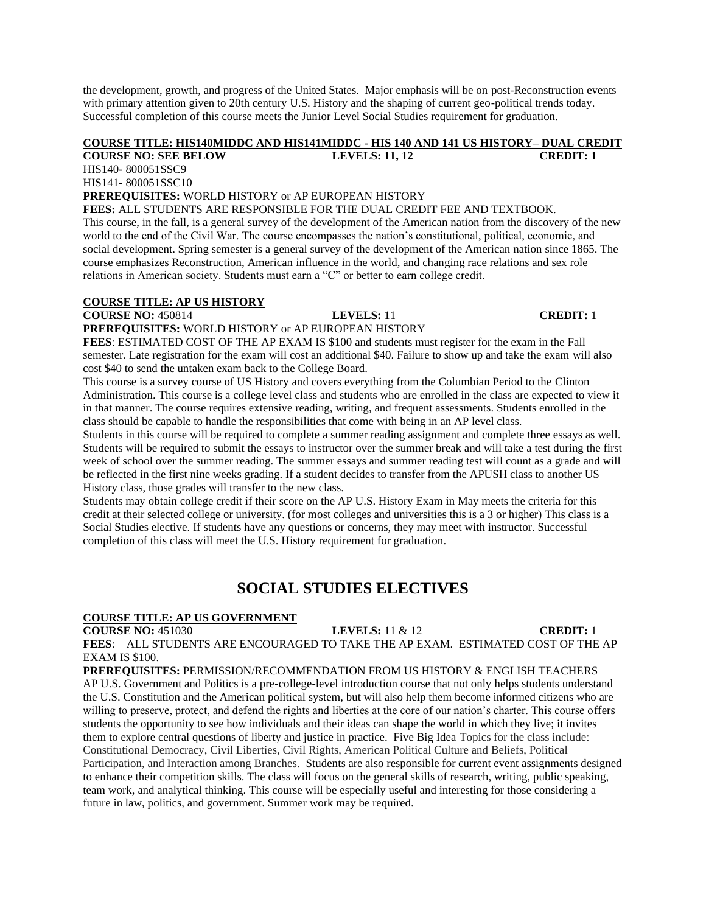the development, growth, and progress of the United States. Major emphasis will be on post-Reconstruction events with primary attention given to 20th century U.S. History and the shaping of current geo-political trends today. Successful completion of this course meets the Junior Level Social Studies requirement for graduation.

**COURSE TITLE: HIS140MIDDC AND HIS141MIDDC - HIS 140 AND 141 US HISTORY– DUAL CREDIT**

**COURSE NO: SEE BELOW** **LEVELS: 11, 12** **CREDIT: 1**

HIS140- 800051SSC9

HIS141- 800051SSC10

**PREREQUISITES:** WORLD HISTORY or AP EUROPEAN HISTORY

**FEES:** ALL STUDENTS ARE RESPONSIBLE FOR THE DUAL CREDIT FEE AND TEXTBOOK.

This course, in the fall, is a general survey of the development of the American nation from the discovery of the new world to the end of the Civil War. The course encompasses the nation's constitutional, political, economic, and social development. Spring semester is a general survey of the development of the American nation since 1865. The course emphasizes Reconstruction, American influence in the world, and changing race relations and sex role relations in American society. Students must earn a "C" or better to earn college credit.

**COURSE TITLE: AP US HISTORY**

**COURSE NO:** 450814 **LEVELS:** 11 **CREDIT:** 1

**PREREQUISITES:** WORLD HISTORY or AP EUROPEAN HISTORY

**FEES**: ESTIMATED COST OF THE AP EXAM IS $100 and students must register for the exam in the Fall semester. Late registration for the exam will cost an additional $40. Failure to show up and take the exam will also cost $40 to send the untaken exam back to the College Board.

This course is a survey course of US History and covers everything from the Columbian Period to the Clinton Administration. This course is a college level class and students who are enrolled in the class are expected to view it in that manner. The course requires extensive reading, writing, and frequent assessments. Students enrolled in the class should be capable to handle the responsibilities that come with being in an AP level class.

Students in this course will be required to complete a summer reading assignment and complete three essays as well. Students will be required to submit the essays to instructor over the summer break and will take a test during the first week of school over the summer reading. The summer essays and summer reading test will count as a grade and will be reflected in the first nine weeks grading. If a student decides to transfer from the APUSH class to another US History class, those grades will transfer to the new class.

Students may obtain college credit if their score on the AP U.S. History Exam in May meets the criteria for this credit at their selected college or university. (for most colleges and universities this is a 3 or higher) This class is a Social Studies elective. If students have any questions or concerns, they may meet with instructor. Successful completion of this class will meet the U.S. History requirement for graduation.

# SOCIAL STUDIES ELECTIVES

**COURSE TITLE: AP US GOVERNMENT**

**COURSE NO:** 451030 **LEVELS:** 11 & 12 **CREDIT:** 1

**FEES**: ALL STUDENTS ARE ENCOURAGED TO TAKE THE AP EXAM. ESTIMATED COST OF THE AP EXAM IS $100.

**PREREQUISITES:** PERMISSION/RECOMMENDATION FROM US HISTORY & ENGLISH TEACHERS

AP U.S. Government and Politics is a pre-college-level introduction course that not only helps students understand the U.S. Constitution and the American political system, but will also help them become informed citizens who are willing to preserve, protect, and defend the rights and liberties at the core of our nation's charter. This course offers students the opportunity to see how individuals and their ideas can shape the world in which they live; it invites them to explore central questions of liberty and justice in practice. Five Big Idea Topics for the class include: Constitutional Democracy, Civil Liberties, Civil Rights, American Political Culture and Beliefs, Political Participation, and Interaction among Branches. Students are also responsible for current event assignments designed to enhance their competition skills. The class will focus on the general skills of research, writing, public speaking, team work, and analytical thinking. This course will be especially useful and interesting for those considering a future in law, politics, and government. Summer work may be required.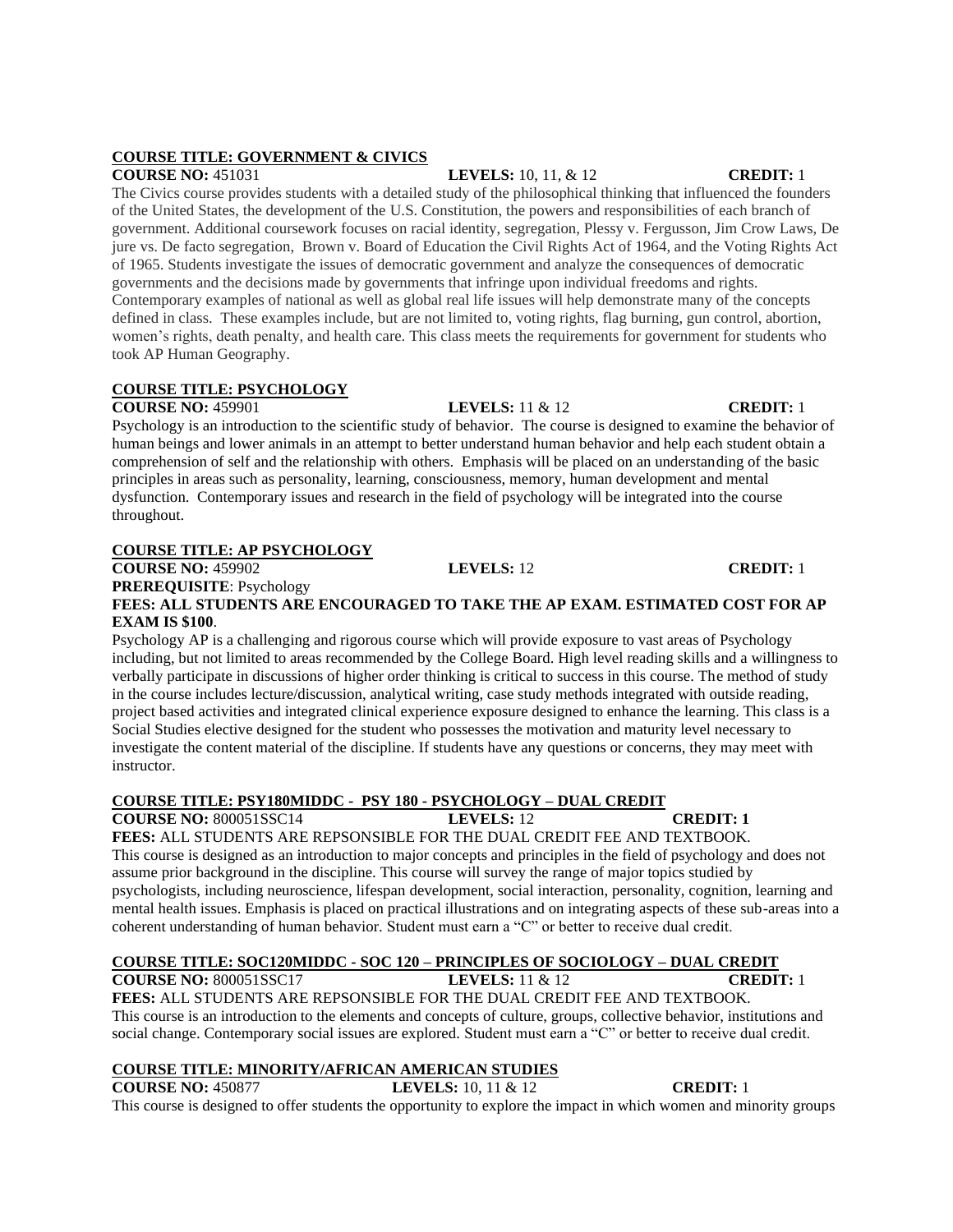**COURSE TITLE: GOVERNMENT & CIVICS**

**COURSE NO:** 451031 **LEVELS:** 10, 11, & 12 **CREDIT:** 1

The Civics course provides students with a detailed study of the philosophical thinking that influenced the founders of the United States, the development of the U.S. Constitution, the powers and responsibilities of each branch of government. Additional coursework focuses on racial identity, segregation, Plessy v. Fergusson, Jim Crow Laws, De jure vs. De facto segregation, Brown v. Board of Education the Civil Rights Act of 1964, and the Voting Rights Act of 1965. Students investigate the issues of democratic government and analyze the consequences of democratic governments and the decisions made by governments that infringe upon individual freedoms and rights. Contemporary examples of national as well as global real life issues will help demonstrate many of the concepts defined in class. These examples include, but are not limited to, voting rights, flag burning, gun control, abortion, women's rights, death penalty, and health care. This class meets the requirements for government for students who took AP Human Geography.

**COURSE TITLE: PSYCHOLOGY**

**COURSE NO:** 459901 **LEVELS:** 11 & 12 **CREDIT:** 1

Psychology is an introduction to the scientific study of behavior. The course is designed to examine the behavior of human beings and lower animals in an attempt to better understand human behavior and help each student obtain a comprehension of self and the relationship with others. Emphasis will be placed on an understanding of the basic principles in areas such as personality, learning, consciousness, memory, human development and mental dysfunction. Contemporary issues and research in the field of psychology will be integrated into the course throughout.

**COURSE TITLE: AP PSYCHOLOGY**

**COURSE NO:** 459902 **LEVELS:** 12 **CREDIT:** 1

**PREREQUISITE**: Psychology

**FEES: ALL STUDENTS ARE ENCOURAGED TO TAKE THE AP EXAM. ESTIMATED COST FOR AP EXAM IS $100**.

Psychology AP is a challenging and rigorous course which will provide exposure to vast areas of Psychology including, but not limited to areas recommended by the College Board. High level reading skills and a willingness to verbally participate in discussions of higher order thinking is critical to success in this course. The method of study in the course includes lecture/discussion, analytical writing, case study methods integrated with outside reading, project based activities and integrated clinical experience exposure designed to enhance the learning. This class is a Social Studies elective designed for the student who possesses the motivation and maturity level necessary to investigate the content material of the discipline. If students have any questions or concerns, they may meet with instructor.

**COURSE TITLE: PSY180MIDDC - PSY 180 - PSYCHOLOGY – DUAL CREDIT**

**COURSE NO:** 800051SSC14 **LEVELS:** 12 **CREDIT: 1**

**FEES:** ALL STUDENTS ARE REPSONSIBLE FOR THE DUAL CREDIT FEE AND TEXTBOOK.

This course is designed as an introduction to major concepts and principles in the field of psychology and does not assume prior background in the discipline. This course will survey the range of major topics studied by psychologists, including neuroscience, lifespan development, social interaction, personality, cognition, learning and mental health issues. Emphasis is placed on practical illustrations and on integrating aspects of these sub-areas into a coherent understanding of human behavior. Student must earn a "C" or better to receive dual credit.

**COURSE TITLE: SOC120MIDDC - SOC 120 – PRINCIPLES OF SOCIOLOGY – DUAL CREDIT**

**COURSE NO:** 800051SSC17 **LEVELS:** 11 & 12 **CREDIT:** 1

**FEES:** ALL STUDENTS ARE REPSONSIBLE FOR THE DUAL CREDIT FEE AND TEXTBOOK.

This course is an introduction to the elements and concepts of culture, groups, collective behavior, institutions and social change. Contemporary social issues are explored. Student must earn a "C" or better to receive dual credit.

**COURSE TITLE: MINORITY/AFRICAN AMERICAN STUDIES**

**COURSE NO:** 450877 **LEVELS:** 10, 11 & 12 **CREDIT:** 1

This course is designed to offer students the opportunity to explore the impact in which women and minority groups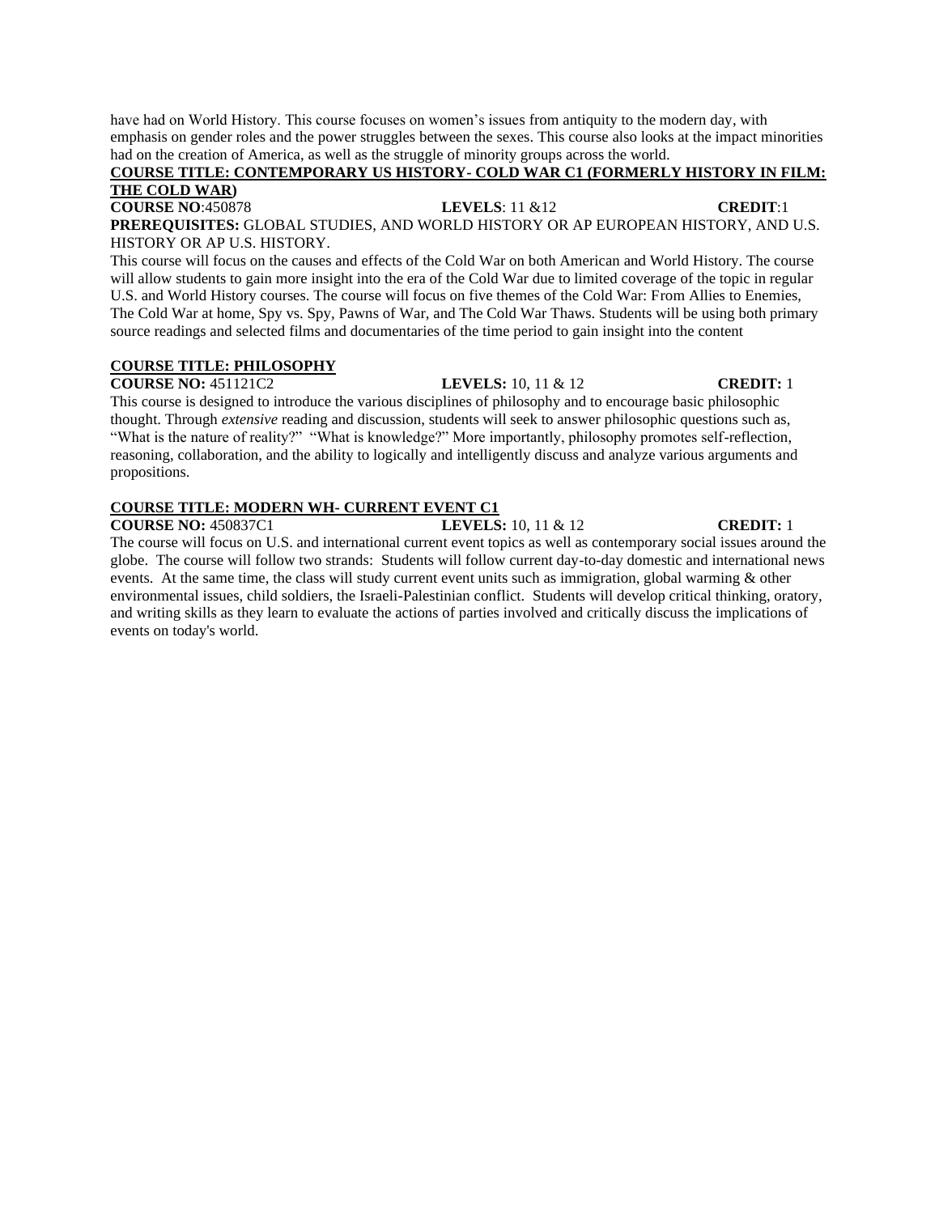have had on World History. This course focuses on women's issues from antiquity to the modern day, with emphasis on gender roles and the power struggles between the sexes. This course also looks at the impact minorities had on the creation of America, as well as the struggle of minority groups across the world.

**COURSE TITLE: CONTEMPORARY US HISTORY- COLD WAR C1 (FORMERLY HISTORY IN FILM: THE COLD WAR)**

**COURSE NO**:450878 **LEVELS**: 11 &12 **CREDIT**:1

**PREREQUISITES:** GLOBAL STUDIES, AND WORLD HISTORY OR AP EUROPEAN HISTORY, AND U.S. HISTORY OR AP U.S. HISTORY.

This course will focus on the causes and effects of the Cold War on both American and World History. The course will allow students to gain more insight into the era of the Cold War due to limited coverage of the topic in regular U.S. and World History courses. The course will focus on five themes of the Cold War: From Allies to Enemies, The Cold War at home, Spy vs. Spy, Pawns of War, and The Cold War Thaws. Students will be using both primary source readings and selected films and documentaries of the time period to gain insight into the content

**COURSE TITLE: PHILOSOPHY**

**COURSE NO:** 451121C2 **LEVELS:** 10, 11 & 12 **CREDIT:** 1

This course is designed to introduce the various disciplines of philosophy and to encourage basic philosophic thought. Through *extensive* reading and discussion, students will seek to answer philosophic questions such as, "What is the nature of reality?" "What is knowledge?" More importantly, philosophy promotes self-reflection, reasoning, collaboration, and the ability to logically and intelligently discuss and analyze various arguments and propositions.

**COURSE TITLE: MODERN WH- CURRENT EVENT C1**

**COURSE NO:** 450837C1 **LEVELS:** 10, 11 & 12 **CREDIT:** 1

The course will focus on U.S. and international current event topics as well as contemporary social issues around the globe. The course will follow two strands: Students will follow current day-to-day domestic and international news events. At the same time, the class will study current event units such as immigration, global warming & other environmental issues, child soldiers, the Israeli-Palestinian conflict. Students will develop critical thinking, oratory, and writing skills as they learn to evaluate the actions of parties involved and critically discuss the implications of events on today's world.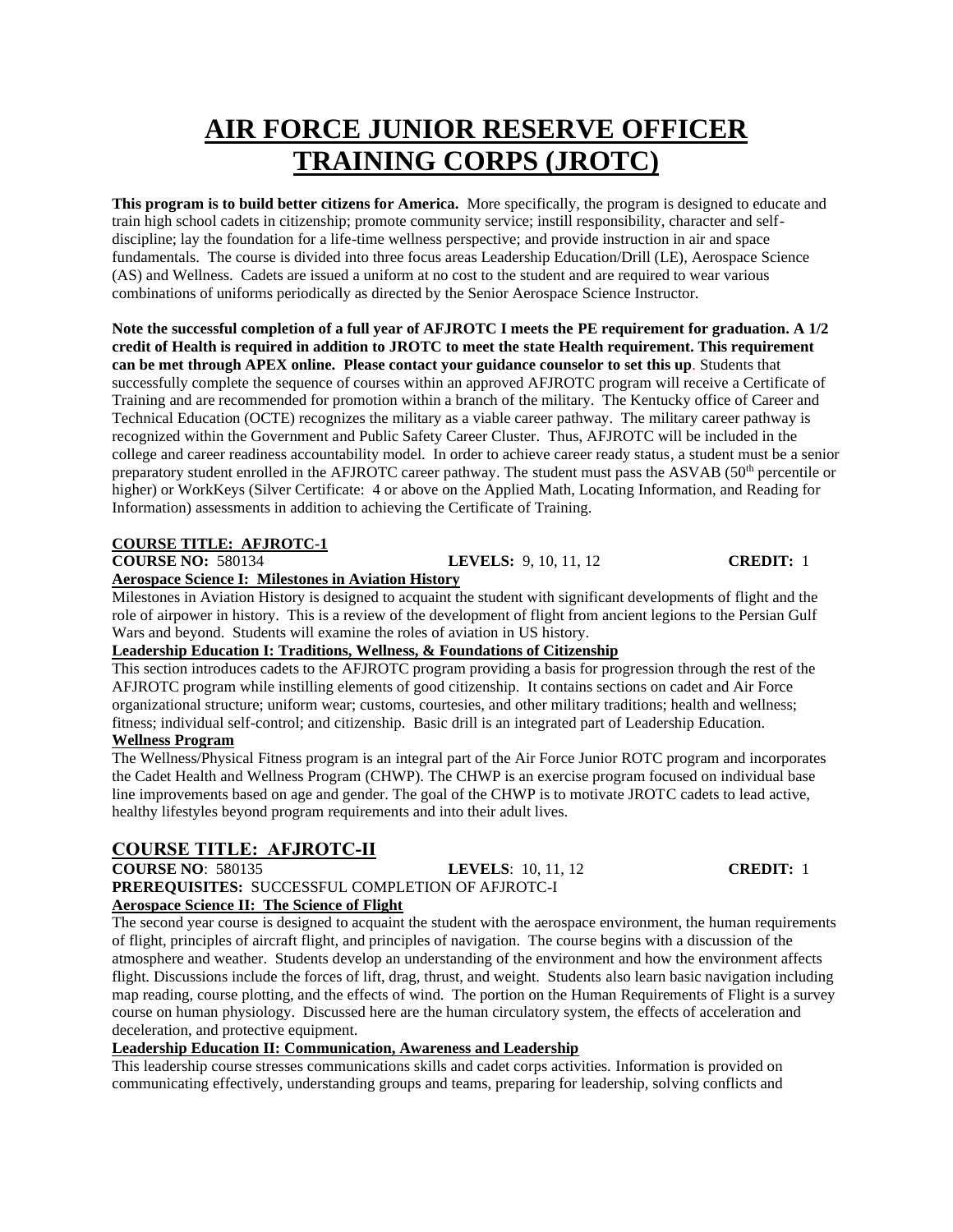# AIR FORCE JUNIOR RESERVE OFFICER TRAINING CORPS (JROTC)

**This program is to build better citizens for America.** More specifically, the program is designed to educate and train high school cadets in citizenship; promote community service; instill responsibility, character and self-discipline; lay the foundation for a life-time wellness perspective; and provide instruction in air and space fundamentals. The course is divided into three focus areas Leadership Education/Drill (LE), Aerospace Science (AS) and Wellness. Cadets are issued a uniform at no cost to the student and are required to wear various combinations of uniforms periodically as directed by the Senior Aerospace Science Instructor.

**Note the successful completion of a full year of AFJROTC I meets the PE requirement for graduation. A 1/2 credit of Health is required in addition to JROTC to meet the state Health requirement. This requirement can be met through APEX online. Please contact your guidance counselor to set this up**. Students that successfully complete the sequence of courses within an approved AFJROTC program will receive a Certificate of Training and are recommended for promotion within a branch of the military. The Kentucky office of Career and Technical Education (OCTE) recognizes the military as a viable career pathway. The military career pathway is recognized within the Government and Public Safety Career Cluster. Thus, AFJROTC will be included in the college and career readiness accountability model. In order to achieve career ready status, a student must be a senior preparatory student enrolled in the AFJROTC career pathway. The student must pass the ASVAB (50th percentile or higher) or WorkKeys (Silver Certificate: 4 or above on the Applied Math, Locating Information, and Reading for Information) assessments in addition to achieving the Certificate of Training.

**COURSE TITLE: AFJROTC-1**

**COURSE NO:** 580134 **LEVELS:** 9, 10, 11, 12 **CREDIT:** 1

**Aerospace Science I: Milestones in Aviation History**

Milestones in Aviation History is designed to acquaint the student with significant developments of flight and the role of airpower in history. This is a review of the development of flight from ancient legions to the Persian Gulf Wars and beyond. Students will examine the roles of aviation in US history.

**Leadership Education I: Traditions, Wellness, & Foundations of Citizenship**

This section introduces cadets to the AFJROTC program providing a basis for progression through the rest of the AFJROTC program while instilling elements of good citizenship. It contains sections on cadet and Air Force organizational structure; uniform wear; customs, courtesies, and other military traditions; health and wellness; fitness; individual self-control; and citizenship. Basic drill is an integrated part of Leadership Education.

**Wellness Program**

The Wellness/Physical Fitness program is an integral part of the Air Force Junior ROTC program and incorporates the Cadet Health and Wellness Program (CHWP). The CHWP is an exercise program focused on individual base line improvements based on age and gender. The goal of the CHWP is to motivate JROTC cadets to lead active, healthy lifestyles beyond program requirements and into their adult lives.

## COURSE TITLE: AFJROTC-II

**COURSE NO**: 580135 **LEVELS**: 10, 11, 12 **CREDIT:** 1

**PREREQUISITES:** SUCCESSFUL COMPLETION OF AFJROTC-I

**Aerospace Science II: The Science of Flight**

The second year course is designed to acquaint the student with the aerospace environment, the human requirements of flight, principles of aircraft flight, and principles of navigation. The course begins with a discussion of the atmosphere and weather. Students develop an understanding of the environment and how the environment affects flight. Discussions include the forces of lift, drag, thrust, and weight. Students also learn basic navigation including map reading, course plotting, and the effects of wind. The portion on the Human Requirements of Flight is a survey course on human physiology. Discussed here are the human circulatory system, the effects of acceleration and deceleration, and protective equipment.

**Leadership Education II: Communication, Awareness and Leadership**

This leadership course stresses communications skills and cadet corps activities. Information is provided on communicating effectively, understanding groups and teams, preparing for leadership, solving conflicts and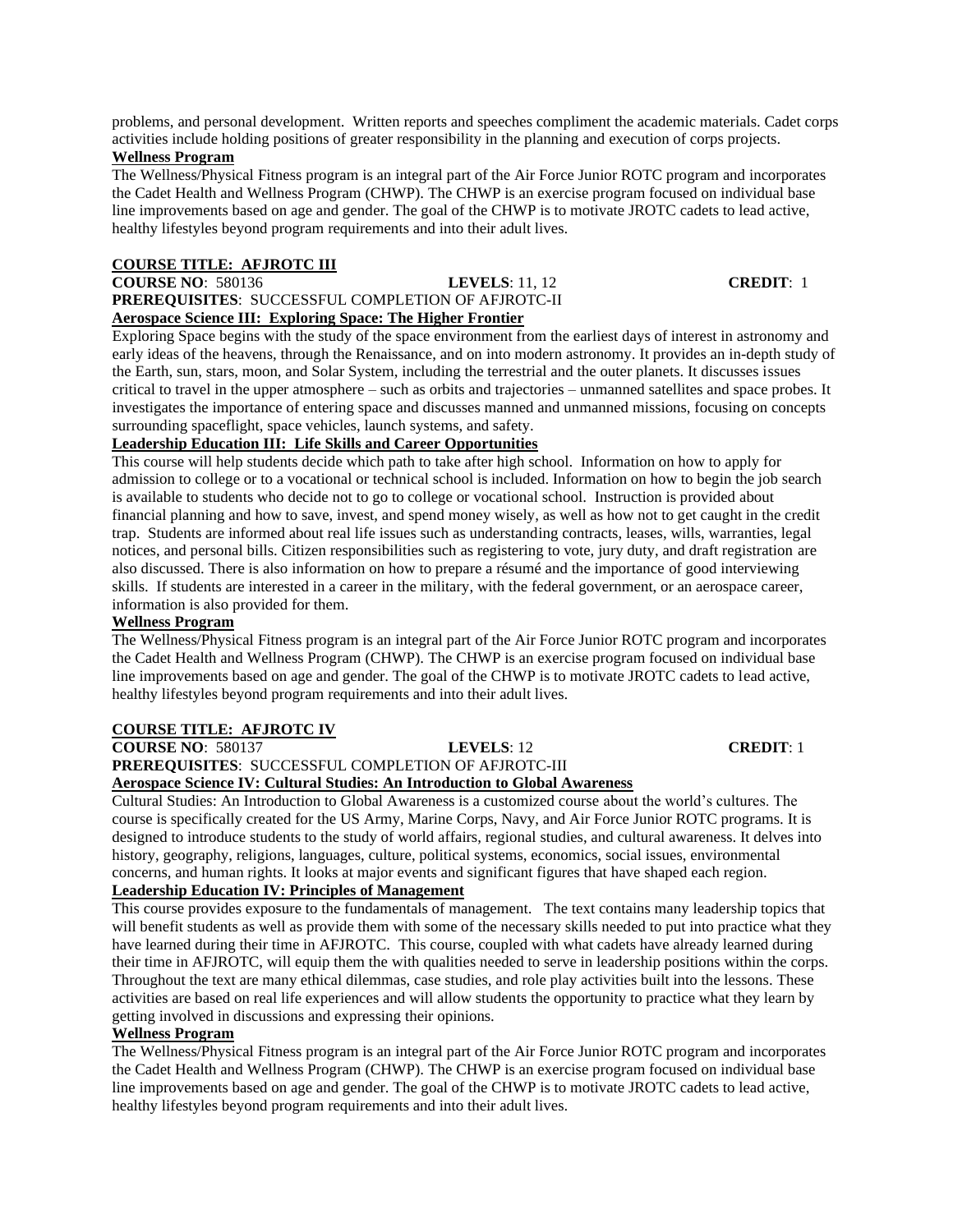problems, and personal development. Written reports and speeches compliment the academic materials. Cadet corps activities include holding positions of greater responsibility in the planning and execution of corps projects.

**Wellness Program**

The Wellness/Physical Fitness program is an integral part of the Air Force Junior ROTC program and incorporates the Cadet Health and Wellness Program (CHWP). The CHWP is an exercise program focused on individual base line improvements based on age and gender. The goal of the CHWP is to motivate JROTC cadets to lead active, healthy lifestyles beyond program requirements and into their adult lives.

**COURSE TITLE: AFJROTC III**

**COURSE NO**: 580136 **LEVELS**: 11, 12 **CREDIT**: 1

**PREREQUISITES**: SUCCESSFUL COMPLETION OF AFJROTC-II

**Aerospace Science III: Exploring Space: The Higher Frontier**

Exploring Space begins with the study of the space environment from the earliest days of interest in astronomy and early ideas of the heavens, through the Renaissance, and on into modern astronomy. It provides an in-depth study of the Earth, sun, stars, moon, and Solar System, including the terrestrial and the outer planets. It discusses issues critical to travel in the upper atmosphere – such as orbits and trajectories – unmanned satellites and space probes. It investigates the importance of entering space and discusses manned and unmanned missions, focusing on concepts surrounding spaceflight, space vehicles, launch systems, and safety.

**Leadership Education III: Life Skills and Career Opportunities**

This course will help students decide which path to take after high school. Information on how to apply for admission to college or to a vocational or technical school is included. Information on how to begin the job search is available to students who decide not to go to college or vocational school. Instruction is provided about financial planning and how to save, invest, and spend money wisely, as well as how not to get caught in the credit trap. Students are informed about real life issues such as understanding contracts, leases, wills, warranties, legal notices, and personal bills. Citizen responsibilities such as registering to vote, jury duty, and draft registration are also discussed. There is also information on how to prepare a résumé and the importance of good interviewing skills. If students are interested in a career in the military, with the federal government, or an aerospace career, information is also provided for them.

**Wellness Program**

The Wellness/Physical Fitness program is an integral part of the Air Force Junior ROTC program and incorporates the Cadet Health and Wellness Program (CHWP). The CHWP is an exercise program focused on individual base line improvements based on age and gender. The goal of the CHWP is to motivate JROTC cadets to lead active, healthy lifestyles beyond program requirements and into their adult lives.

**COURSE TITLE: AFJROTC IV**

**COURSE NO**: 580137 **LEVELS**: 12 **CREDIT**: 1

**PREREQUISITES**: SUCCESSFUL COMPLETION OF AFJROTC-III

**Aerospace Science IV: Cultural Studies: An Introduction to Global Awareness**

Cultural Studies: An Introduction to Global Awareness is a customized course about the world's cultures. The course is specifically created for the US Army, Marine Corps, Navy, and Air Force Junior ROTC programs. It is designed to introduce students to the study of world affairs, regional studies, and cultural awareness. It delves into history, geography, religions, languages, culture, political systems, economics, social issues, environmental concerns, and human rights. It looks at major events and significant figures that have shaped each region.

**Leadership Education IV: Principles of Management**

This course provides exposure to the fundamentals of management. The text contains many leadership topics that will benefit students as well as provide them with some of the necessary skills needed to put into practice what they have learned during their time in AFJROTC. This course, coupled with what cadets have already learned during their time in AFJROTC, will equip them the with qualities needed to serve in leadership positions within the corps. Throughout the text are many ethical dilemmas, case studies, and role play activities built into the lessons. These activities are based on real life experiences and will allow students the opportunity to practice what they learn by getting involved in discussions and expressing their opinions.

**Wellness Program**

The Wellness/Physical Fitness program is an integral part of the Air Force Junior ROTC program and incorporates the Cadet Health and Wellness Program (CHWP). The CHWP is an exercise program focused on individual base line improvements based on age and gender. The goal of the CHWP is to motivate JROTC cadets to lead active, healthy lifestyles beyond program requirements and into their adult lives.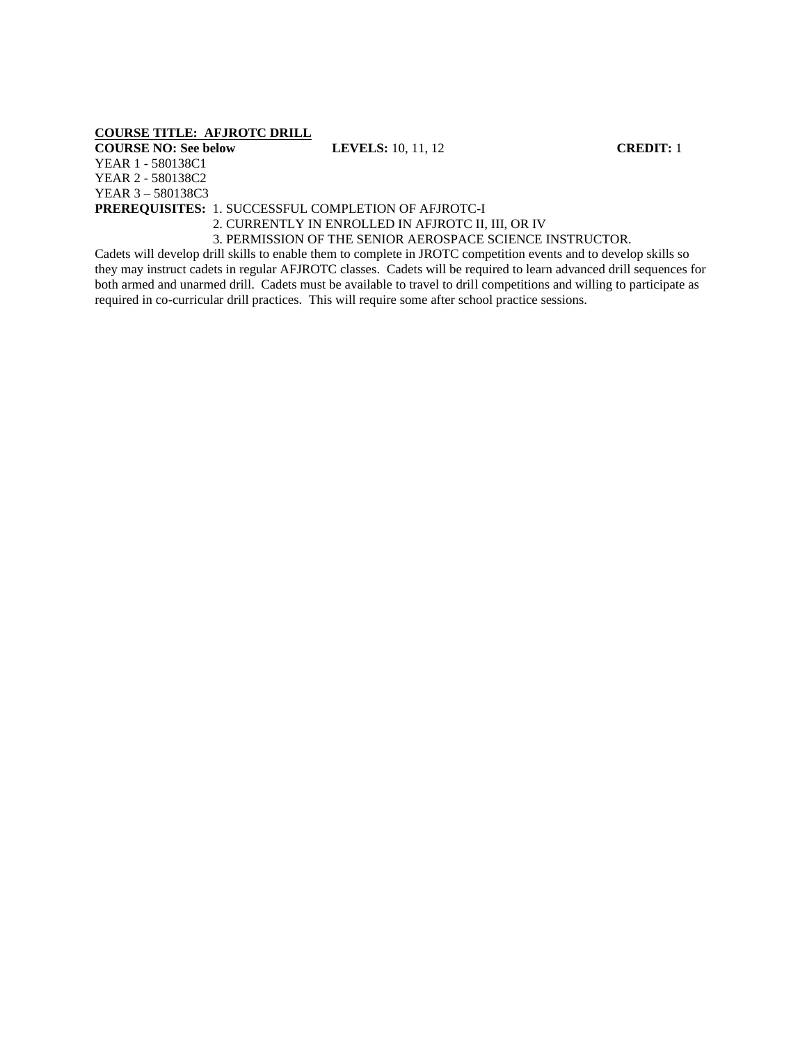**COURSE TITLE: AFJROTC DRILL**

**COURSE NO: See below** **LEVELS:** 10, 11, 12 **CREDIT:** 1

YEAR 1 - 580138C1

YEAR 2 - 580138C2

YEAR 3 – 580138C3

**PREREQUISITES:** 1. SUCCESSFUL COMPLETION OF AFJROTC-I

2. CURRENTLY IN ENROLLED IN AFJROTC II, III, OR IV

3. PERMISSION OF THE SENIOR AEROSPACE SCIENCE INSTRUCTOR.

Cadets will develop drill skills to enable them to complete in JROTC competition events and to develop skills so they may instruct cadets in regular AFJROTC classes. Cadets will be required to learn advanced drill sequences for both armed and unarmed drill. Cadets must be available to travel to drill competitions and willing to participate as required in co-curricular drill practices. This will require some after school practice sessions.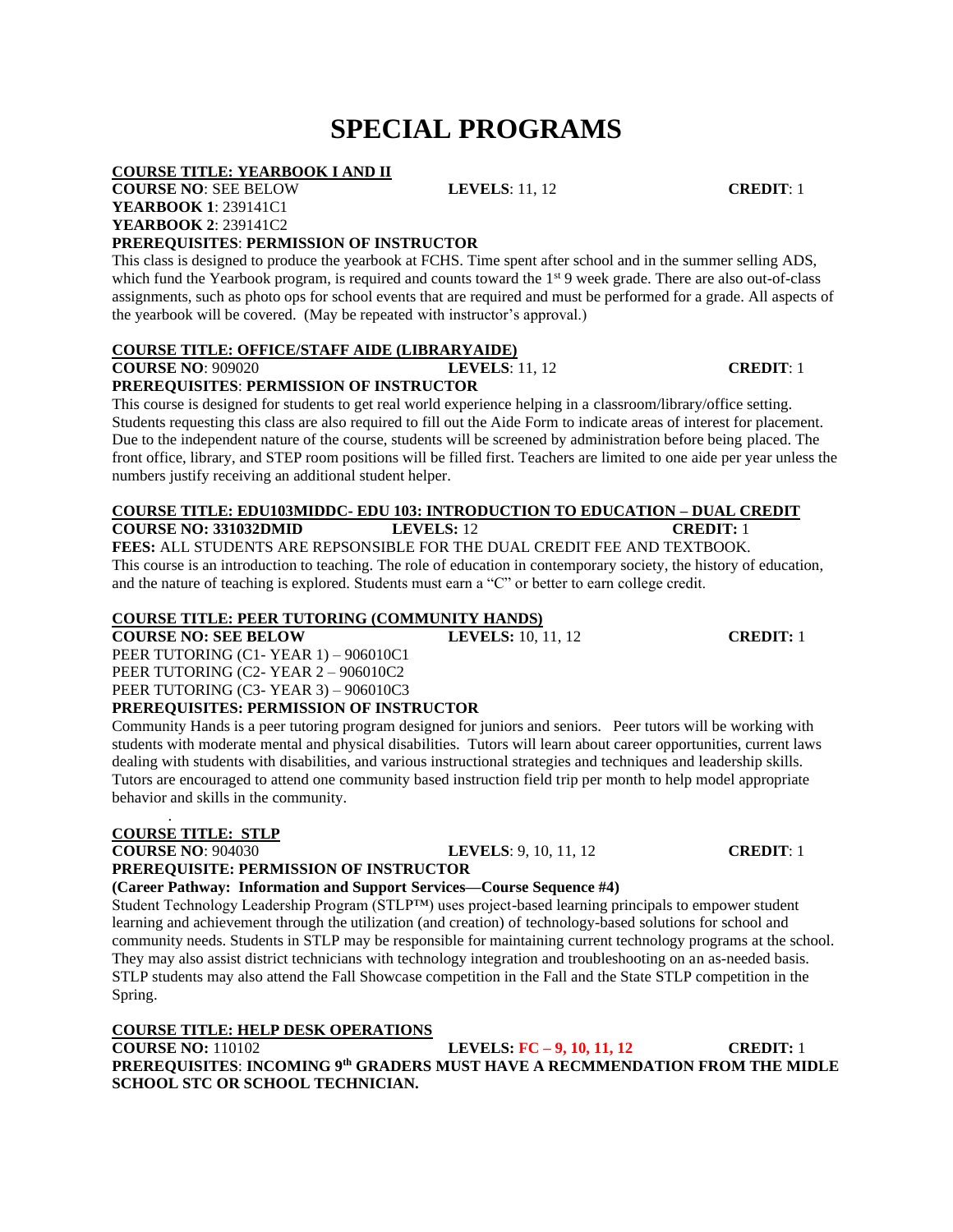# SPECIAL PROGRAMS

**COURSE TITLE: YEARBOOK I AND II**

**COURSE NO**: SEE BELOW **LEVELS**: 11, 12 **CREDIT**: 1

**YEARBOOK 1**: 239141C1

**YEARBOOK 2**: 239141C2

**PREREQUISITES**: **PERMISSION OF INSTRUCTOR**

This class is designed to produce the yearbook at FCHS. Time spent after school and in the summer selling ADS, which fund the Yearbook program, is required and counts toward the 1st 9 week grade. There are also out-of-class assignments, such as photo ops for school events that are required and must be performed for a grade. All aspects of the yearbook will be covered. (May be repeated with instructor's approval.)

**COURSE TITLE: OFFICE/STAFF AIDE (LIBRARYAIDE)**

**COURSE NO**: 909020 **LEVELS**: 11, 12 **CREDIT**: 1

**PREREQUISITES**: **PERMISSION OF INSTRUCTOR**

This course is designed for students to get real world experience helping in a classroom/library/office setting. Students requesting this class are also required to fill out the Aide Form to indicate areas of interest for placement. Due to the independent nature of the course, students will be screened by administration before being placed. The front office, library, and STEP room positions will be filled first. Teachers are limited to one aide per year unless the numbers justify receiving an additional student helper.

**COURSE TITLE: EDU103MIDDC- EDU 103: INTRODUCTION TO EDUCATION – DUAL CREDIT**

**COURSE NO: 331032DMID** **LEVELS:** 12 **CREDIT:** 1

**FEES:** ALL STUDENTS ARE REPSONSIBLE FOR THE DUAL CREDIT FEE AND TEXTBOOK.

This course is an introduction to teaching. The role of education in contemporary society, the history of education, and the nature of teaching is explored. Students must earn a "C" or better to earn college credit.

**COURSE TITLE: PEER TUTORING (COMMUNITY HANDS)**

**COURSE NO: SEE BELOW** **LEVELS:** 10, 11, 12 **CREDIT:** 1

PEER TUTORING (C1- YEAR 1) – 906010C1

PEER TUTORING (C2- YEAR 2 – 906010C2

PEER TUTORING (C3- YEAR 3) – 906010C3

**PREREQUISITES: PERMISSION OF INSTRUCTOR**

Community Hands is a peer tutoring program designed for juniors and seniors. Peer tutors will be working with students with moderate mental and physical disabilities. Tutors will learn about career opportunities, current laws dealing with students with disabilities, and various instructional strategies and techniques and leadership skills. Tutors are encouraged to attend one community based instruction field trip per month to help model appropriate behavior and skills in the community.

**COURSE TITLE: STLP**

**COURSE NO**: 904030 **LEVELS**: 9, 10, 11, 12 **CREDIT**: 1

**PREREQUISITE: PERMISSION OF INSTRUCTOR**

**(Career Pathway: Information and Support Services—Course Sequence #4)**

Student Technology Leadership Program (STLP™) uses project-based learning principals to empower student learning and achievement through the utilization (and creation) of technology-based solutions for school and community needs. Students in STLP may be responsible for maintaining current technology programs at the school. They may also assist district technicians with technology integration and troubleshooting on an as-needed basis. STLP students may also attend the Fall Showcase competition in the Fall and the State STLP competition in the Spring.

**COURSE TITLE: HELP DESK OPERATIONS**

**COURSE NO:** 110102 **LEVELS: FC – 9, 10, 11, 12** **CREDIT:** 1

**PREREQUISITES**: **INCOMING 9th GRADERS MUST HAVE A RECMMENDATION FROM THE MIDLE SCHOOL STC OR SCHOOL TECHNICIAN.**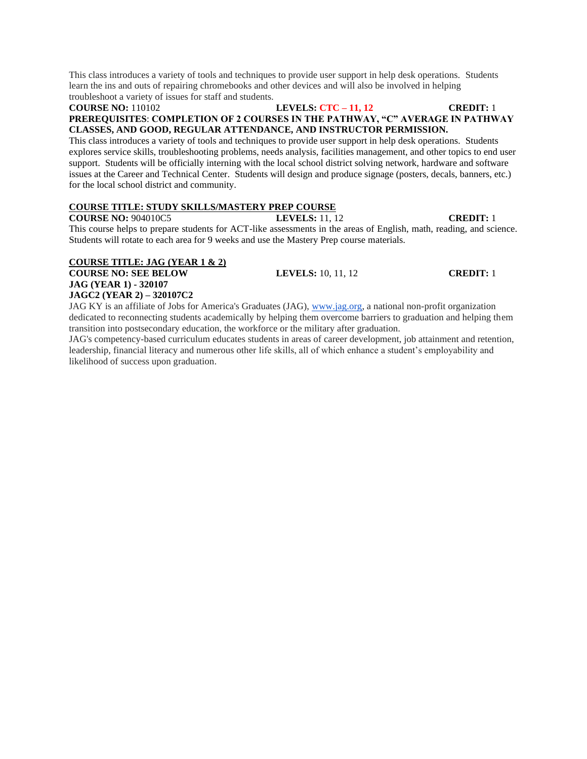This class introduces a variety of tools and techniques to provide user support in help desk operations. Students learn the ins and outs of repairing chromebooks and other devices and will also be involved in helping troubleshoot a variety of issues for staff and students.

**COURSE NO:** 110102 **LEVELS:** **CTC – 11, 12** **CREDIT:** 1

**PREREQUISITES**: **COMPLETION OF 2 COURSES IN THE PATHWAY, "C" AVERAGE IN PATHWAY CLASSES, AND GOOD, REGULAR ATTENDANCE, AND INSTRUCTOR PERMISSION.**

This class introduces a variety of tools and techniques to provide user support in help desk operations. Students explores service skills, troubleshooting problems, needs analysis, facilities management, and other topics to end user support. Students will be officially interning with the local school district solving network, hardware and software issues at the Career and Technical Center. Students will design and produce signage (posters, decals, banners, etc.) for the local school district and community.

**COURSE TITLE: STUDY SKILLS/MASTERY PREP COURSE**

**COURSE NO:** 904010C5 **LEVELS:** 11, 12 **CREDIT:** 1

This course helps to prepare students for ACT-like assessments in the areas of English, math, reading, and science. Students will rotate to each area for 9 weeks and use the Mastery Prep course materials.

**COURSE TITLE: JAG (YEAR 1 & 2)**

**COURSE NO: SEE BELOW** **LEVELS:** 10, 11, 12 **CREDIT:** 1

**JAG (YEAR 1) - 320107**

**JAGC2 (YEAR 2) – 320107C2**

JAG KY is an affiliate of Jobs for America's Graduates (JAG), www.jag.org, a national non-profit organization dedicated to reconnecting students academically by helping them overcome barriers to graduation and helping them transition into postsecondary education, the workforce or the military after graduation.

JAG's competency-based curriculum educates students in areas of career development, job attainment and retention, leadership, financial literacy and numerous other life skills, all of which enhance a student's employability and likelihood of success upon graduation.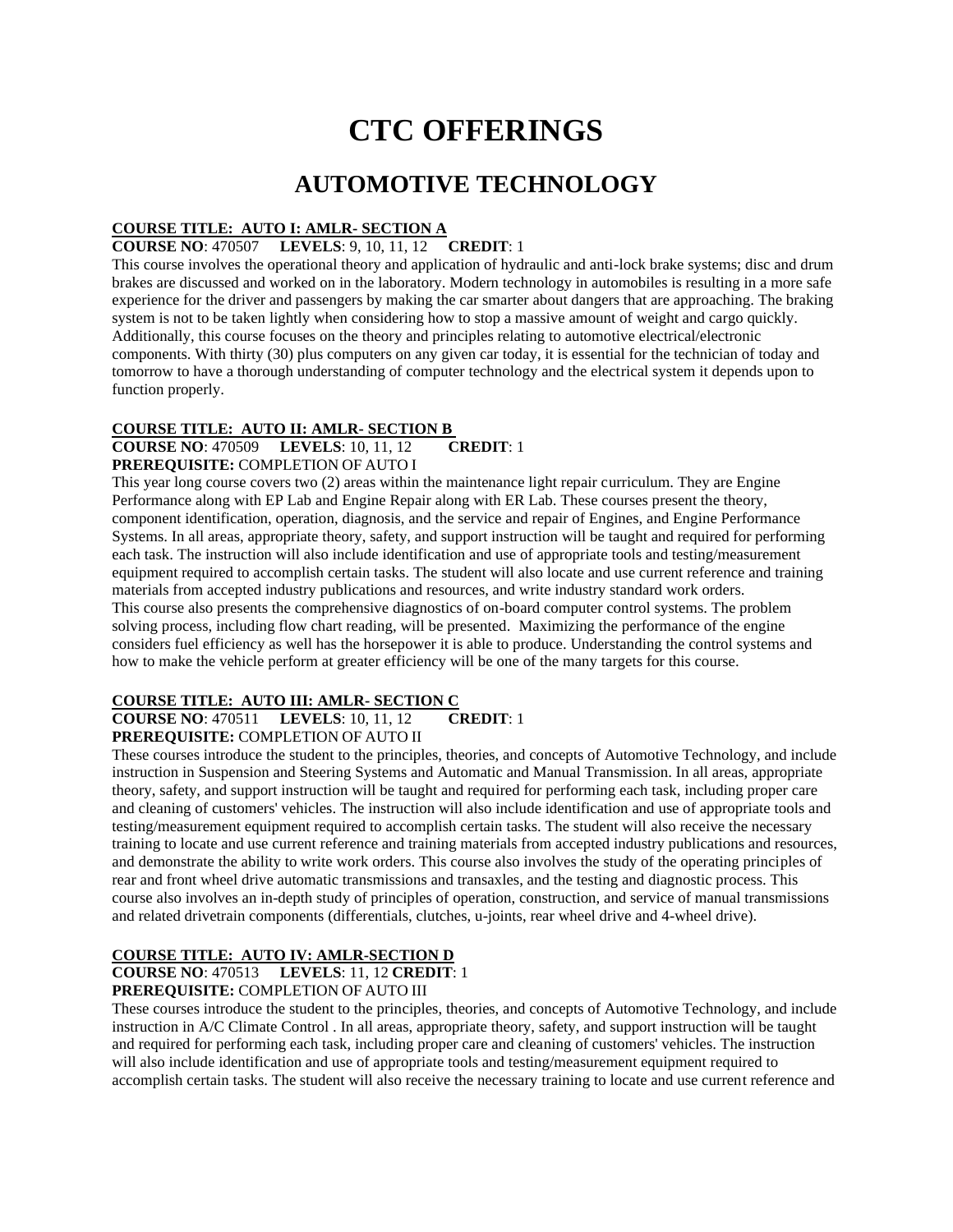# CTC OFFERINGS

## AUTOMOTIVE TECHNOLOGY

**COURSE TITLE: AUTO I: AMLR- SECTION A**

**COURSE NO**: 470507 **LEVELS**: 9, 10, 11, 12 **CREDIT**: 1

This course involves the operational theory and application of hydraulic and anti-lock brake systems; disc and drum brakes are discussed and worked on in the laboratory. Modern technology in automobiles is resulting in a more safe experience for the driver and passengers by making the car smarter about dangers that are approaching. The braking system is not to be taken lightly when considering how to stop a massive amount of weight and cargo quickly. Additionally, this course focuses on the theory and principles relating to automotive electrical/electronic components. With thirty (30) plus computers on any given car today, it is essential for the technician of today and tomorrow to have a thorough understanding of computer technology and the electrical system it depends upon to function properly.

**COURSE TITLE: AUTO II: AMLR- SECTION B**

**COURSE NO**: 470509 **LEVELS**: 10, 11, 12 **CREDIT**: 1

**PREREQUISITE:** COMPLETION OF AUTO I

This year long course covers two (2) areas within the maintenance light repair curriculum. They are Engine Performance along with EP Lab and Engine Repair along with ER Lab. These courses present the theory, component identification, operation, diagnosis, and the service and repair of Engines, and Engine Performance Systems. In all areas, appropriate theory, safety, and support instruction will be taught and required for performing each task. The instruction will also include identification and use of appropriate tools and testing/measurement equipment required to accomplish certain tasks. The student will also locate and use current reference and training materials from accepted industry publications and resources, and write industry standard work orders.
This course also presents the comprehensive diagnostics of on-board computer control systems. The problem solving process, including flow chart reading, will be presented. Maximizing the performance of the engine considers fuel efficiency as well has the horsepower it is able to produce. Understanding the control systems and how to make the vehicle perform at greater efficiency will be one of the many targets for this course.

**COURSE TITLE: AUTO III: AMLR- SECTION C**

**COURSE NO**: 470511 **LEVELS**: 10, 11, 12 **CREDIT**: 1

**PREREQUISITE:** COMPLETION OF AUTO II

These courses introduce the student to the principles, theories, and concepts of Automotive Technology, and include instruction in Suspension and Steering Systems and Automatic and Manual Transmission. In all areas, appropriate theory, safety, and support instruction will be taught and required for performing each task, including proper care and cleaning of customers' vehicles. The instruction will also include identification and use of appropriate tools and testing/measurement equipment required to accomplish certain tasks. The student will also receive the necessary training to locate and use current reference and training materials from accepted industry publications and resources, and demonstrate the ability to write work orders. This course also involves the study of the operating principles of rear and front wheel drive automatic transmissions and transaxles, and the testing and diagnostic process. This course also involves an in-depth study of principles of operation, construction, and service of manual transmissions and related drivetrain components (differentials, clutches, u-joints, rear wheel drive and 4-wheel drive).

**COURSE TITLE: AUTO IV: AMLR-SECTION D**

**COURSE NO**: 470513 **LEVELS**: 11, 12 **CREDIT**: 1

**PREREQUISITE:** COMPLETION OF AUTO III

These courses introduce the student to the principles, theories, and concepts of Automotive Technology, and include instruction in A/C Climate Control . In all areas, appropriate theory, safety, and support instruction will be taught and required for performing each task, including proper care and cleaning of customers' vehicles. The instruction will also include identification and use of appropriate tools and testing/measurement equipment required to accomplish certain tasks. The student will also receive the necessary training to locate and use current reference and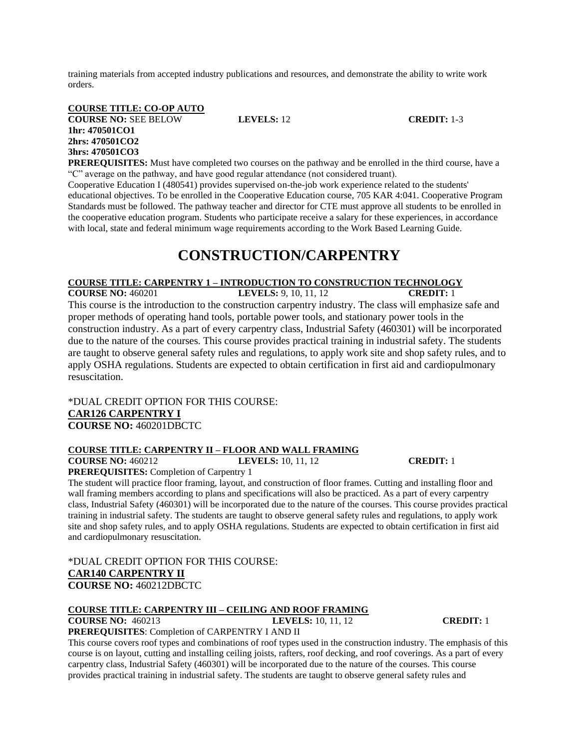training materials from accepted industry publications and resources, and demonstrate the ability to write work orders.

**COURSE TITLE: CO-OP AUTO**
**COURSE NO:** SEE BELOW **LEVELS:** 12 **CREDIT:** 1-3
**1hr: 470501CO1**
**2hrs: 470501CO2**
**3hrs: 470501CO3**
**PREREQUISITES:** Must have completed two courses on the pathway and be enrolled in the third course, have a "C" average on the pathway, and have good regular attendance (not considered truant).
Cooperative Education I (480541) provides supervised on-the-job work experience related to the students' educational objectives. To be enrolled in the Cooperative Education course, 705 KAR 4:041. Cooperative Program Standards must be followed. The pathway teacher and director for CTE must approve all students to be enrolled in the cooperative education program. Students who participate receive a salary for these experiences, in accordance with local, state and federal minimum wage requirements according to the Work Based Learning Guide.

# CONSTRUCTION/CARPENTRY

**COURSE TITLE: CARPENTRY 1 – INTRODUCTION TO CONSTRUCTION TECHNOLOGY**
**COURSE NO:** 460201 **LEVELS:** 9, 10, 11, 12 **CREDIT:** 1
This course is the introduction to the construction carpentry industry. The class will emphasize safe and proper methods of operating hand tools, portable power tools, and stationary power tools in the construction industry. As a part of every carpentry class, Industrial Safety (460301) will be incorporated due to the nature of the courses. This course provides practical training in industrial safety. The students are taught to observe general safety rules and regulations, to apply work site and shop safety rules, and to apply OSHA regulations. Students are expected to obtain certification in first aid and cardiopulmonary resuscitation.

*DUAL CREDIT OPTION FOR THIS COURSE:
**CAR126 CARPENTRY I**
**COURSE NO:** 460201DBCTC

**COURSE TITLE: CARPENTRY II – FLOOR AND WALL FRAMING**
**COURSE NO:** 460212 **LEVELS:** 10, 11, 12 **CREDIT:** 1
**PREREQUISITES:** Completion of Carpentry 1
The student will practice floor framing, layout, and construction of floor frames. Cutting and installing floor and wall framing members according to plans and specifications will also be practiced. As a part of every carpentry class, Industrial Safety (460301) will be incorporated due to the nature of the courses. This course provides practical training in industrial safety. The students are taught to observe general safety rules and regulations, to apply work site and shop safety rules, and to apply OSHA regulations. Students are expected to obtain certification in first aid and cardiopulmonary resuscitation.

*DUAL CREDIT OPTION FOR THIS COURSE:
**CAR140 CARPENTRY II**
**COURSE NO:** 460212DBCTC

**COURSE TITLE: CARPENTRY III – CEILING AND ROOF FRAMING**
**COURSE NO:** 460213 **LEVELS:** 10, 11, 12 **CREDIT:** 1
**PREREQUISITES**: Completion of CARPENTRY I AND II
This course covers roof types and combinations of roof types used in the construction industry. The emphasis of this course is on layout, cutting and installing ceiling joists, rafters, roof decking, and roof coverings. As a part of every carpentry class, Industrial Safety (460301) will be incorporated due to the nature of the courses. This course provides practical training in industrial safety. The students are taught to observe general safety rules and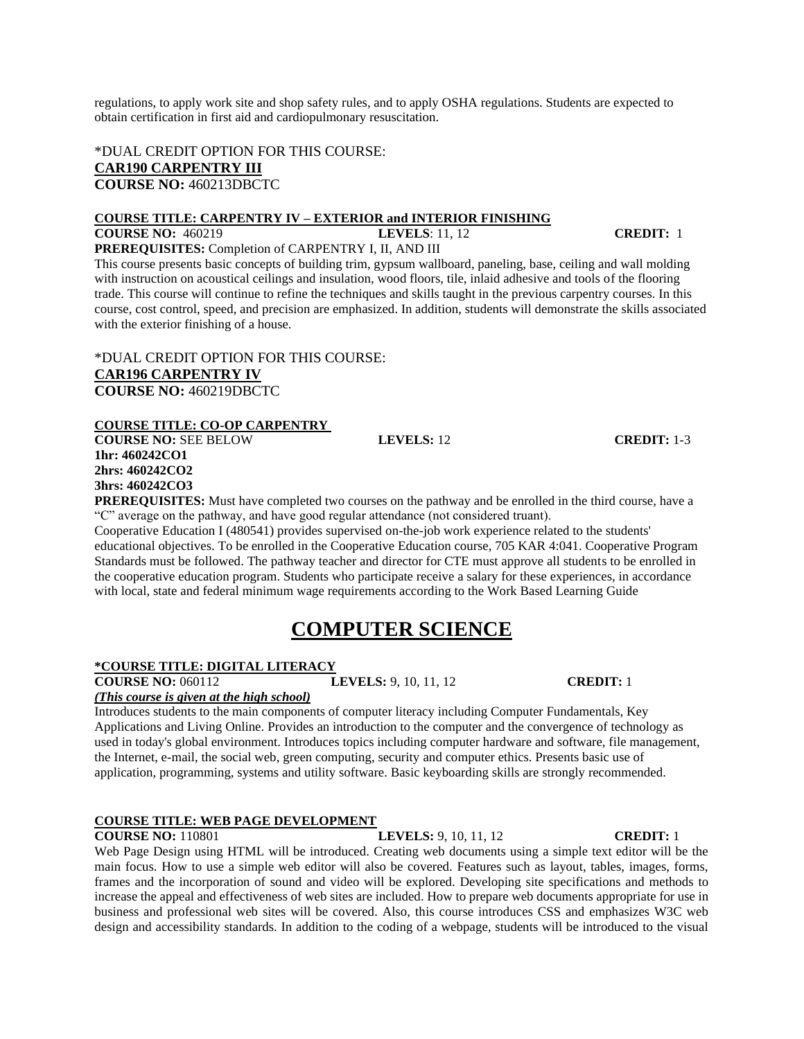regulations, to apply work site and shop safety rules, and to apply OSHA regulations. Students are expected to obtain certification in first aid and cardiopulmonary resuscitation.

*DUAL CREDIT OPTION FOR THIS COURSE:
**CAR190 CARPENTRY III**
**COURSE NO:** 460213DBCTC

**COURSE TITLE: CARPENTRY IV – EXTERIOR and INTERIOR FINISHING**
**COURSE NO:** 460219 **LEVELS**: 11, 12 **CREDIT:** 1
**PREREQUISITES:** Completion of CARPENTRY I, II, AND III
This course presents basic concepts of building trim, gypsum wallboard, paneling, base, ceiling and wall molding with instruction on acoustical ceilings and insulation, wood floors, tile, inlaid adhesive and tools of the flooring trade. This course will continue to refine the techniques and skills taught in the previous carpentry courses. In this course, cost control, speed, and precision are emphasized. In addition, students will demonstrate the skills associated with the exterior finishing of a house.

*DUAL CREDIT OPTION FOR THIS COURSE:
**CAR196 CARPENTRY IV**
**COURSE NO:** 460219DBCTC

**COURSE TITLE: CO-OP CARPENTRY**
**COURSE NO:** SEE BELOW **LEVELS:** 12 **CREDIT:** 1-3
**1hr: 460242CO1**
**2hrs: 460242CO2**
**3hrs: 460242CO3**
**PREREQUISITES:** Must have completed two courses on the pathway and be enrolled in the third course, have a "C" average on the pathway, and have good regular attendance (not considered truant).
Cooperative Education I (480541) provides supervised on-the-job work experience related to the students' educational objectives. To be enrolled in the Cooperative Education course, 705 KAR 4:041. Cooperative Program Standards must be followed. The pathway teacher and director for CTE must approve all students to be enrolled in the cooperative education program. Students who participate receive a salary for these experiences, in accordance with local, state and federal minimum wage requirements according to the Work Based Learning Guide

# COMPUTER SCIENCE

**\*COURSE TITLE: DIGITAL LITERACY**
**COURSE NO:** 060112 **LEVELS:** 9, 10, 11, 12 **CREDIT:** 1
***(This course is given at the high school)***
Introduces students to the main components of computer literacy including Computer Fundamentals, Key Applications and Living Online. Provides an introduction to the computer and the convergence of technology as used in today's global environment. Introduces topics including computer hardware and software, file management, the Internet, e-mail, the social web, green computing, security and computer ethics. Presents basic use of application, programming, systems and utility software. Basic keyboarding skills are strongly recommended.

**COURSE TITLE: WEB PAGE DEVELOPMENT**
**COURSE NO:** 110801 **LEVELS:** 9, 10, 11, 12 **CREDIT:** 1
Web Page Design using HTML will be introduced. Creating web documents using a simple text editor will be the main focus. How to use a simple web editor will also be covered. Features such as layout, tables, images, forms, frames and the incorporation of sound and video will be explored. Developing site specifications and methods to increase the appeal and effectiveness of web sites are included. How to prepare web documents appropriate for use in business and professional web sites will be covered. Also, this course introduces CSS and emphasizes W3C web design and accessibility standards. In addition to the coding of a webpage, students will be introduced to the visual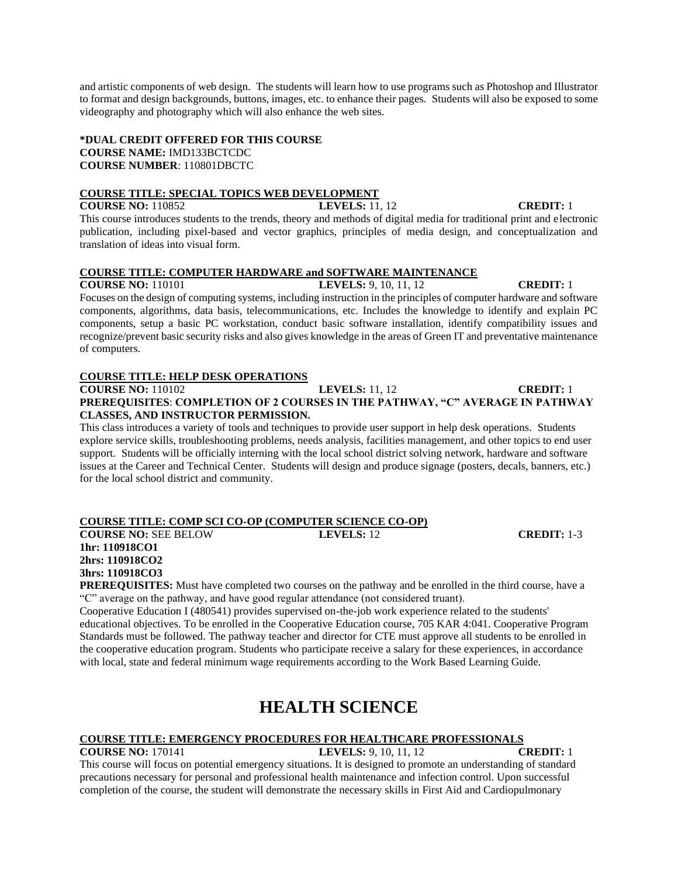and artistic components of web design. The students will learn how to use programs such as Photoshop and Illustrator to format and design backgrounds, buttons, images, etc. to enhance their pages. Students will also be exposed to some videography and photography which will also enhance the web sites.

**\*DUAL CREDIT OFFERED FOR THIS COURSE**
**COURSE NAME:** IMD133BCTCDC
**COURSE NUMBER**: 110801DBCTC

**COURSE TITLE: SPECIAL TOPICS WEB DEVELOPMENT**
**COURSE NO:** 110852 **LEVELS:** 11, 12 **CREDIT:** 1
This course introduces students to the trends, theory and methods of digital media for traditional print and electronic publication, including pixel-based and vector graphics, principles of media design, and conceptualization and translation of ideas into visual form.

**COURSE TITLE: COMPUTER HARDWARE and SOFTWARE MAINTENANCE**
**COURSE NO:** 110101 **LEVELS:** 9, 10, 11, 12 **CREDIT:** 1
Focuses on the design of computing systems, including instruction in the principles of computer hardware and software components, algorithms, data basis, telecommunications, etc. Includes the knowledge to identify and explain PC components, setup a basic PC workstation, conduct basic software installation, identify compatibility issues and recognize/prevent basic security risks and also gives knowledge in the areas of Green IT and preventative maintenance of computers.

**COURSE TITLE: HELP DESK OPERATIONS**
**COURSE NO:** 110102 **LEVELS:** 11, 12 **CREDIT:** 1
**PREREQUISITES**: **COMPLETION OF 2 COURSES IN THE PATHWAY, "C" AVERAGE IN PATHWAY CLASSES, AND INSTRUCTOR PERMISSION.**
This class introduces a variety of tools and techniques to provide user support in help desk operations. Students explore service skills, troubleshooting problems, needs analysis, facilities management, and other topics to end user support. Students will be officially interning with the local school district solving network, hardware and software issues at the Career and Technical Center. Students will design and produce signage (posters, decals, banners, etc.) for the local school district and community.

**COURSE TITLE: COMP SCI CO-OP (COMPUTER SCIENCE CO-OP)**
**COURSE NO:** SEE BELOW **LEVELS:** 12 **CREDIT:** 1-3
**1hr: 110918CO1**
**2hrs: 110918CO2**
**3hrs: 110918CO3**
**PREREQUISITES:** Must have completed two courses on the pathway and be enrolled in the third course, have a "C" average on the pathway, and have good regular attendance (not considered truant).
Cooperative Education I (480541) provides supervised on-the-job work experience related to the students' educational objectives. To be enrolled in the Cooperative Education course, 705 KAR 4:041. Cooperative Program Standards must be followed. The pathway teacher and director for CTE must approve all students to be enrolled in the cooperative education program. Students who participate receive a salary for these experiences, in accordance with local, state and federal minimum wage requirements according to the Work Based Learning Guide.

# HEALTH SCIENCE

**COURSE TITLE: EMERGENCY PROCEDURES FOR HEALTHCARE PROFESSIONALS**
**COURSE NO:** 170141 **LEVELS:** 9, 10, 11, 12 **CREDIT:** 1
This course will focus on potential emergency situations. It is designed to promote an understanding of standard precautions necessary for personal and professional health maintenance and infection control. Upon successful completion of the course, the student will demonstrate the necessary skills in First Aid and Cardiopulmonary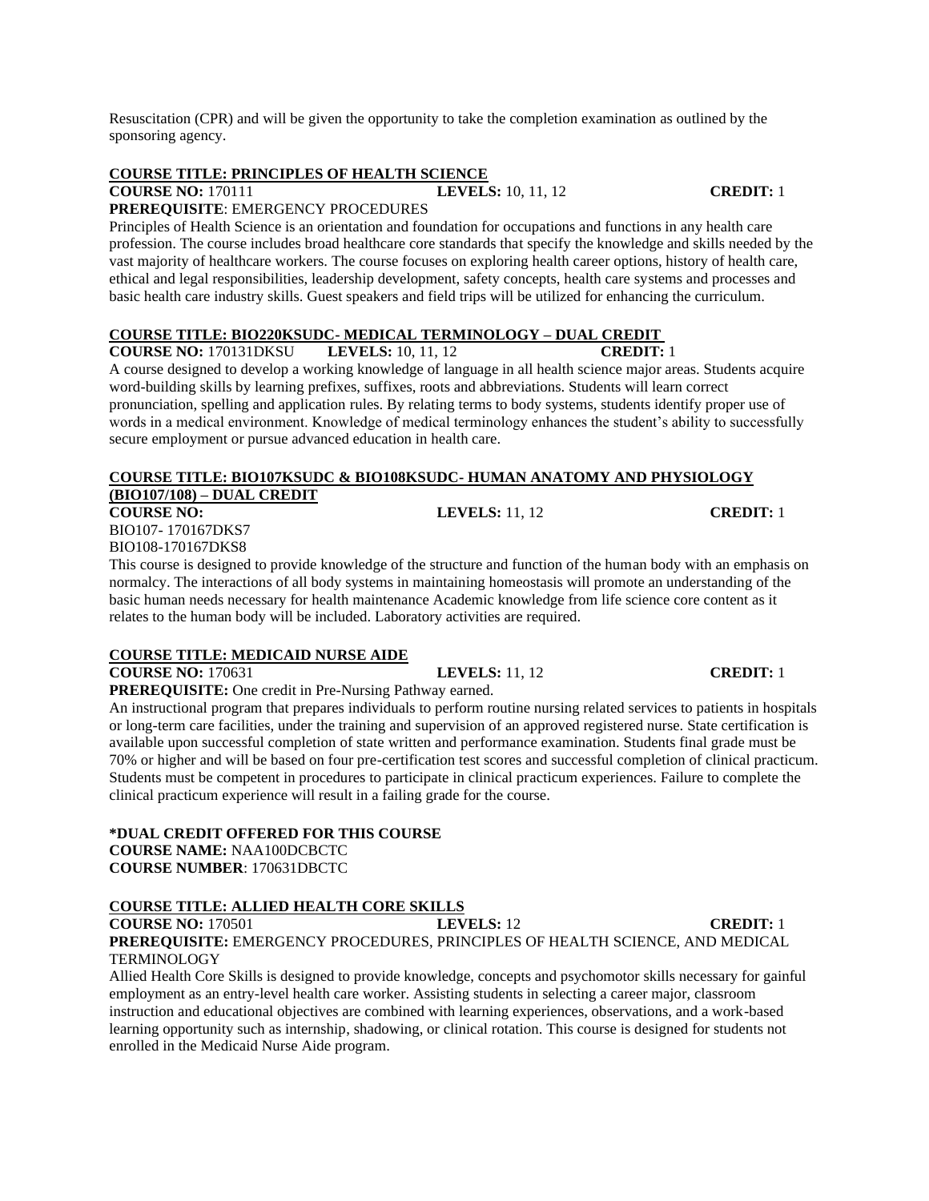Resuscitation (CPR) and will be given the opportunity to take the completion examination as outlined by the sponsoring agency.

**COURSE TITLE: PRINCIPLES OF HEALTH SCIENCE**

**COURSE NO:** 170111 **LEVELS:** 10, 11, 12 **CREDIT:** 1

**PREREQUISITE**: EMERGENCY PROCEDURES

Principles of Health Science is an orientation and foundation for occupations and functions in any health care profession. The course includes broad healthcare core standards that specify the knowledge and skills needed by the vast majority of healthcare workers. The course focuses on exploring health career options, history of health care, ethical and legal responsibilities, leadership development, safety concepts, health care systems and processes and basic health care industry skills. Guest speakers and field trips will be utilized for enhancing the curriculum.

**COURSE TITLE: BIO220KSUDC- MEDICAL TERMINOLOGY – DUAL CREDIT**

**COURSE NO:** 170131DKSU **LEVELS:** 10, 11, 12 **CREDIT:** 1

A course designed to develop a working knowledge of language in all health science major areas. Students acquire word-building skills by learning prefixes, suffixes, roots and abbreviations. Students will learn correct pronunciation, spelling and application rules. By relating terms to body systems, students identify proper use of words in a medical environment. Knowledge of medical terminology enhances the student's ability to successfully secure employment or pursue advanced education in health care.

**COURSE TITLE: BIO107KSUDC & BIO108KSUDC- HUMAN ANATOMY AND PHYSIOLOGY (BIO107/108) – DUAL CREDIT**

**COURSE NO:** **LEVELS:** 11, 12 **CREDIT:** 1

BIO107- 170167DKS7

BIO108-170167DKS8

This course is designed to provide knowledge of the structure and function of the human body with an emphasis on normalcy. The interactions of all body systems in maintaining homeostasis will promote an understanding of the basic human needs necessary for health maintenance Academic knowledge from life science core content as it relates to the human body will be included. Laboratory activities are required.

**COURSE TITLE: MEDICAID NURSE AIDE**

**COURSE NO:** 170631 **LEVELS:** 11, 12 **CREDIT:** 1

**PREREQUISITE:** One credit in Pre-Nursing Pathway earned.

An instructional program that prepares individuals to perform routine nursing related services to patients in hospitals or long-term care facilities, under the training and supervision of an approved registered nurse. State certification is available upon successful completion of state written and performance examination. Students final grade must be 70% or higher and will be based on four pre-certification test scores and successful completion of clinical practicum. Students must be competent in procedures to participate in clinical practicum experiences. Failure to complete the clinical practicum experience will result in a failing grade for the course.

**\*DUAL CREDIT OFFERED FOR THIS COURSE**

**COURSE NAME:** NAA100DCBCTC

**COURSE NUMBER**: 170631DBCTC

**COURSE TITLE: ALLIED HEALTH CORE SKILLS**

**COURSE NO:** 170501 **LEVELS:** 12 **CREDIT:** 1

**PREREQUISITE:** EMERGENCY PROCEDURES, PRINCIPLES OF HEALTH SCIENCE, AND MEDICAL TERMINOLOGY

Allied Health Core Skills is designed to provide knowledge, concepts and psychomotor skills necessary for gainful employment as an entry-level health care worker. Assisting students in selecting a career major, classroom instruction and educational objectives are combined with learning experiences, observations, and a work-based learning opportunity such as internship, shadowing, or clinical rotation. This course is designed for students not enrolled in the Medicaid Nurse Aide program.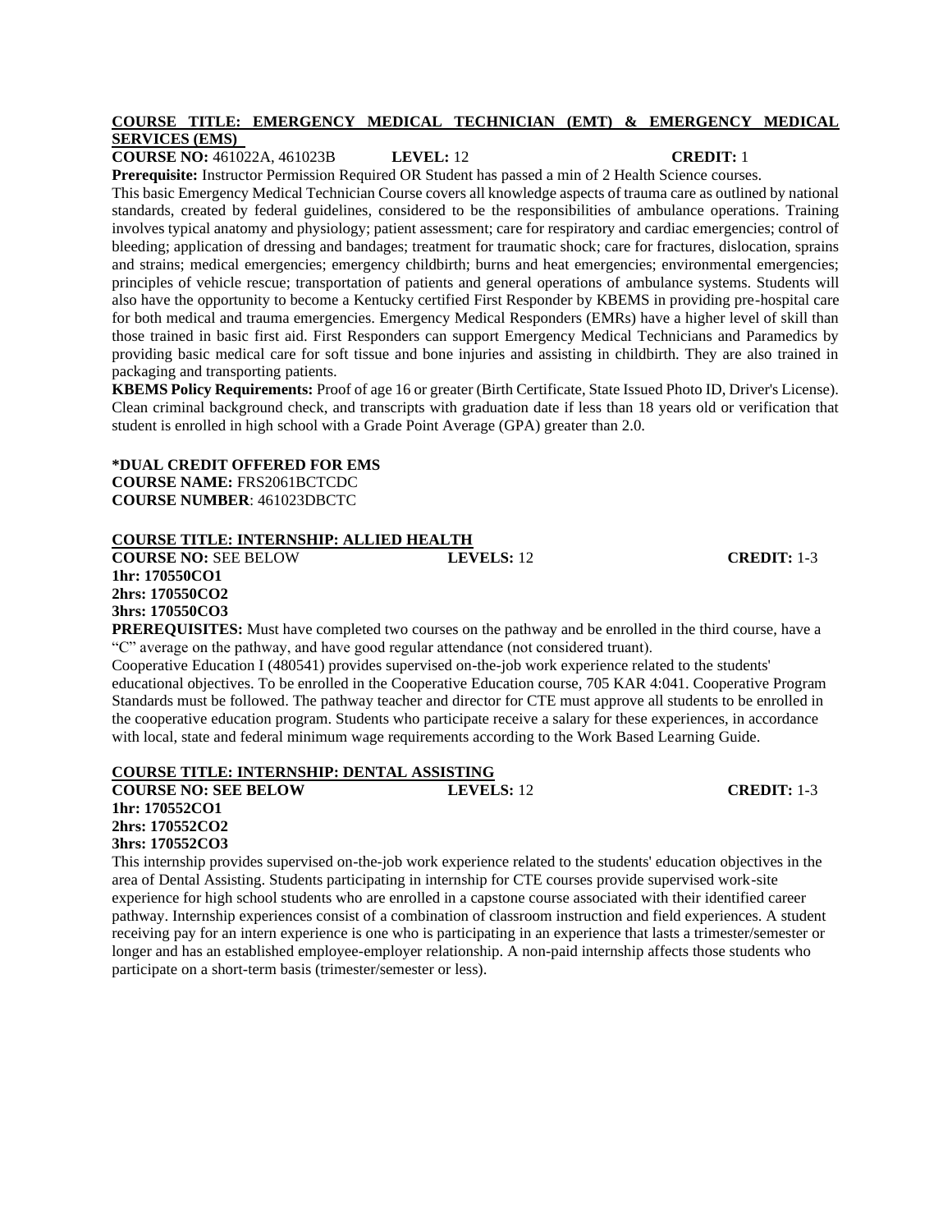**COURSE TITLE: EMERGENCY MEDICAL TECHNICIAN (EMT) & EMERGENCY MEDICAL SERVICES (EMS)**

**COURSE NO:** 461022A, 461023B **LEVEL:** 12 **CREDIT:** 1

**Prerequisite:** Instructor Permission Required OR Student has passed a min of 2 Health Science courses.

This basic Emergency Medical Technician Course covers all knowledge aspects of trauma care as outlined by national standards, created by federal guidelines, considered to be the responsibilities of ambulance operations. Training involves typical anatomy and physiology; patient assessment; care for respiratory and cardiac emergencies; control of bleeding; application of dressing and bandages; treatment for traumatic shock; care for fractures, dislocation, sprains and strains; medical emergencies; emergency childbirth; burns and heat emergencies; environmental emergencies; principles of vehicle rescue; transportation of patients and general operations of ambulance systems. Students will also have the opportunity to become a Kentucky certified First Responder by KBEMS in providing pre-hospital care for both medical and trauma emergencies. Emergency Medical Responders (EMRs) have a higher level of skill than those trained in basic first aid. First Responders can support Emergency Medical Technicians and Paramedics by providing basic medical care for soft tissue and bone injuries and assisting in childbirth. They are also trained in packaging and transporting patients.

**KBEMS Policy Requirements:** Proof of age 16 or greater (Birth Certificate, State Issued Photo ID, Driver's License). Clean criminal background check, and transcripts with graduation date if less than 18 years old or verification that student is enrolled in high school with a Grade Point Average (GPA) greater than 2.0.

**\*DUAL CREDIT OFFERED FOR EMS**
**COURSE NAME:** FRS2061BCTCDC
**COURSE NUMBER**: 461023DBCTC

**COURSE TITLE: INTERNSHIP: ALLIED HEALTH**

**COURSE NO:** SEE BELOW **LEVELS:** 12 **CREDIT:** 1-3

**1hr: 170550CO1**
**2hrs: 170550CO2**
**3hrs: 170550CO3**

**PREREQUISITES:** Must have completed two courses on the pathway and be enrolled in the third course, have a "C" average on the pathway, and have good regular attendance (not considered truant).

Cooperative Education I (480541) provides supervised on-the-job work experience related to the students' educational objectives. To be enrolled in the Cooperative Education course, 705 KAR 4:041. Cooperative Program Standards must be followed. The pathway teacher and director for CTE must approve all students to be enrolled in the cooperative education program. Students who participate receive a salary for these experiences, in accordance with local, state and federal minimum wage requirements according to the Work Based Learning Guide.

**COURSE TITLE: INTERNSHIP: DENTAL ASSISTING**

**COURSE NO: SEE BELOW** **LEVELS:** 12 **CREDIT:** 1-3

**1hr: 170552CO1**
**2hrs: 170552CO2**
**3hrs: 170552CO3**

This internship provides supervised on-the-job work experience related to the students' education objectives in the area of Dental Assisting. Students participating in internship for CTE courses provide supervised work-site experience for high school students who are enrolled in a capstone course associated with their identified career pathway. Internship experiences consist of a combination of classroom instruction and field experiences. A student receiving pay for an intern experience is one who is participating in an experience that lasts a trimester/semester or longer and has an established employee-employer relationship. A non-paid internship affects those students who participate on a short-term basis (trimester/semester or less).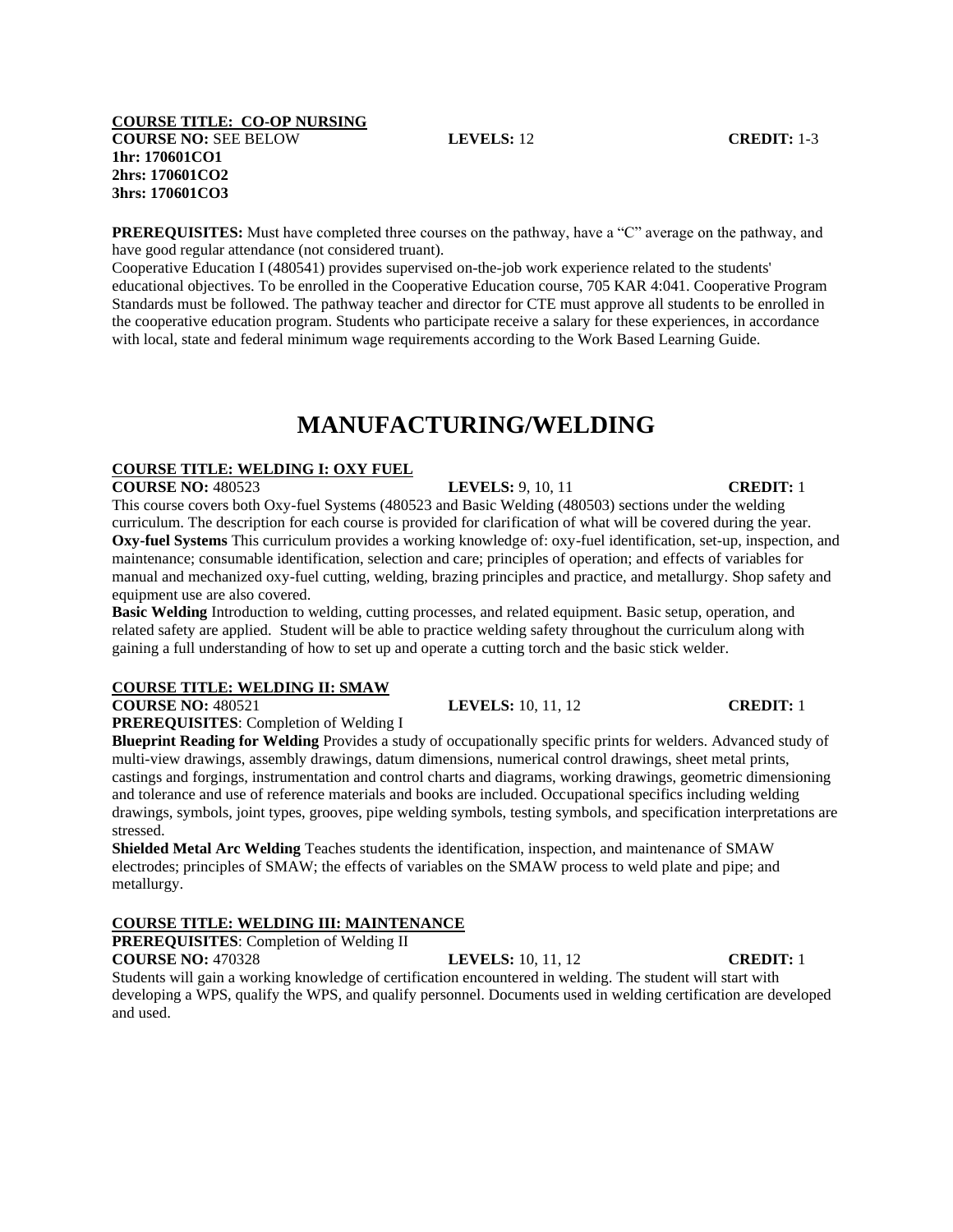**COURSE TITLE: CO-OP NURSING**

**COURSE NO:** SEE BELOW **LEVELS:** 12 **CREDIT:** 1-3

**1hr: 170601CO1**
**2hrs: 170601CO2**
**3hrs: 170601CO3**

**PREREQUISITES:** Must have completed three courses on the pathway, have a "C" average on the pathway, and have good regular attendance (not considered truant).

Cooperative Education I (480541) provides supervised on-the-job work experience related to the students' educational objectives. To be enrolled in the Cooperative Education course, 705 KAR 4:041. Cooperative Program Standards must be followed. The pathway teacher and director for CTE must approve all students to be enrolled in the cooperative education program. Students who participate receive a salary for these experiences, in accordance with local, state and federal minimum wage requirements according to the Work Based Learning Guide.

# MANUFACTURING/WELDING

**COURSE TITLE: WELDING I: OXY FUEL**

**COURSE NO:** 480523 **LEVELS:** 9, 10, 11 **CREDIT:** 1

This course covers both Oxy-fuel Systems (480523 and Basic Welding (480503) sections under the welding curriculum. The description for each course is provided for clarification of what will be covered during the year.

**Oxy-fuel Systems** This curriculum provides a working knowledge of: oxy-fuel identification, set-up, inspection, and maintenance; consumable identification, selection and care; principles of operation; and effects of variables for manual and mechanized oxy-fuel cutting, welding, brazing principles and practice, and metallurgy. Shop safety and equipment use are also covered.

**Basic Welding** Introduction to welding, cutting processes, and related equipment. Basic setup, operation, and related safety are applied. Student will be able to practice welding safety throughout the curriculum along with gaining a full understanding of how to set up and operate a cutting torch and the basic stick welder.

**COURSE TITLE: WELDING II: SMAW**

**COURSE NO:** 480521 **LEVELS:** 10, 11, 12 **CREDIT:** 1

**PREREQUISITES**: Completion of Welding I

**Blueprint Reading for Welding** Provides a study of occupationally specific prints for welders. Advanced study of multi-view drawings, assembly drawings, datum dimensions, numerical control drawings, sheet metal prints, castings and forgings, instrumentation and control charts and diagrams, working drawings, geometric dimensioning and tolerance and use of reference materials and books are included. Occupational specifics including welding drawings, symbols, joint types, grooves, pipe welding symbols, testing symbols, and specification interpretations are stressed.

**Shielded Metal Arc Welding** Teaches students the identification, inspection, and maintenance of SMAW electrodes; principles of SMAW; the effects of variables on the SMAW process to weld plate and pipe; and metallurgy.

**COURSE TITLE: WELDING III: MAINTENANCE**

**PREREQUISITES**: Completion of Welding II

**COURSE NO:** 470328 **LEVELS:** 10, 11, 12 **CREDIT:** 1

Students will gain a working knowledge of certification encountered in welding. The student will start with developing a WPS, qualify the WPS, and qualify personnel. Documents used in welding certification are developed and used.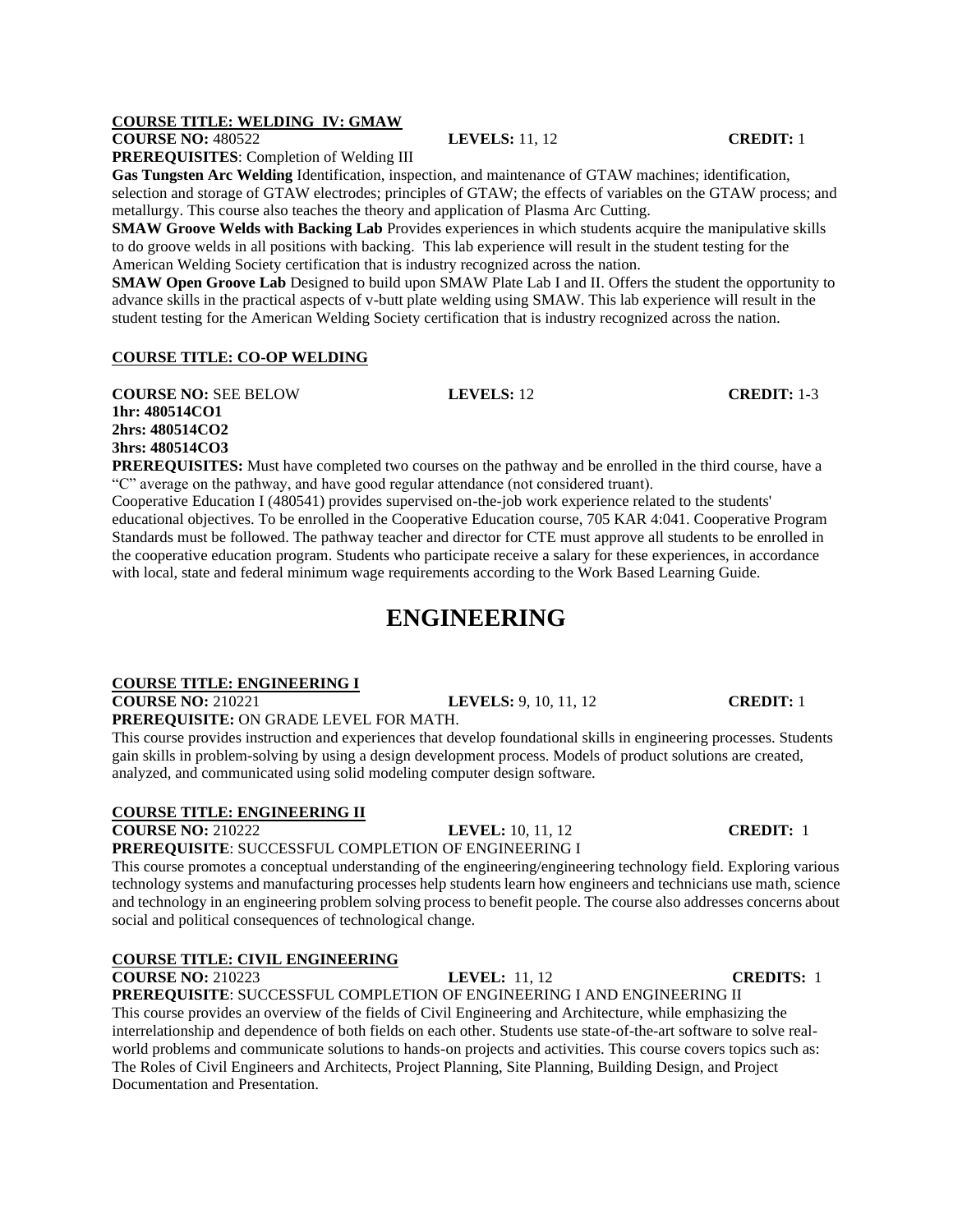**COURSE TITLE: WELDING IV: GMAW**

**COURSE NO:** 480522 **LEVELS:** 11, 12 **CREDIT:** 1

**PREREQUISITES**: Completion of Welding III

**Gas Tungsten Arc Welding** Identification, inspection, and maintenance of GTAW machines; identification, selection and storage of GTAW electrodes; principles of GTAW; the effects of variables on the GTAW process; and metallurgy. This course also teaches the theory and application of Plasma Arc Cutting.

**SMAW Groove Welds with Backing Lab** Provides experiences in which students acquire the manipulative skills to do groove welds in all positions with backing. This lab experience will result in the student testing for the American Welding Society certification that is industry recognized across the nation.

**SMAW Open Groove Lab** Designed to build upon SMAW Plate Lab I and II. Offers the student the opportunity to advance skills in the practical aspects of v-butt plate welding using SMAW. This lab experience will result in the student testing for the American Welding Society certification that is industry recognized across the nation.

**COURSE TITLE: CO-OP WELDING**

**COURSE NO:** SEE BELOW **LEVELS:** 12 **CREDIT:** 1-3

**1hr: 480514CO1**
**2hrs: 480514CO2**
**3hrs: 480514CO3**

**PREREQUISITES:** Must have completed two courses on the pathway and be enrolled in the third course, have a "C" average on the pathway, and have good regular attendance (not considered truant).

Cooperative Education I (480541) provides supervised on-the-job work experience related to the students' educational objectives. To be enrolled in the Cooperative Education course, 705 KAR 4:041. Cooperative Program Standards must be followed. The pathway teacher and director for CTE must approve all students to be enrolled in the cooperative education program. Students who participate receive a salary for these experiences, in accordance with local, state and federal minimum wage requirements according to the Work Based Learning Guide.

# ENGINEERING

**COURSE TITLE: ENGINEERING I**

**COURSE NO:** 210221 **LEVELS:** 9, 10, 11, 12 **CREDIT:** 1

**PREREQUISITE:** ON GRADE LEVEL FOR MATH.

This course provides instruction and experiences that develop foundational skills in engineering processes. Students gain skills in problem-solving by using a design development process. Models of product solutions are created, analyzed, and communicated using solid modeling computer design software.

**COURSE TITLE: ENGINEERING II**

**COURSE NO:** 210222 **LEVEL:** 10, 11, 12 **CREDIT:** 1

**PREREQUISITE**: SUCCESSFUL COMPLETION OF ENGINEERING I

This course promotes a conceptual understanding of the engineering/engineering technology field. Exploring various technology systems and manufacturing processes help students learn how engineers and technicians use math, science and technology in an engineering problem solving process to benefit people. The course also addresses concerns about social and political consequences of technological change.

**COURSE TITLE: CIVIL ENGINEERING**

**COURSE NO:** 210223 **LEVEL:** 11, 12 **CREDITS:** 1

**PREREQUISITE**: SUCCESSFUL COMPLETION OF ENGINEERING I AND ENGINEERING II

This course provides an overview of the fields of Civil Engineering and Architecture, while emphasizing the interrelationship and dependence of both fields on each other. Students use state-of-the-art software to solve real-world problems and communicate solutions to hands-on projects and activities. This course covers topics such as: The Roles of Civil Engineers and Architects, Project Planning, Site Planning, Building Design, and Project Documentation and Presentation.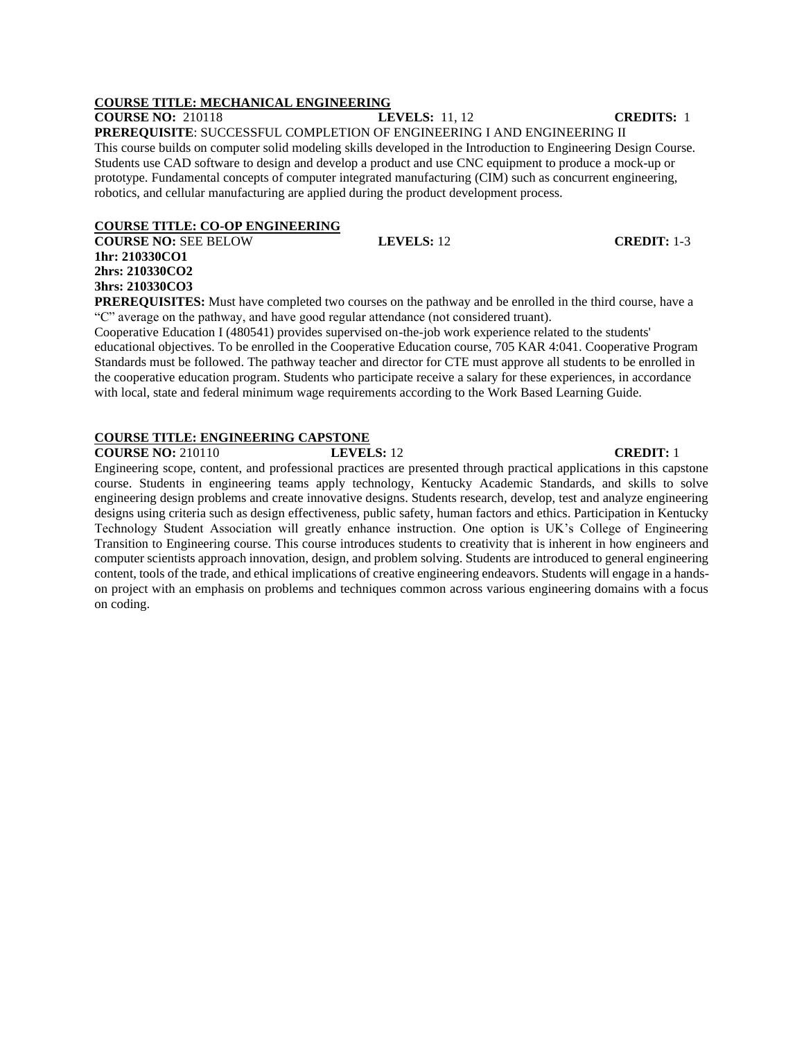**COURSE TITLE: MECHANICAL ENGINEERING**

**COURSE NO:** 210118 **LEVELS:** 11, 12 **CREDITS:** 1

**PREREQUISITE**: SUCCESSFUL COMPLETION OF ENGINEERING I AND ENGINEERING II

This course builds on computer solid modeling skills developed in the Introduction to Engineering Design Course. Students use CAD software to design and develop a product and use CNC equipment to produce a mock-up or prototype. Fundamental concepts of computer integrated manufacturing (CIM) such as concurrent engineering, robotics, and cellular manufacturing are applied during the product development process.

**COURSE TITLE: CO-OP ENGINEERING**

**COURSE NO:** SEE BELOW **LEVELS:** 12 **CREDIT:** 1-3

**1hr: 210330CO1**
**2hrs: 210330CO2**
**3hrs: 210330CO3**

**PREREQUISITES:** Must have completed two courses on the pathway and be enrolled in the third course, have a "C" average on the pathway, and have good regular attendance (not considered truant).

Cooperative Education I (480541) provides supervised on-the-job work experience related to the students' educational objectives. To be enrolled in the Cooperative Education course, 705 KAR 4:041. Cooperative Program Standards must be followed. The pathway teacher and director for CTE must approve all students to be enrolled in the cooperative education program. Students who participate receive a salary for these experiences, in accordance with local, state and federal minimum wage requirements according to the Work Based Learning Guide.

**COURSE TITLE: ENGINEERING CAPSTONE**

**COURSE NO:** 210110 **LEVELS:** 12 **CREDIT:** 1

Engineering scope, content, and professional practices are presented through practical applications in this capstone course. Students in engineering teams apply technology, Kentucky Academic Standards, and skills to solve engineering design problems and create innovative designs. Students research, develop, test and analyze engineering designs using criteria such as design effectiveness, public safety, human factors and ethics. Participation in Kentucky Technology Student Association will greatly enhance instruction. One option is UK's College of Engineering Transition to Engineering course. This course introduces students to creativity that is inherent in how engineers and computer scientists approach innovation, design, and problem solving. Students are introduced to general engineering content, tools of the trade, and ethical implications of creative engineering endeavors. Students will engage in a hands-on project with an emphasis on problems and techniques common across various engineering domains with a focus on coding.